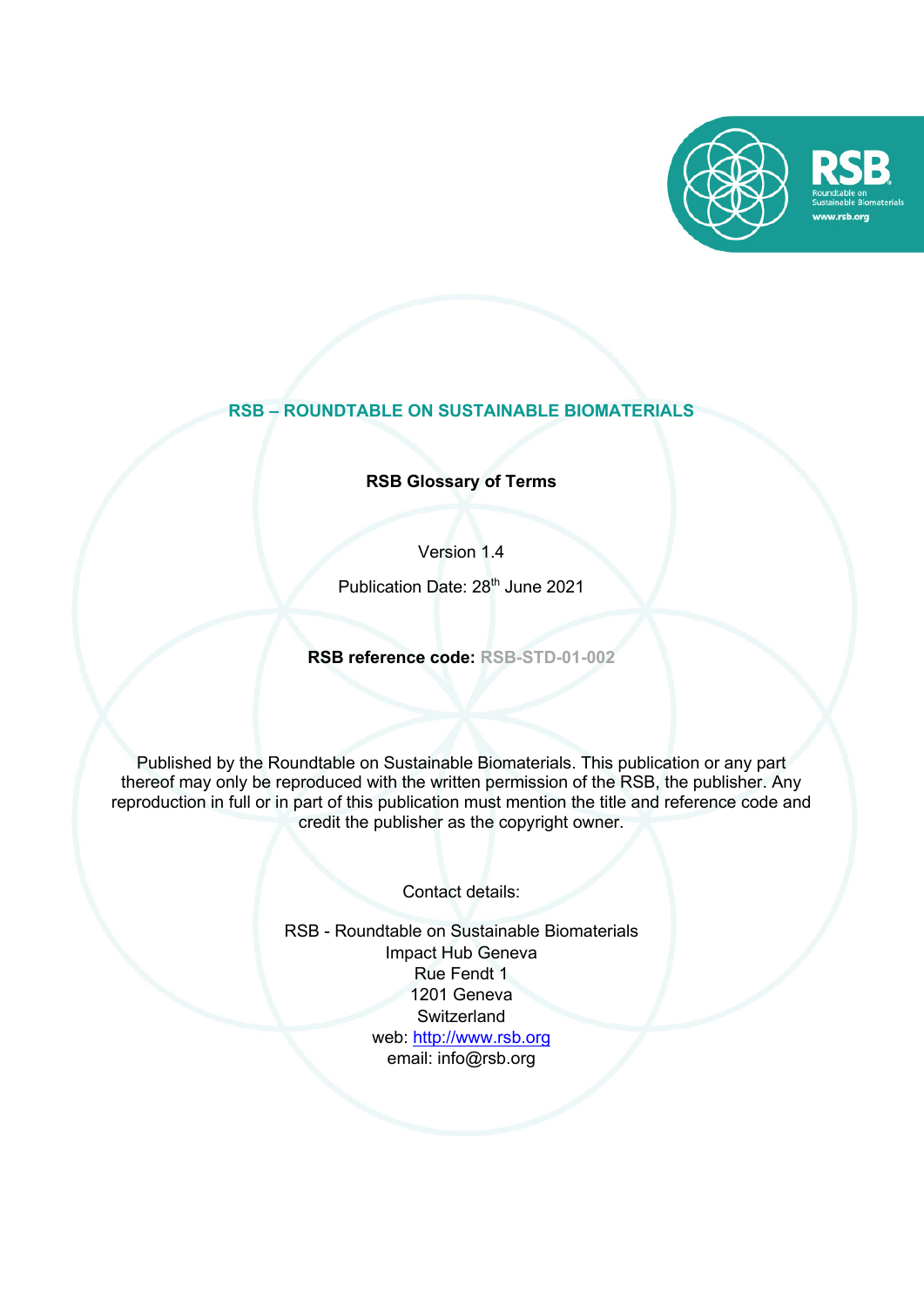# RSB – ROUNDTABLE ON SUSTAINABLE BIOMATERIALS

**RSB Glossary of Terms**

Version 1.4

Publication Date: 28th June 2021

**RSB reference code:** RSB-STD-01-002

Published by the Roundtable on Sustainable Biomaterials. This publication or any part thereof may only be reproduced with the written permission of the RSB, the publisher. Any reproduction in full or in part of this publication must mention the title and reference code and credit the publisher as the copyright owner.

Contact details:

RSB - Roundtable on Sustainable Biomaterials
Impact Hub Geneva
Rue Fendt 1
1201 Geneva
Switzerland
web: http://www.rsb.org
email: info@rsb.org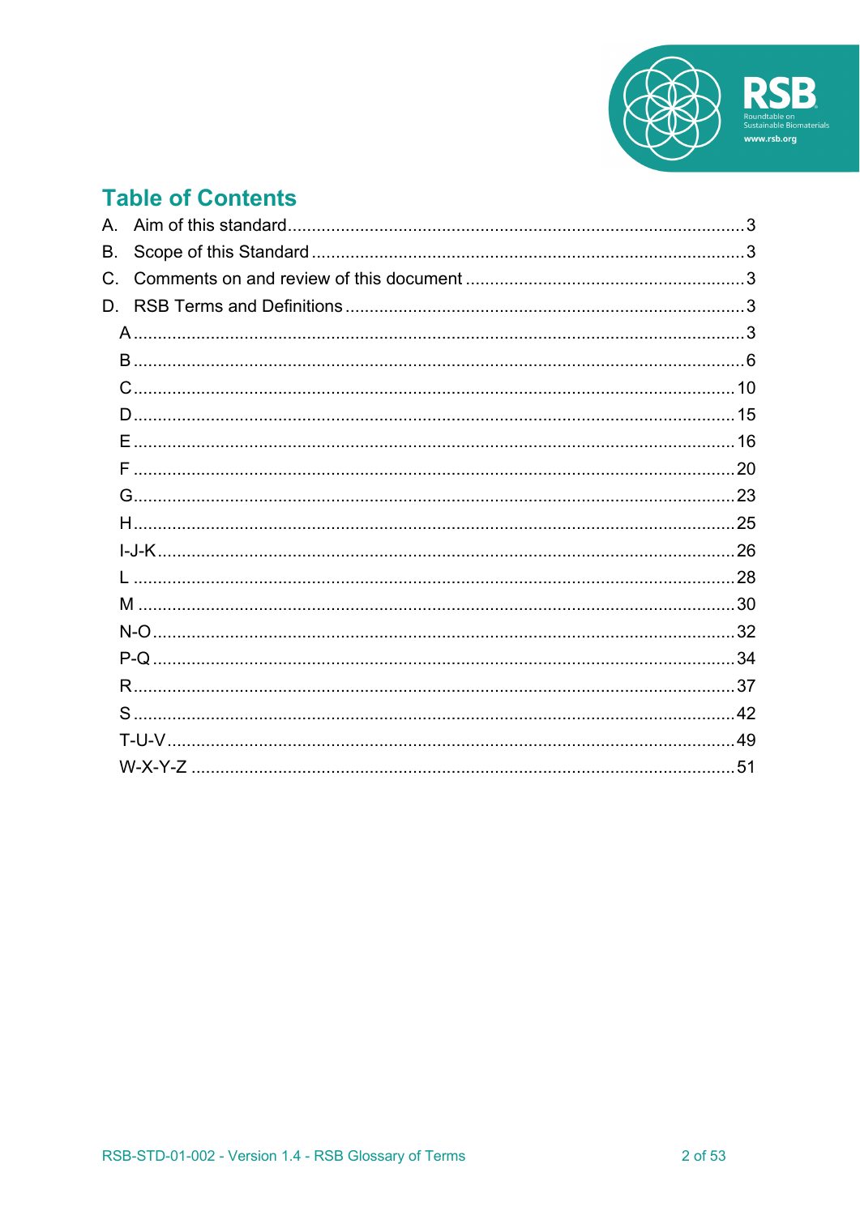## Table of Contents

A. Aim of this standard ..... 3

B. Scope of this Standard ..... 3

C. Comments on and review of this document ..... 3

D. RSB Terms and Definitions ..... 3

- A ..... 3
- B ..... 6
- C ..... 10
- D ..... 15
- E ..... 16
- F ..... 20
- G ..... 23
- H ..... 25
- I-J-K ..... 26
- L ..... 28
- M ..... 30
- N-O ..... 32
- P-Q ..... 34
- R ..... 37
- S ..... 42
- T-U-V ..... 49
- W-X-Y-Z ..... 51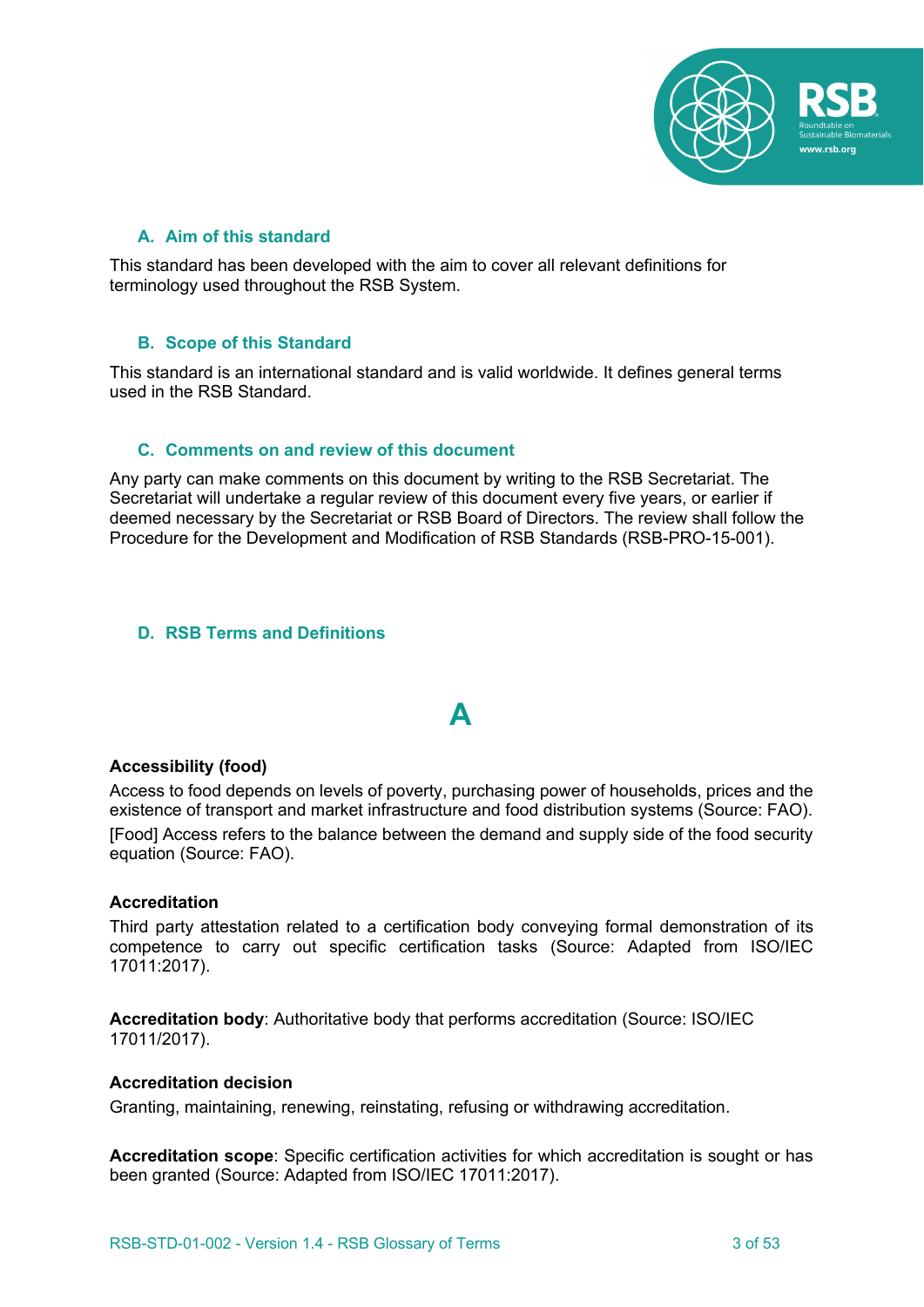## A. Aim of this standard

This standard has been developed with the aim to cover all relevant definitions for terminology used throughout the RSB System.

## B. Scope of this Standard

This standard is an international standard and is valid worldwide. It defines general terms used in the RSB Standard.

## C. Comments on and review of this document

Any party can make comments on this document by writing to the RSB Secretariat. The Secretariat will undertake a regular review of this document every five years, or earlier if deemed necessary by the Secretariat or RSB Board of Directors. The review shall follow the Procedure for the Development and Modification of RSB Standards (RSB-PRO-15-001).

## D. RSB Terms and Definitions

# A

**Accessibility (food)**

Access to food depends on levels of poverty, purchasing power of households, prices and the existence of transport and market infrastructure and food distribution systems (Source: FAO).

[Food] Access refers to the balance between the demand and supply side of the food security equation (Source: FAO).

**Accreditation**

Third party attestation related to a certification body conveying formal demonstration of its competence to carry out specific certification tasks (Source: Adapted from ISO/IEC 17011:2017).

**Accreditation body**: Authoritative body that performs accreditation (Source: ISO/IEC 17011/2017).

**Accreditation decision**

Granting, maintaining, renewing, reinstating, refusing or withdrawing accreditation.

**Accreditation scope**: Specific certification activities for which accreditation is sought or has been granted (Source: Adapted from ISO/IEC 17011:2017).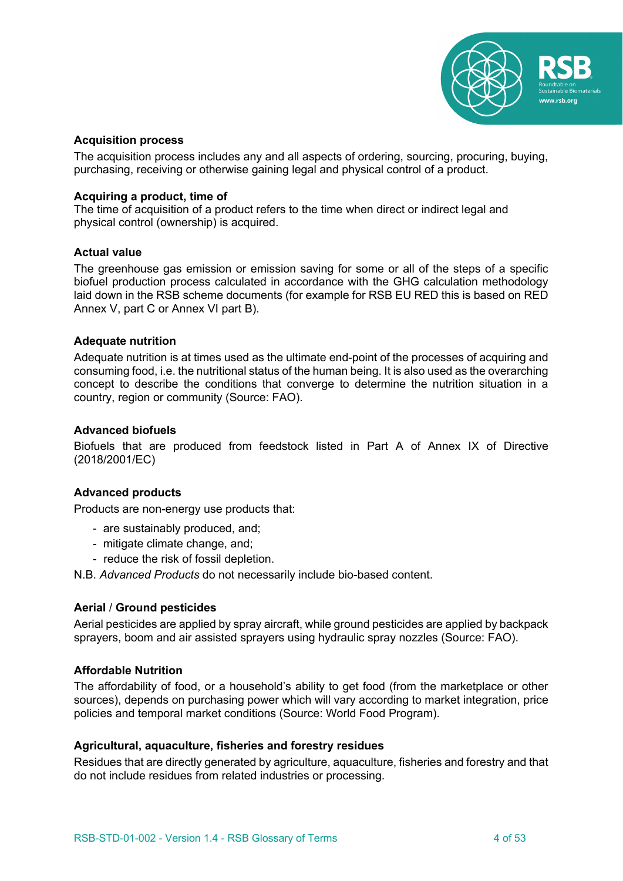**Acquisition process**

The acquisition process includes any and all aspects of ordering, sourcing, procuring, buying, purchasing, receiving or otherwise gaining legal and physical control of a product.

**Acquiring a product, time of**

The time of acquisition of a product refers to the time when direct or indirect legal and physical control (ownership) is acquired.

**Actual value**

The greenhouse gas emission or emission saving for some or all of the steps of a specific biofuel production process calculated in accordance with the GHG calculation methodology laid down in the RSB scheme documents (for example for RSB EU RED this is based on RED Annex V, part C or Annex VI part B).

**Adequate nutrition**

Adequate nutrition is at times used as the ultimate end-point of the processes of acquiring and consuming food, i.e. the nutritional status of the human being. It is also used as the overarching concept to describe the conditions that converge to determine the nutrition situation in a country, region or community (Source: FAO).

**Advanced biofuels**

Biofuels that are produced from feedstock listed in Part A of Annex IX of Directive (2018/2001/EC)

**Advanced products**

Products are non-energy use products that:

- are sustainably produced, and;
- mitigate climate change, and;
- reduce the risk of fossil depletion.

N.B. *Advanced Products* do not necessarily include bio-based content.

**Aerial / Ground pesticides**

Aerial pesticides are applied by spray aircraft, while ground pesticides are applied by backpack sprayers, boom and air assisted sprayers using hydraulic spray nozzles (Source: FAO).

**Affordable Nutrition**

The affordability of food, or a household's ability to get food (from the marketplace or other sources), depends on purchasing power which will vary according to market integration, price policies and temporal market conditions (Source: World Food Program).

**Agricultural, aquaculture, fisheries and forestry residues**

Residues that are directly generated by agriculture, aquaculture, fisheries and forestry and that do not include residues from related industries or processing.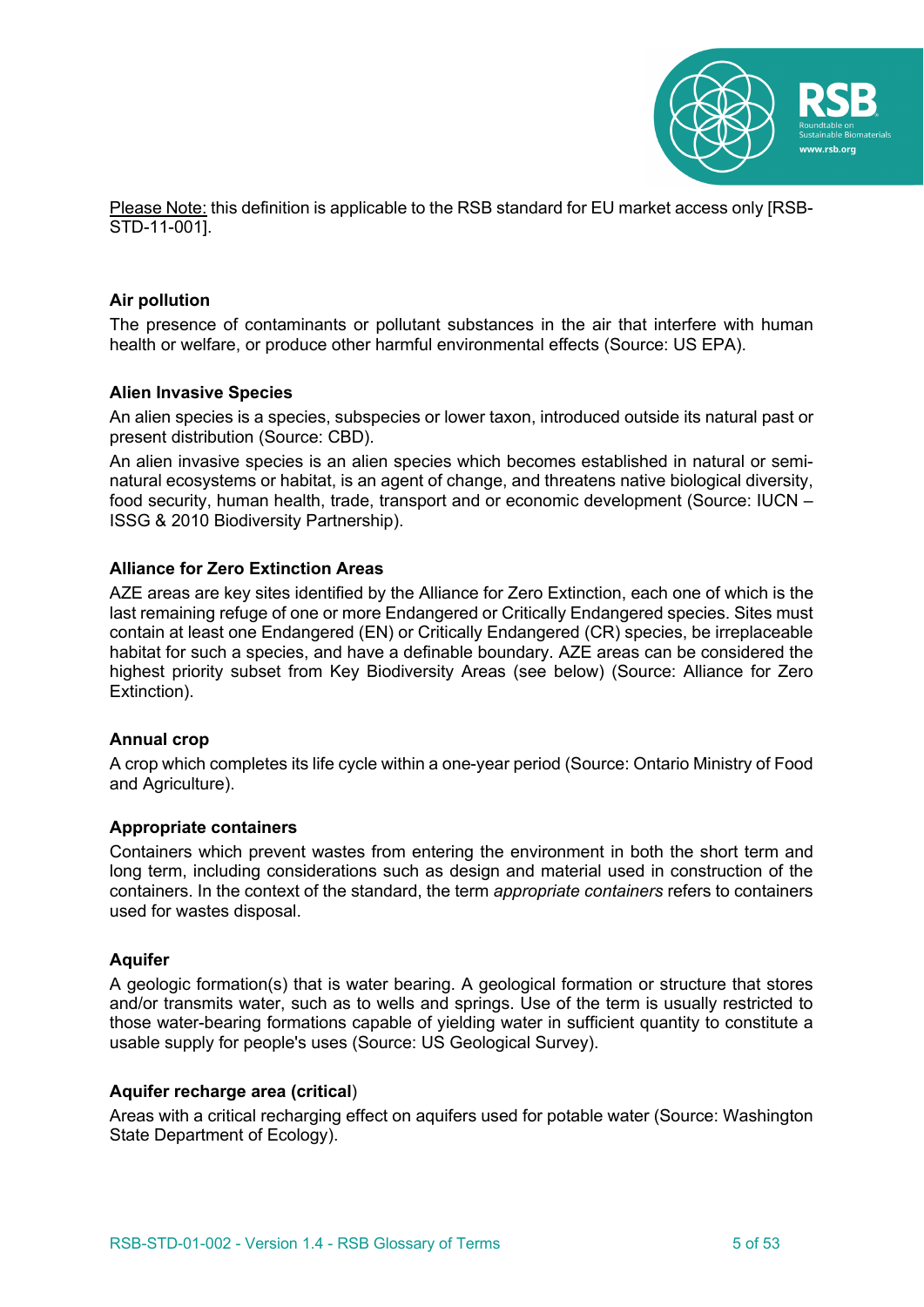<u>Please Note:</u> this definition is applicable to the RSB standard for EU market access only [RSB-STD-11-001].

**Air pollution**

The presence of contaminants or pollutant substances in the air that interfere with human health or welfare, or produce other harmful environmental effects (Source: US EPA).

**Alien Invasive Species**

An alien species is a species, subspecies or lower taxon, introduced outside its natural past or present distribution (Source: CBD).

An alien invasive species is an alien species which becomes established in natural or semi-natural ecosystems or habitat, is an agent of change, and threatens native biological diversity, food security, human health, trade, transport and or economic development (Source: IUCN – ISSG & 2010 Biodiversity Partnership).

**Alliance for Zero Extinction Areas**

AZE areas are key sites identified by the Alliance for Zero Extinction, each one of which is the last remaining refuge of one or more Endangered or Critically Endangered species. Sites must contain at least one Endangered (EN) or Critically Endangered (CR) species, be irreplaceable habitat for such a species, and have a definable boundary. AZE areas can be considered the highest priority subset from Key Biodiversity Areas (see below) (Source: Alliance for Zero Extinction).

**Annual crop**

A crop which completes its life cycle within a one-year period (Source: Ontario Ministry of Food and Agriculture).

**Appropriate containers**

Containers which prevent wastes from entering the environment in both the short term and long term, including considerations such as design and material used in construction of the containers. In the context of the standard, the term *appropriate containers* refers to containers used for wastes disposal.

**Aquifer**

A geologic formation(s) that is water bearing. A geological formation or structure that stores and/or transmits water, such as to wells and springs. Use of the term is usually restricted to those water-bearing formations capable of yielding water in sufficient quantity to constitute a usable supply for people's uses (Source: US Geological Survey).

**Aquifer recharge area (critical**)

Areas with a critical recharging effect on aquifers used for potable water (Source: Washington State Department of Ecology).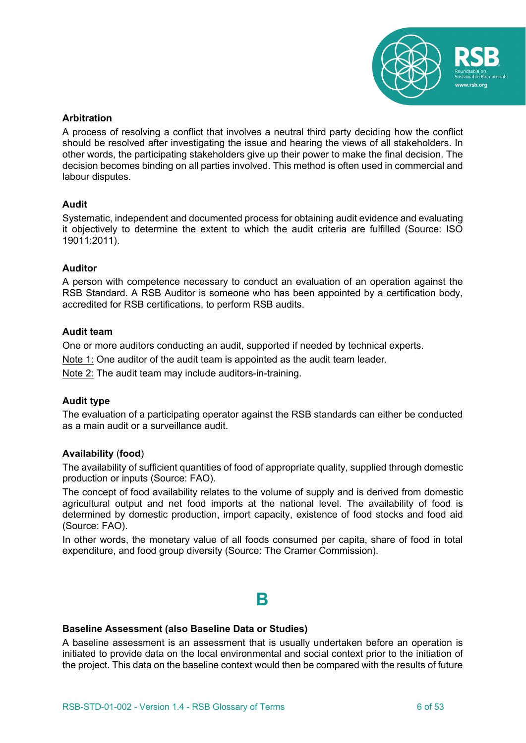**Arbitration**

A process of resolving a conflict that involves a neutral third party deciding how the conflict should be resolved after investigating the issue and hearing the views of all stakeholders. In other words, the participating stakeholders give up their power to make the final decision. The decision becomes binding on all parties involved. This method is often used in commercial and labour disputes.

**Audit**

Systematic, independent and documented process for obtaining audit evidence and evaluating it objectively to determine the extent to which the audit criteria are fulfilled (Source: ISO 19011:2011).

**Auditor**

A person with competence necessary to conduct an evaluation of an operation against the RSB Standard. A RSB Auditor is someone who has been appointed by a certification body, accredited for RSB certifications, to perform RSB audits.

**Audit team**

One or more auditors conducting an audit, supported if needed by technical experts.

Note 1: One auditor of the audit team is appointed as the audit team leader.

Note 2: The audit team may include auditors-in-training.

**Audit type**

The evaluation of a participating operator against the RSB standards can either be conducted as a main audit or a surveillance audit.

**Availability** (**food**)

The availability of sufficient quantities of food of appropriate quality, supplied through domestic production or inputs (Source: FAO).

The concept of food availability relates to the volume of supply and is derived from domestic agricultural output and net food imports at the national level. The availability of food is determined by domestic production, import capacity, existence of food stocks and food aid (Source: FAO).

In other words, the monetary value of all foods consumed per capita, share of food in total expenditure, and food group diversity (Source: The Cramer Commission).

## B

**Baseline Assessment (also Baseline Data or Studies)**

A baseline assessment is an assessment that is usually undertaken before an operation is initiated to provide data on the local environmental and social context prior to the initiation of the project. This data on the baseline context would then be compared with the results of future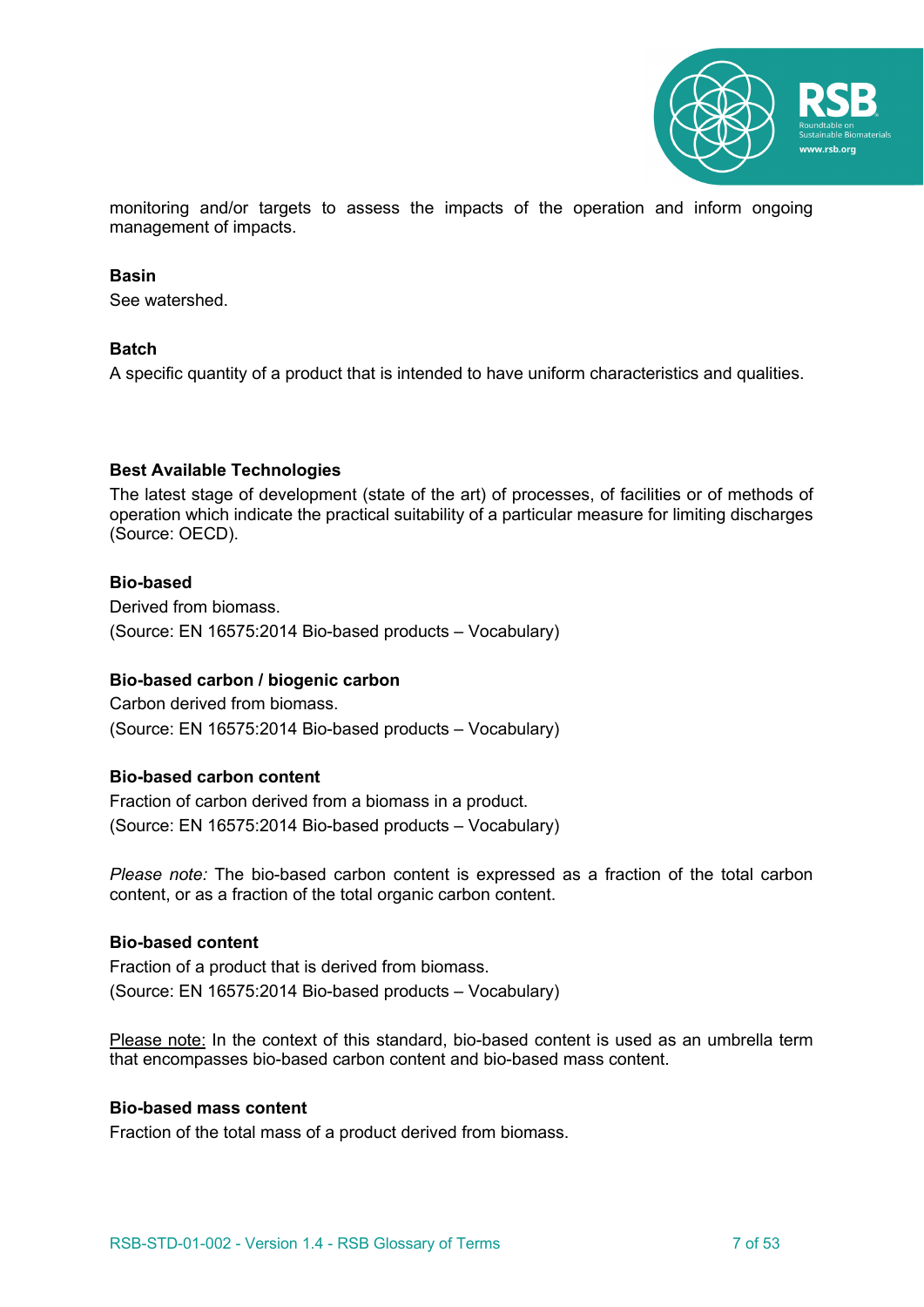monitoring and/or targets to assess the impacts of the operation and inform ongoing management of impacts.

**Basin**

See watershed.

**Batch**

A specific quantity of a product that is intended to have uniform characteristics and qualities.

**Best Available Technologies**

The latest stage of development (state of the art) of processes, of facilities or of methods of operation which indicate the practical suitability of a particular measure for limiting discharges (Source: OECD).

**Bio-based**

Derived from biomass.
(Source: EN 16575:2014 Bio-based products – Vocabulary)

**Bio-based carbon / biogenic carbon**

Carbon derived from biomass.
(Source: EN 16575:2014 Bio-based products – Vocabulary)

**Bio-based carbon content**

Fraction of carbon derived from a biomass in a product.
(Source: EN 16575:2014 Bio-based products – Vocabulary)

*Please note:* The bio-based carbon content is expressed as a fraction of the total carbon content, or as a fraction of the total organic carbon content.

**Bio-based content**

Fraction of a product that is derived from biomass.
(Source: EN 16575:2014 Bio-based products – Vocabulary)

<u>Please note:</u> In the context of this standard, bio-based content is used as an umbrella term that encompasses bio-based carbon content and bio-based mass content.

**Bio-based mass content**

Fraction of the total mass of a product derived from biomass.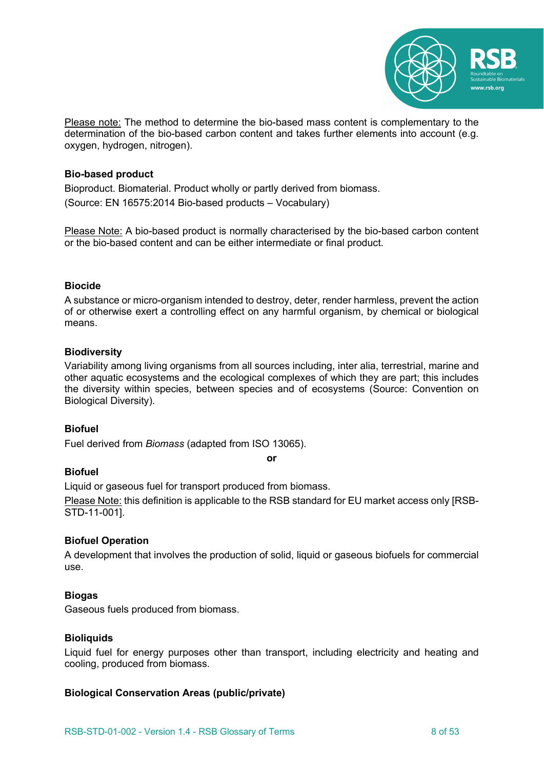Please note: The method to determine the bio-based mass content is complementary to the determination of the bio-based carbon content and takes further elements into account (e.g. oxygen, hydrogen, nitrogen).

**Bio-based product**

Bioproduct. Biomaterial. Product wholly or partly derived from biomass.

(Source: EN 16575:2014 Bio-based products – Vocabulary)

Please Note: A bio-based product is normally characterised by the bio-based carbon content or the bio-based content and can be either intermediate or final product.

**Biocide**

A substance or micro-organism intended to destroy, deter, render harmless, prevent the action of or otherwise exert a controlling effect on any harmful organism, by chemical or biological means.

**Biodiversity**

Variability among living organisms from all sources including, inter alia, terrestrial, marine and other aquatic ecosystems and the ecological complexes of which they are part; this includes the diversity within species, between species and of ecosystems (Source: Convention on Biological Diversity).

**Biofuel**

Fuel derived from *Biomass* (adapted from ISO 13065).

**or**

**Biofuel**

Liquid or gaseous fuel for transport produced from biomass.

Please Note: this definition is applicable to the RSB standard for EU market access only [RSB-STD-11-001].

**Biofuel Operation**

A development that involves the production of solid, liquid or gaseous biofuels for commercial use.

**Biogas**

Gaseous fuels produced from biomass.

**Bioliquids**

Liquid fuel for energy purposes other than transport, including electricity and heating and cooling, produced from biomass.

**Biological Conservation Areas (public/private)**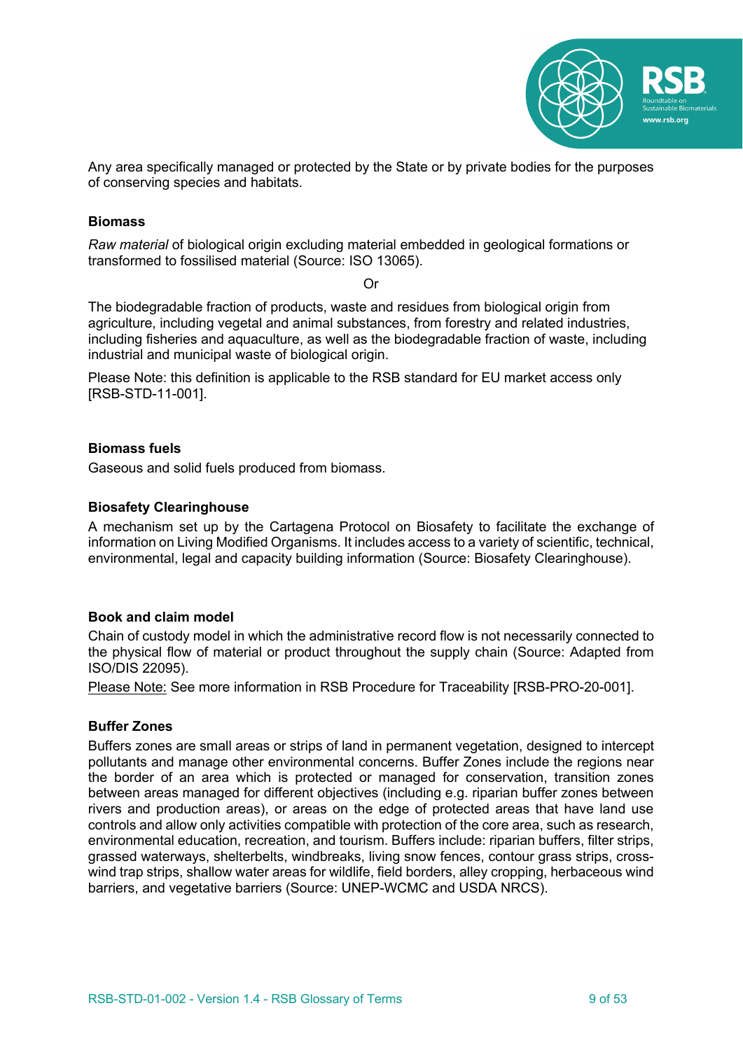Any area specifically managed or protected by the State or by private bodies for the purposes of conserving species and habitats.

### Biomass

*Raw material* of biological origin excluding material embedded in geological formations or transformed to fossilised material (Source: ISO 13065).

Or

The biodegradable fraction of products, waste and residues from biological origin from agriculture, including vegetal and animal substances, from forestry and related industries, including fisheries and aquaculture, as well as the biodegradable fraction of waste, including industrial and municipal waste of biological origin.

Please Note: this definition is applicable to the RSB standard for EU market access only [RSB-STD-11-001].

### Biomass fuels

Gaseous and solid fuels produced from biomass.

### Biosafety Clearinghouse

A mechanism set up by the Cartagena Protocol on Biosafety to facilitate the exchange of information on Living Modified Organisms. It includes access to a variety of scientific, technical, environmental, legal and capacity building information (Source: Biosafety Clearinghouse).

### Book and claim model

Chain of custody model in which the administrative record flow is not necessarily connected to the physical flow of material or product throughout the supply chain (Source: Adapted from ISO/DIS 22095).

Please Note: See more information in RSB Procedure for Traceability [RSB-PRO-20-001].

### Buffer Zones

Buffers zones are small areas or strips of land in permanent vegetation, designed to intercept pollutants and manage other environmental concerns. Buffer Zones include the regions near the border of an area which is protected or managed for conservation, transition zones between areas managed for different objectives (including e.g. riparian buffer zones between rivers and production areas), or areas on the edge of protected areas that have land use controls and allow only activities compatible with protection of the core area, such as research, environmental education, recreation, and tourism. Buffers include: riparian buffers, filter strips, grassed waterways, shelterbelts, windbreaks, living snow fences, contour grass strips, cross-wind trap strips, shallow water areas for wildlife, field borders, alley cropping, herbaceous wind barriers, and vegetative barriers (Source: UNEP-WCMC and USDA NRCS).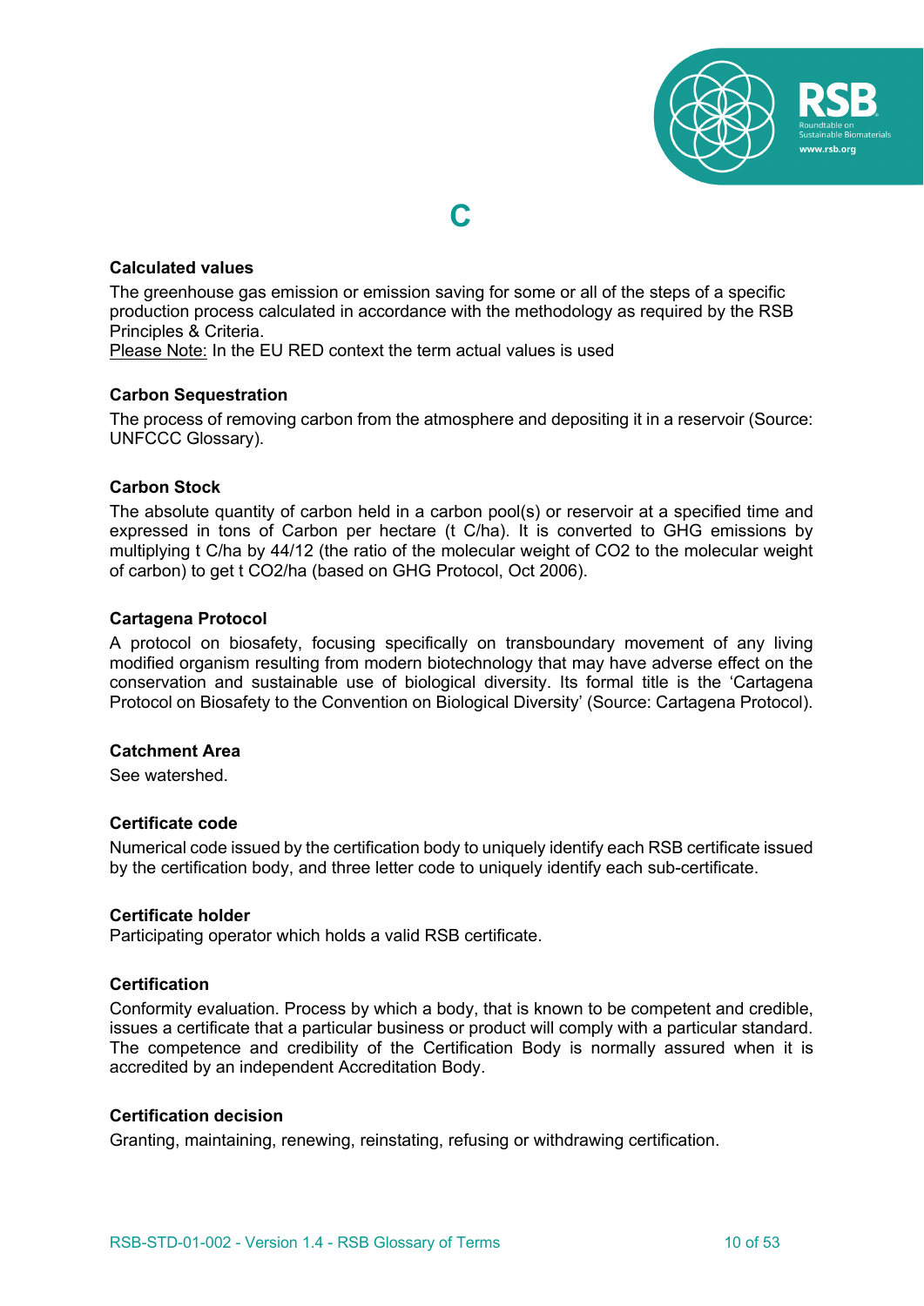# C

### Calculated values

The greenhouse gas emission or emission saving for some or all of the steps of a specific production process calculated in accordance with the methodology as required by the RSB Principles & Criteria.
Please Note: In the EU RED context the term actual values is used

### Carbon Sequestration

The process of removing carbon from the atmosphere and depositing it in a reservoir (Source: UNFCCC Glossary).

### Carbon Stock

The absolute quantity of carbon held in a carbon pool(s) or reservoir at a specified time and expressed in tons of Carbon per hectare (t C/ha). It is converted to GHG emissions by multiplying t C/ha by 44/12 (the ratio of the molecular weight of $CO_2$ to the molecular weight of carbon) to get t $CO_2$/ha (based on GHG Protocol, Oct 2006).

### Cartagena Protocol

A protocol on biosafety, focusing specifically on transboundary movement of any living modified organism resulting from modern biotechnology that may have adverse effect on the conservation and sustainable use of biological diversity. Its formal title is the 'Cartagena Protocol on Biosafety to the Convention on Biological Diversity' (Source: Cartagena Protocol).

### Catchment Area

See watershed.

### Certificate code

Numerical code issued by the certification body to uniquely identify each RSB certificate issued by the certification body, and three letter code to uniquely identify each sub-certificate.

### Certificate holder

Participating operator which holds a valid RSB certificate.

### Certification

Conformity evaluation. Process by which a body, that is known to be competent and credible, issues a certificate that a particular business or product will comply with a particular standard. The competence and credibility of the Certification Body is normally assured when it is accredited by an independent Accreditation Body.

### Certification decision

Granting, maintaining, renewing, reinstating, refusing or withdrawing certification.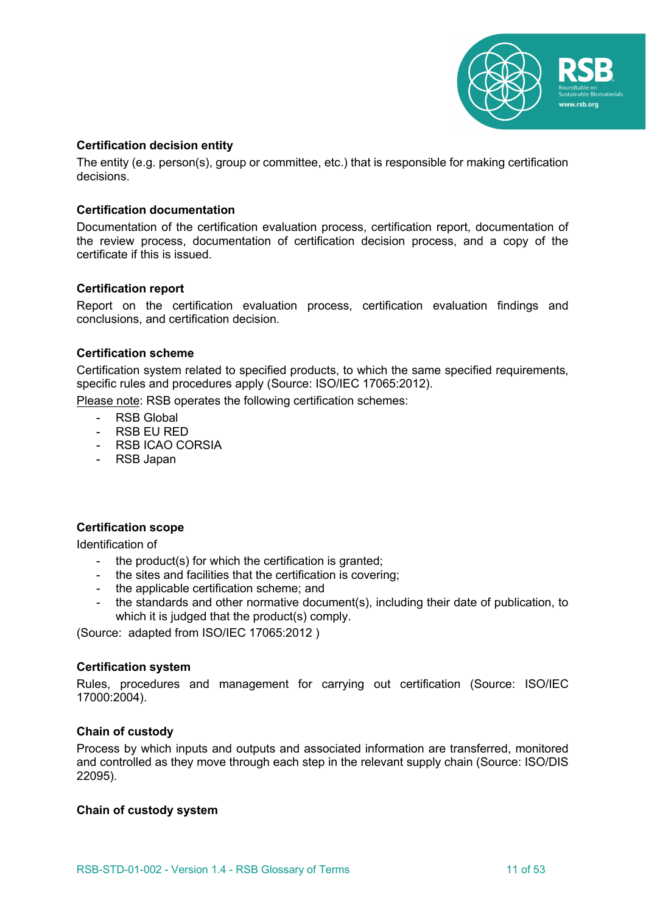**Certification decision entity**

The entity (e.g. person(s), group or committee, etc.) that is responsible for making certification decisions.

**Certification documentation**

Documentation of the certification evaluation process, certification report, documentation of the review process, documentation of certification decision process, and a copy of the certificate if this is issued.

**Certification report**

Report on the certification evaluation process, certification evaluation findings and conclusions, and certification decision.

**Certification scheme**

Certification system related to specified products, to which the same specified requirements, specific rules and procedures apply (Source: ISO/IEC 17065:2012).

Please note: RSB operates the following certification schemes:

- RSB Global
- RSB EU RED
- RSB ICAO CORSIA
- RSB Japan

**Certification scope**

Identification of

- the product(s) for which the certification is granted;
- the sites and facilities that the certification is covering;
- the applicable certification scheme; and
- the standards and other normative document(s), including their date of publication, to which it is judged that the product(s) comply.

(Source: adapted from ISO/IEC 17065:2012 )

**Certification system**

Rules, procedures and management for carrying out certification (Source: ISO/IEC 17000:2004).

**Chain of custody**

Process by which inputs and outputs and associated information are transferred, monitored and controlled as they move through each step in the relevant supply chain (Source: ISO/DIS 22095).

**Chain of custody system**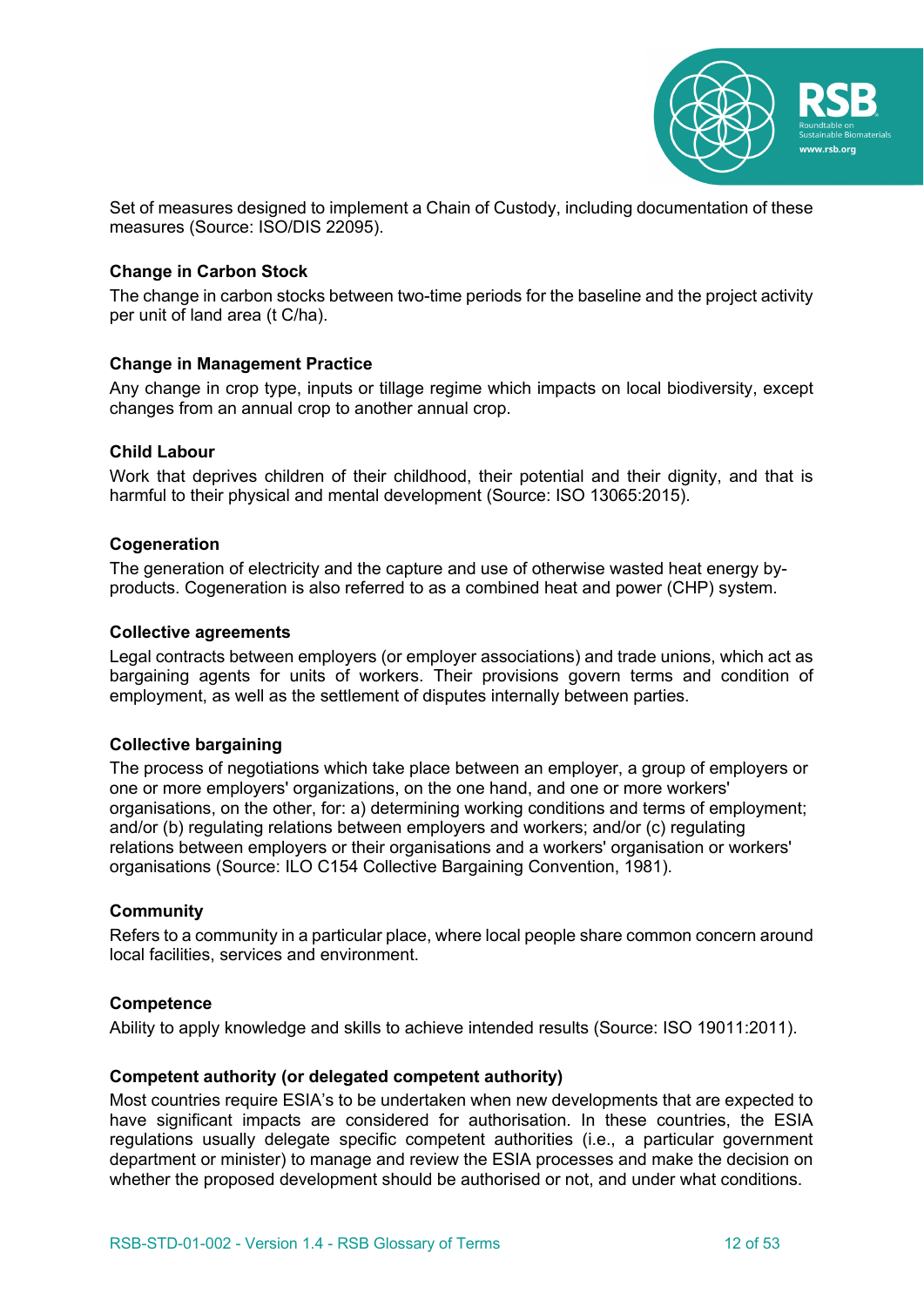Set of measures designed to implement a Chain of Custody, including documentation of these measures (Source: ISO/DIS 22095).

**Change in Carbon Stock**

The change in carbon stocks between two-time periods for the baseline and the project activity per unit of land area (t C/ha).

**Change in Management Practice**

Any change in crop type, inputs or tillage regime which impacts on local biodiversity, except changes from an annual crop to another annual crop.

**Child Labour**

Work that deprives children of their childhood, their potential and their dignity, and that is harmful to their physical and mental development (Source: ISO 13065:2015).

**Cogeneration**

The generation of electricity and the capture and use of otherwise wasted heat energy by-products. Cogeneration is also referred to as a combined heat and power (CHP) system.

**Collective agreements**

Legal contracts between employers (or employer associations) and trade unions, which act as bargaining agents for units of workers. Their provisions govern terms and condition of employment, as well as the settlement of disputes internally between parties.

**Collective bargaining**

The process of negotiations which take place between an employer, a group of employers or one or more employers' organizations, on the one hand, and one or more workers' organisations, on the other, for: a) determining working conditions and terms of employment; and/or (b) regulating relations between employers and workers; and/or (c) regulating relations between employers or their organisations and a workers' organisation or workers' organisations (Source: ILO C154 Collective Bargaining Convention, 1981).

**Community**

Refers to a community in a particular place, where local people share common concern around local facilities, services and environment.

**Competence**

Ability to apply knowledge and skills to achieve intended results (Source: ISO 19011:2011).

**Competent authority (or delegated competent authority)**

Most countries require ESIA's to be undertaken when new developments that are expected to have significant impacts are considered for authorisation. In these countries, the ESIA regulations usually delegate specific competent authorities (i.e., a particular government department or minister) to manage and review the ESIA processes and make the decision on whether the proposed development should be authorised or not, and under what conditions.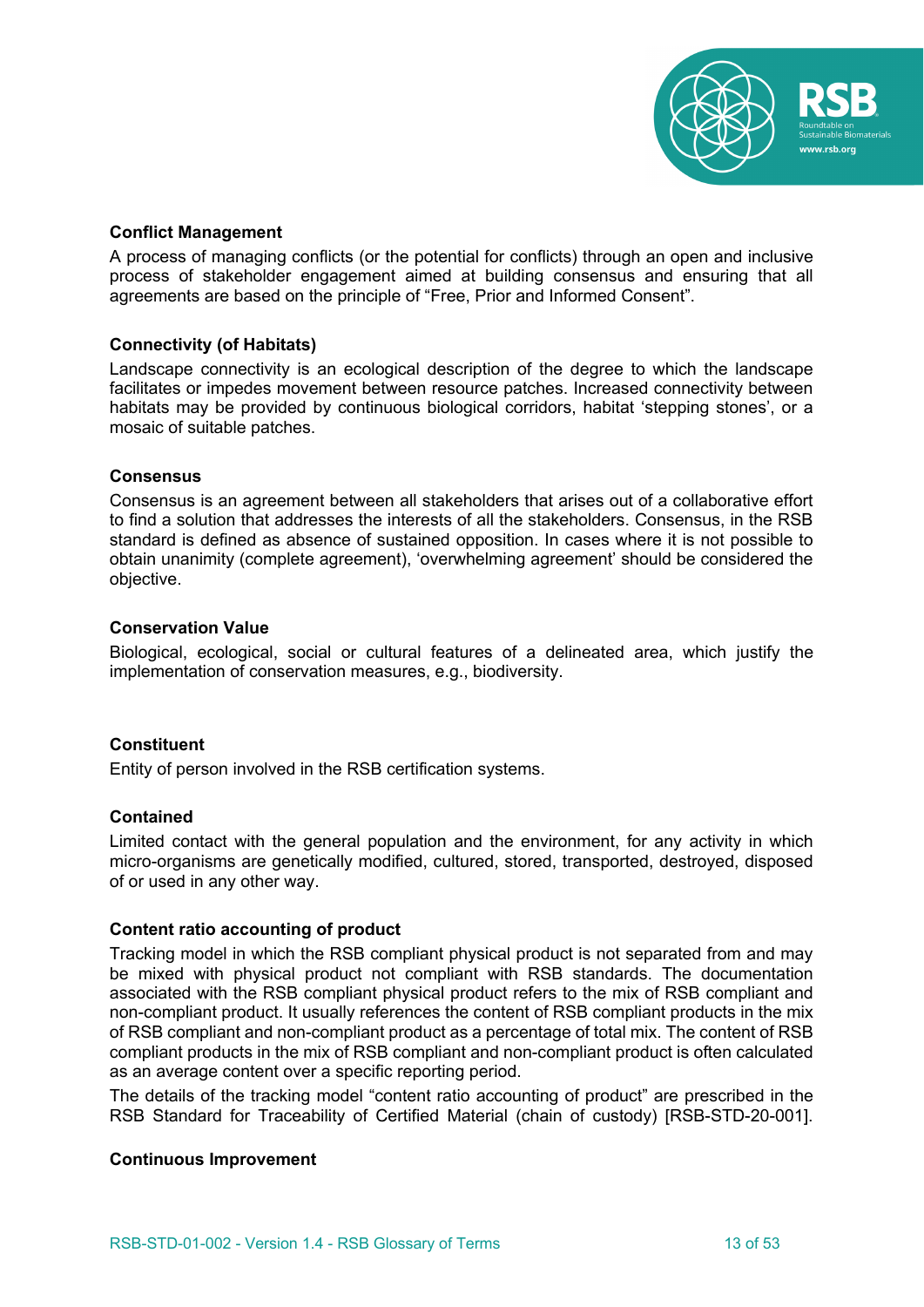**Conflict Management**

A process of managing conflicts (or the potential for conflicts) through an open and inclusive process of stakeholder engagement aimed at building consensus and ensuring that all agreements are based on the principle of "Free, Prior and Informed Consent".

**Connectivity (of Habitats)**

Landscape connectivity is an ecological description of the degree to which the landscape facilitates or impedes movement between resource patches. Increased connectivity between habitats may be provided by continuous biological corridors, habitat 'stepping stones', or a mosaic of suitable patches.

**Consensus**

Consensus is an agreement between all stakeholders that arises out of a collaborative effort to find a solution that addresses the interests of all the stakeholders. Consensus, in the RSB standard is defined as absence of sustained opposition. In cases where it is not possible to obtain unanimity (complete agreement), 'overwhelming agreement' should be considered the objective.

**Conservation Value**

Biological, ecological, social or cultural features of a delineated area, which justify the implementation of conservation measures, e.g., biodiversity.

**Constituent**

Entity of person involved in the RSB certification systems.

**Contained**

Limited contact with the general population and the environment, for any activity in which micro-organisms are genetically modified, cultured, stored, transported, destroyed, disposed of or used in any other way.

**Content ratio accounting of product**

Tracking model in which the RSB compliant physical product is not separated from and may be mixed with physical product not compliant with RSB standards. The documentation associated with the RSB compliant physical product refers to the mix of RSB compliant and non-compliant product. It usually references the content of RSB compliant products in the mix of RSB compliant and non-compliant product as a percentage of total mix. The content of RSB compliant products in the mix of RSB compliant and non-compliant product is often calculated as an average content over a specific reporting period.

The details of the tracking model "content ratio accounting of product" are prescribed in the RSB Standard for Traceability of Certified Material (chain of custody) [RSB-STD-20-001].

**Continuous Improvement**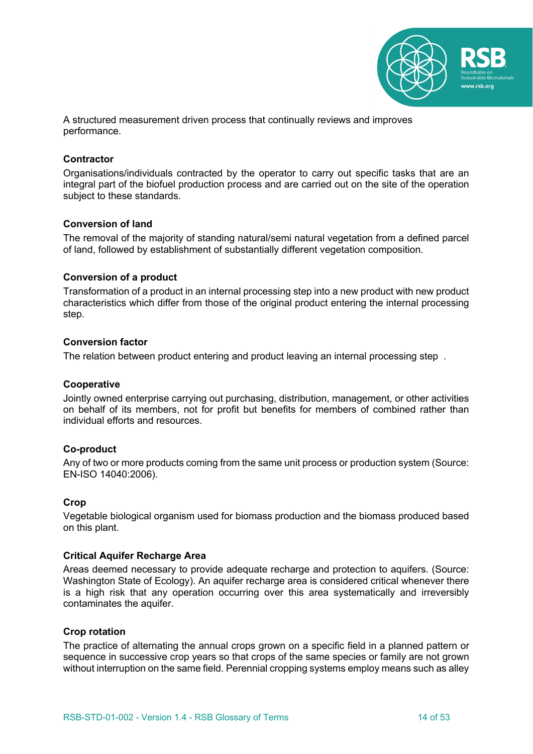A structured measurement driven process that continually reviews and improves performance.

**Contractor**

Organisations/individuals contracted by the operator to carry out specific tasks that are an integral part of the biofuel production process and are carried out on the site of the operation subject to these standards.

**Conversion of land**

The removal of the majority of standing natural/semi natural vegetation from a defined parcel of land, followed by establishment of substantially different vegetation composition.

**Conversion of a product**

Transformation of a product in an internal processing step into a new product with new product characteristics which differ from those of the original product entering the internal processing step.

**Conversion factor**

The relation between product entering and product leaving an internal processing step .

**Cooperative**

Jointly owned enterprise carrying out purchasing, distribution, management, or other activities on behalf of its members, not for profit but benefits for members of combined rather than individual efforts and resources.

**Co-product**

Any of two or more products coming from the same unit process or production system (Source: EN-ISO 14040:2006).

**Crop**

Vegetable biological organism used for biomass production and the biomass produced based on this plant.

**Critical Aquifer Recharge Area**

Areas deemed necessary to provide adequate recharge and protection to aquifers. (Source: Washington State of Ecology). An aquifer recharge area is considered critical whenever there is a high risk that any operation occurring over this area systematically and irreversibly contaminates the aquifer.

**Crop rotation**

The practice of alternating the annual crops grown on a specific field in a planned pattern or sequence in successive crop years so that crops of the same species or family are not grown without interruption on the same field. Perennial cropping systems employ means such as alley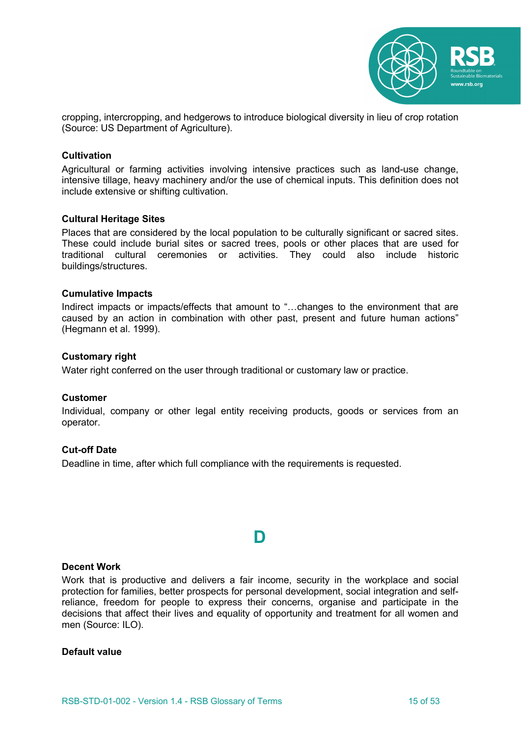cropping, intercropping, and hedgerows to introduce biological diversity in lieu of crop rotation (Source: US Department of Agriculture).

**Cultivation**

Agricultural or farming activities involving intensive practices such as land-use change, intensive tillage, heavy machinery and/or the use of chemical inputs. This definition does not include extensive or shifting cultivation.

**Cultural Heritage Sites**

Places that are considered by the local population to be culturally significant or sacred sites. These could include burial sites or sacred trees, pools or other places that are used for traditional cultural ceremonies or activities. They could also include historic buildings/structures.

**Cumulative Impacts**

Indirect impacts or impacts/effects that amount to "…changes to the environment that are caused by an action in combination with other past, present and future human actions" (Hegmann et al. 1999).

**Customary right**

Water right conferred on the user through traditional or customary law or practice.

**Customer**

Individual, company or other legal entity receiving products, goods or services from an operator.

**Cut-off Date**

Deadline in time, after which full compliance with the requirements is requested.

## D

**Decent Work**

Work that is productive and delivers a fair income, security in the workplace and social protection for families, better prospects for personal development, social integration and self-reliance, freedom for people to express their concerns, organise and participate in the decisions that affect their lives and equality of opportunity and treatment for all women and men (Source: ILO).

**Default value**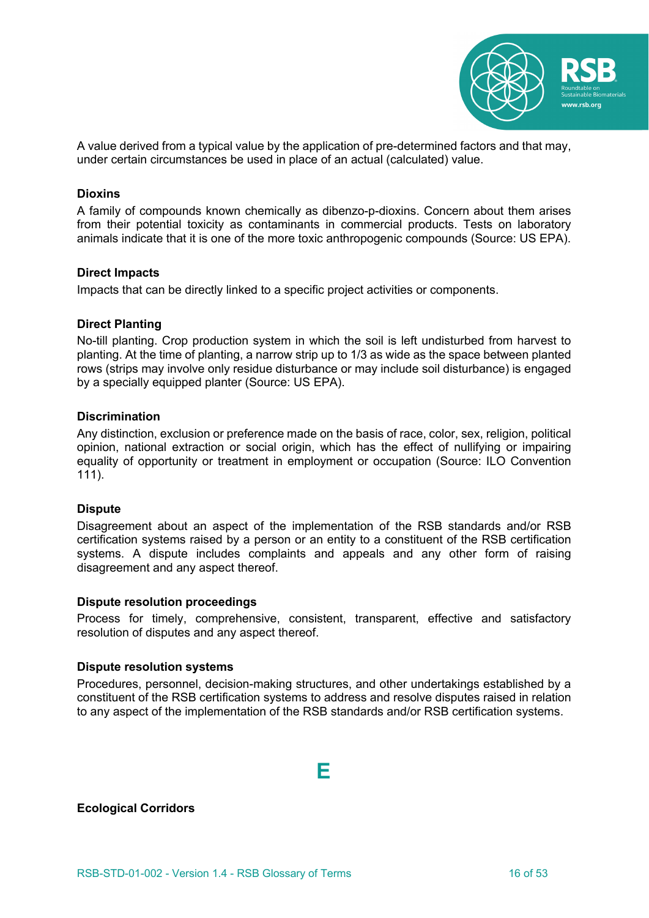A value derived from a typical value by the application of pre-determined factors and that may, under certain circumstances be used in place of an actual (calculated) value.

**Dioxins**

A family of compounds known chemically as dibenzo-p-dioxins. Concern about them arises from their potential toxicity as contaminants in commercial products. Tests on laboratory animals indicate that it is one of the more toxic anthropogenic compounds (Source: US EPA).

**Direct Impacts**

Impacts that can be directly linked to a specific project activities or components.

**Direct Planting**

No-till planting. Crop production system in which the soil is left undisturbed from harvest to planting. At the time of planting, a narrow strip up to 1/3 as wide as the space between planted rows (strips may involve only residue disturbance or may include soil disturbance) is engaged by a specially equipped planter (Source: US EPA).

**Discrimination**

Any distinction, exclusion or preference made on the basis of race, color, sex, religion, political opinion, national extraction or social origin, which has the effect of nullifying or impairing equality of opportunity or treatment in employment or occupation (Source: ILO Convention 111).

**Dispute**

Disagreement about an aspect of the implementation of the RSB standards and/or RSB certification systems raised by a person or an entity to a constituent of the RSB certification systems. A dispute includes complaints and appeals and any other form of raising disagreement and any aspect thereof.

**Dispute resolution proceedings**

Process for timely, comprehensive, consistent, transparent, effective and satisfactory resolution of disputes and any aspect thereof.

**Dispute resolution systems**

Procedures, personnel, decision-making structures, and other undertakings established by a constituent of the RSB certification systems to address and resolve disputes raised in relation to any aspect of the implementation of the RSB standards and/or RSB certification systems.

## E

**Ecological Corridors**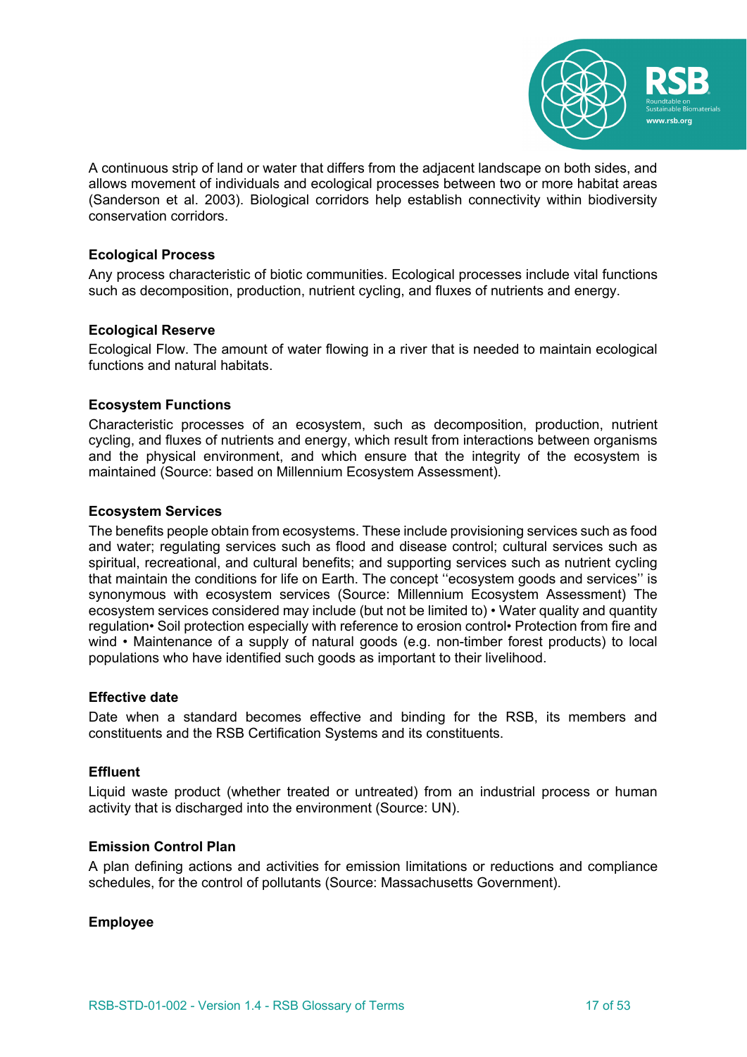A continuous strip of land or water that differs from the adjacent landscape on both sides, and allows movement of individuals and ecological processes between two or more habitat areas (Sanderson et al. 2003). Biological corridors help establish connectivity within biodiversity conservation corridors.

**Ecological Process**

Any process characteristic of biotic communities. Ecological processes include vital functions such as decomposition, production, nutrient cycling, and fluxes of nutrients and energy.

**Ecological Reserve**

Ecological Flow. The amount of water flowing in a river that is needed to maintain ecological functions and natural habitats.

**Ecosystem Functions**

Characteristic processes of an ecosystem, such as decomposition, production, nutrient cycling, and fluxes of nutrients and energy, which result from interactions between organisms and the physical environment, and which ensure that the integrity of the ecosystem is maintained (Source: based on Millennium Ecosystem Assessment).

**Ecosystem Services**

The benefits people obtain from ecosystems. These include provisioning services such as food and water; regulating services such as flood and disease control; cultural services such as spiritual, recreational, and cultural benefits; and supporting services such as nutrient cycling that maintain the conditions for life on Earth. The concept ''ecosystem goods and services'' is synonymous with ecosystem services (Source: Millennium Ecosystem Assessment) The ecosystem services considered may include (but not be limited to) • Water quality and quantity regulation• Soil protection especially with reference to erosion control• Protection from fire and wind • Maintenance of a supply of natural goods (e.g. non-timber forest products) to local populations who have identified such goods as important to their livelihood.

**Effective date**

Date when a standard becomes effective and binding for the RSB, its members and constituents and the RSB Certification Systems and its constituents.

**Effluent**

Liquid waste product (whether treated or untreated) from an industrial process or human activity that is discharged into the environment (Source: UN).

**Emission Control Plan**

A plan defining actions and activities for emission limitations or reductions and compliance schedules, for the control of pollutants (Source: Massachusetts Government).

**Employee**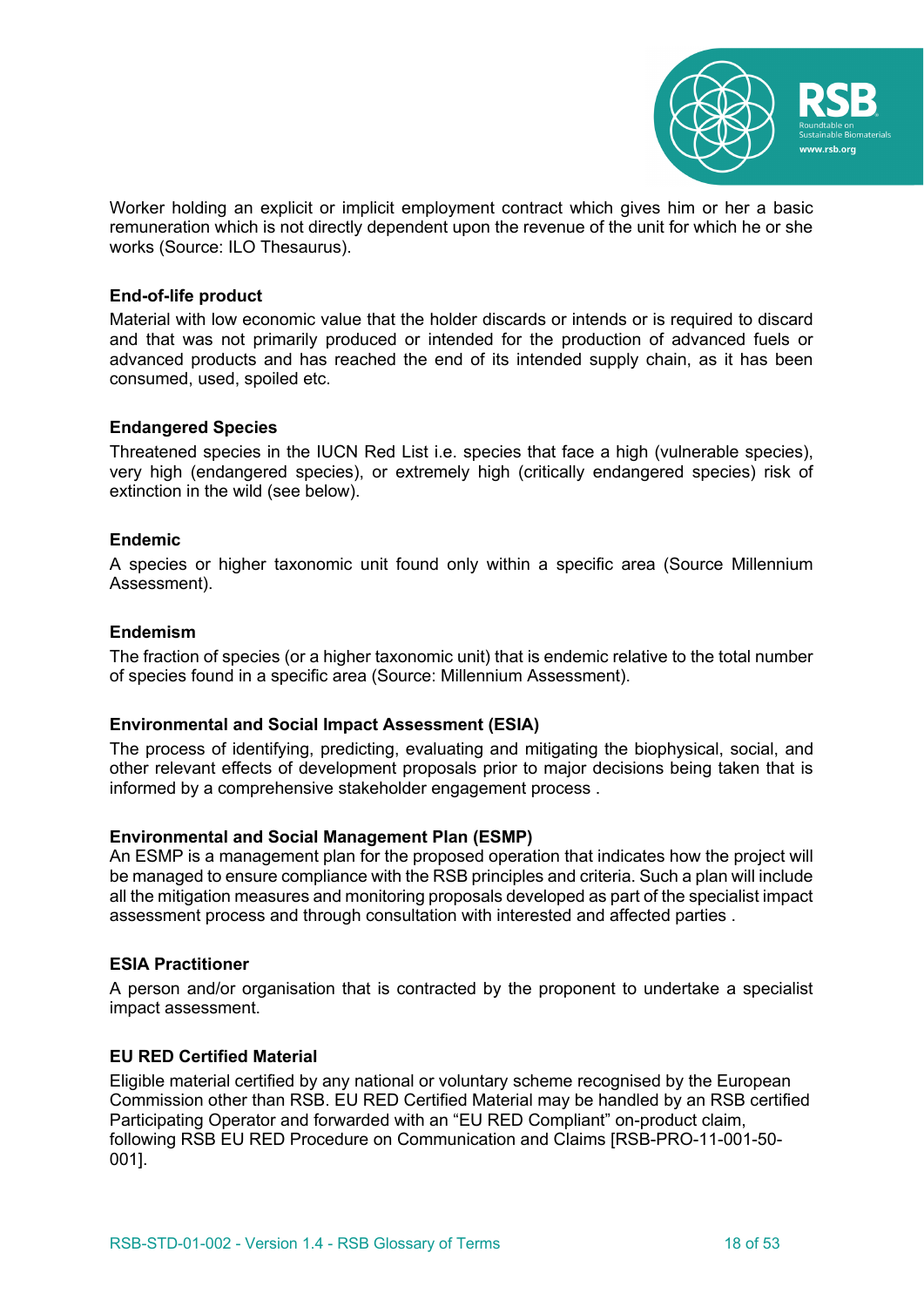Worker holding an explicit or implicit employment contract which gives him or her a basic remuneration which is not directly dependent upon the revenue of the unit for which he or she works (Source: ILO Thesaurus).

**End-of-life product**

Material with low economic value that the holder discards or intends or is required to discard and that was not primarily produced or intended for the production of advanced fuels or advanced products and has reached the end of its intended supply chain, as it has been consumed, used, spoiled etc.

**Endangered Species**

Threatened species in the IUCN Red List i.e. species that face a high (vulnerable species), very high (endangered species), or extremely high (critically endangered species) risk of extinction in the wild (see below).

**Endemic**

A species or higher taxonomic unit found only within a specific area (Source Millennium Assessment).

**Endemism**

The fraction of species (or a higher taxonomic unit) that is endemic relative to the total number of species found in a specific area (Source: Millennium Assessment).

**Environmental and Social Impact Assessment (ESIA)**

The process of identifying, predicting, evaluating and mitigating the biophysical, social, and other relevant effects of development proposals prior to major decisions being taken that is informed by a comprehensive stakeholder engagement process .

**Environmental and Social Management Plan (ESMP)**

An ESMP is a management plan for the proposed operation that indicates how the project will be managed to ensure compliance with the RSB principles and criteria. Such a plan will include all the mitigation measures and monitoring proposals developed as part of the specialist impact assessment process and through consultation with interested and affected parties .

**ESIA Practitioner**

A person and/or organisation that is contracted by the proponent to undertake a specialist impact assessment.

**EU RED Certified Material**

Eligible material certified by any national or voluntary scheme recognised by the European Commission other than RSB. EU RED Certified Material may be handled by an RSB certified Participating Operator and forwarded with an "EU RED Compliant" on-product claim, following RSB EU RED Procedure on Communication and Claims [RSB-PRO-11-001-50-001].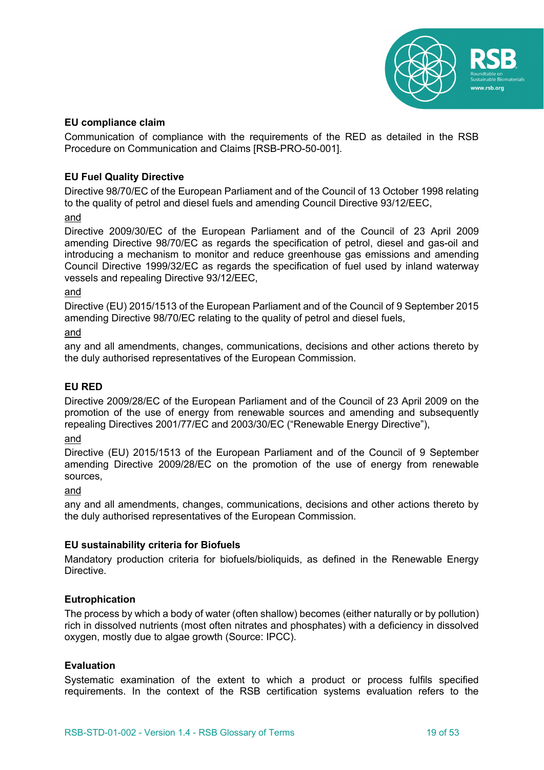**EU compliance claim**

Communication of compliance with the requirements of the RED as detailed in the RSB Procedure on Communication and Claims [RSB-PRO-50-001].

**EU Fuel Quality Directive**

Directive 98/70/EC of the European Parliament and of the Council of 13 October 1998 relating to the quality of petrol and diesel fuels and amending Council Directive 93/12/EEC,

and

Directive 2009/30/EC of the European Parliament and of the Council of 23 April 2009 amending Directive 98/70/EC as regards the specification of petrol, diesel and gas-oil and introducing a mechanism to monitor and reduce greenhouse gas emissions and amending Council Directive 1999/32/EC as regards the specification of fuel used by inland waterway vessels and repealing Directive 93/12/EEC,

and

Directive (EU) 2015/1513 of the European Parliament and of the Council of 9 September 2015 amending Directive 98/70/EC relating to the quality of petrol and diesel fuels,

and

any and all amendments, changes, communications, decisions and other actions thereto by the duly authorised representatives of the European Commission.

**EU RED**

Directive 2009/28/EC of the European Parliament and of the Council of 23 April 2009 on the promotion of the use of energy from renewable sources and amending and subsequently repealing Directives 2001/77/EC and 2003/30/EC ("Renewable Energy Directive"),

and

Directive (EU) 2015/1513 of the European Parliament and of the Council of 9 September amending Directive 2009/28/EC on the promotion of the use of energy from renewable sources,

and

any and all amendments, changes, communications, decisions and other actions thereto by the duly authorised representatives of the European Commission.

**EU sustainability criteria for Biofuels**

Mandatory production criteria for biofuels/bioliquids, as defined in the Renewable Energy Directive.

**Eutrophication**

The process by which a body of water (often shallow) becomes (either naturally or by pollution) rich in dissolved nutrients (most often nitrates and phosphates) with a deficiency in dissolved oxygen, mostly due to algae growth (Source: IPCC).

**Evaluation**

Systematic examination of the extent to which a product or process fulfils specified requirements. In the context of the RSB certification systems evaluation refers to the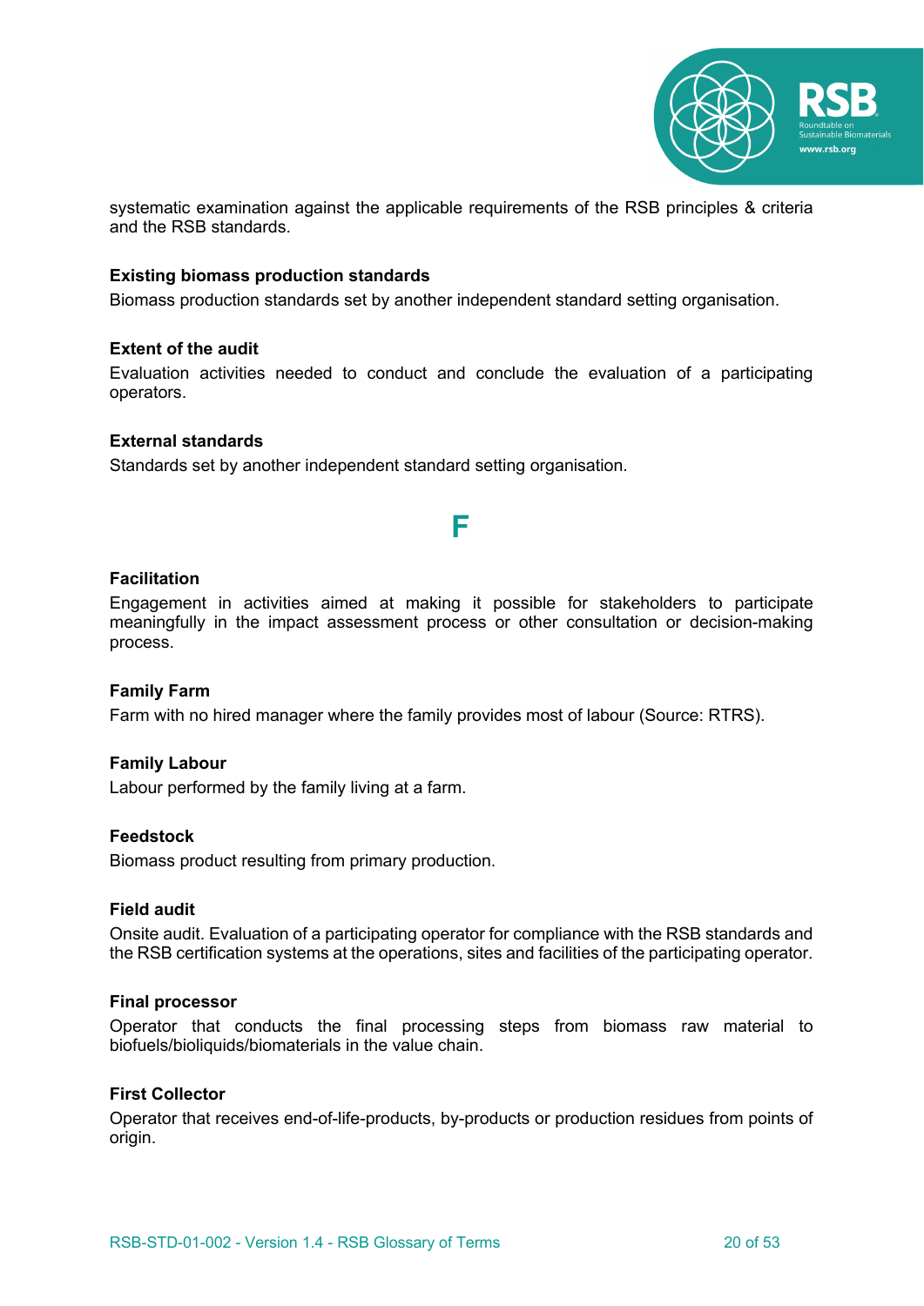systematic examination against the applicable requirements of the RSB principles & criteria and the RSB standards.

**Existing biomass production standards**

Biomass production standards set by another independent standard setting organisation.

**Extent of the audit**

Evaluation activities needed to conduct and conclude the evaluation of a participating operators.

**External standards**

Standards set by another independent standard setting organisation.

## F

**Facilitation**

Engagement in activities aimed at making it possible for stakeholders to participate meaningfully in the impact assessment process or other consultation or decision-making process.

**Family Farm**

Farm with no hired manager where the family provides most of labour (Source: RTRS).

**Family Labour**

Labour performed by the family living at a farm.

**Feedstock**

Biomass product resulting from primary production.

**Field audit**

Onsite audit. Evaluation of a participating operator for compliance with the RSB standards and the RSB certification systems at the operations, sites and facilities of the participating operator.

**Final processor**

Operator that conducts the final processing steps from biomass raw material to biofuels/bioliquids/biomaterials in the value chain.

**First Collector**

Operator that receives end-of-life-products, by-products or production residues from points of origin.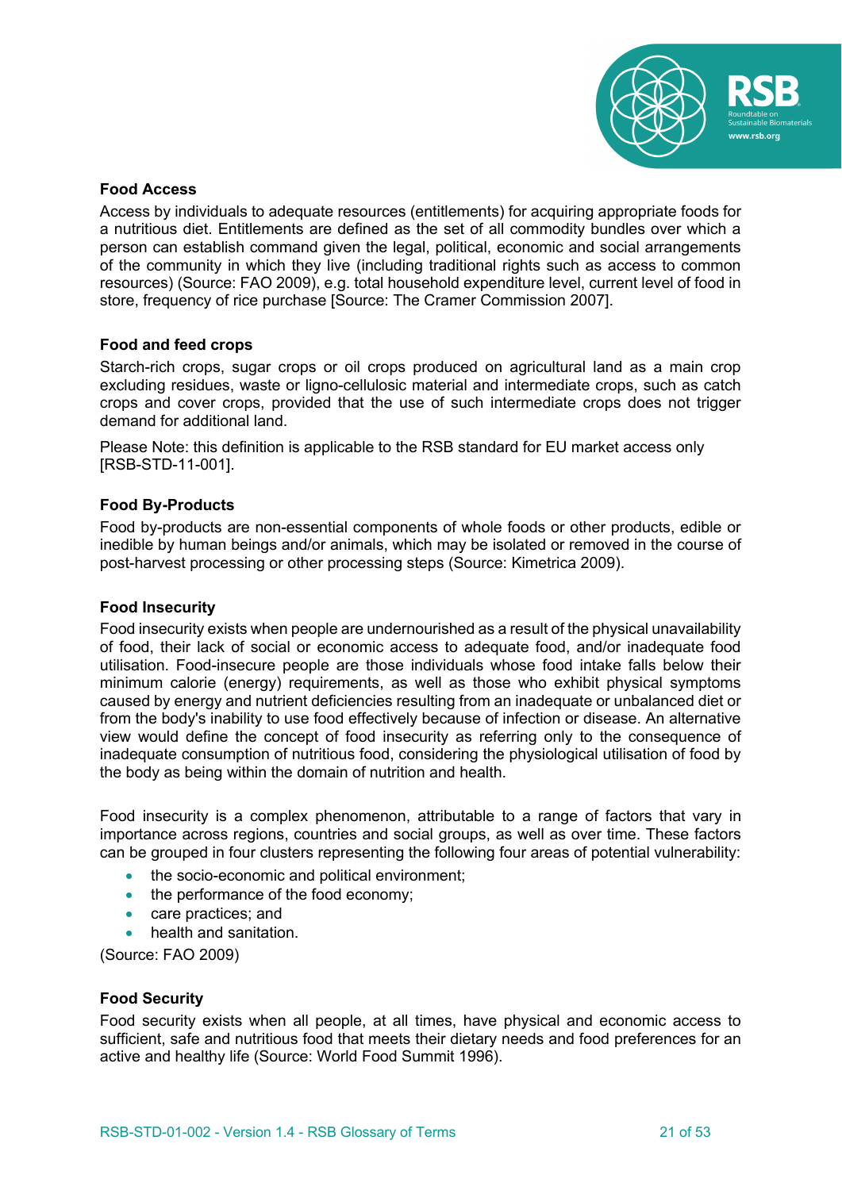### Food Access

Access by individuals to adequate resources (entitlements) for acquiring appropriate foods for a nutritious diet. Entitlements are defined as the set of all commodity bundles over which a person can establish command given the legal, political, economic and social arrangements of the community in which they live (including traditional rights such as access to common resources) (Source: FAO 2009), e.g. total household expenditure level, current level of food in store, frequency of rice purchase [Source: The Cramer Commission 2007].

### Food and feed crops

Starch-rich crops, sugar crops or oil crops produced on agricultural land as a main crop excluding residues, waste or ligno-cellulosic material and intermediate crops, such as catch crops and cover crops, provided that the use of such intermediate crops does not trigger demand for additional land.

Please Note: this definition is applicable to the RSB standard for EU market access only [RSB-STD-11-001].

### Food By-Products

Food by-products are non-essential components of whole foods or other products, edible or inedible by human beings and/or animals, which may be isolated or removed in the course of post-harvest processing or other processing steps (Source: Kimetrica 2009).

### Food Insecurity

Food insecurity exists when people are undernourished as a result of the physical unavailability of food, their lack of social or economic access to adequate food, and/or inadequate food utilisation. Food-insecure people are those individuals whose food intake falls below their minimum calorie (energy) requirements, as well as those who exhibit physical symptoms caused by energy and nutrient deficiencies resulting from an inadequate or unbalanced diet or from the body's inability to use food effectively because of infection or disease. An alternative view would define the concept of food insecurity as referring only to the consequence of inadequate consumption of nutritious food, considering the physiological utilisation of food by the body as being within the domain of nutrition and health.

Food insecurity is a complex phenomenon, attributable to a range of factors that vary in importance across regions, countries and social groups, as well as over time. These factors can be grouped in four clusters representing the following four areas of potential vulnerability:

- the socio-economic and political environment;
- the performance of the food economy;
- care practices; and
- health and sanitation.

(Source: FAO 2009)

### Food Security

Food security exists when all people, at all times, have physical and economic access to sufficient, safe and nutritious food that meets their dietary needs and food preferences for an active and healthy life (Source: World Food Summit 1996).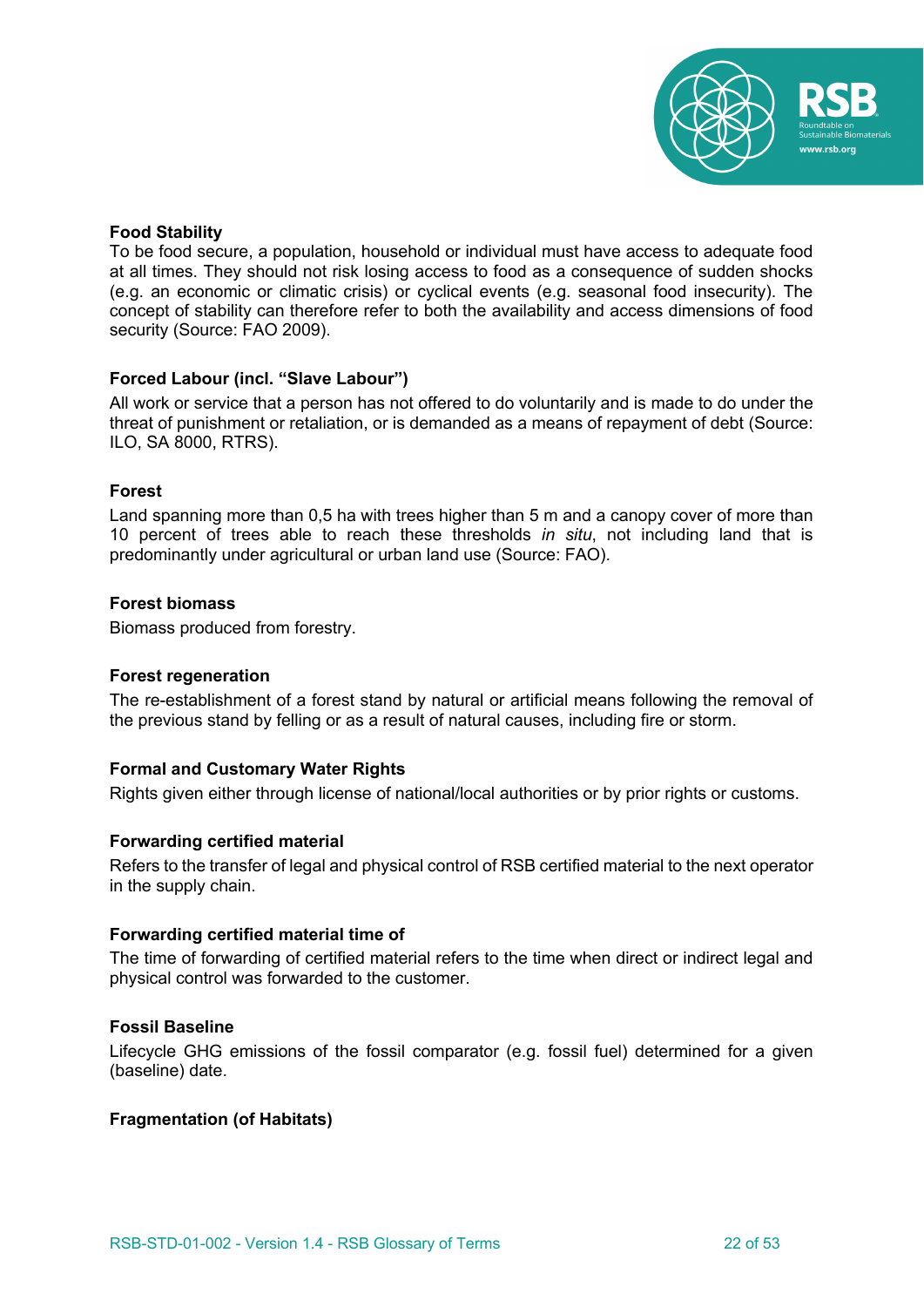**Food Stability**
To be food secure, a population, household or individual must have access to adequate food at all times. They should not risk losing access to food as a consequence of sudden shocks (e.g. an economic or climatic crisis) or cyclical events (e.g. seasonal food insecurity). The concept of stability can therefore refer to both the availability and access dimensions of food security (Source: FAO 2009).

**Forced Labour (incl. "Slave Labour")**

All work or service that a person has not offered to do voluntarily and is made to do under the threat of punishment or retaliation, or is demanded as a means of repayment of debt (Source: ILO, SA 8000, RTRS).

**Forest**

Land spanning more than 0,5 ha with trees higher than 5 m and a canopy cover of more than 10 percent of trees able to reach these thresholds *in situ*, not including land that is predominantly under agricultural or urban land use (Source: FAO).

**Forest biomass**

Biomass produced from forestry.

**Forest regeneration**

The re-establishment of a forest stand by natural or artificial means following the removal of the previous stand by felling or as a result of natural causes, including fire or storm.

**Formal and Customary Water Rights**

Rights given either through license of national/local authorities or by prior rights or customs.

**Forwarding certified material**

Refers to the transfer of legal and physical control of RSB certified material to the next operator in the supply chain.

**Forwarding certified material time of**

The time of forwarding of certified material refers to the time when direct or indirect legal and physical control was forwarded to the customer.

**Fossil Baseline**

Lifecycle GHG emissions of the fossil comparator (e.g. fossil fuel) determined for a given (baseline) date.

**Fragmentation (of Habitats)**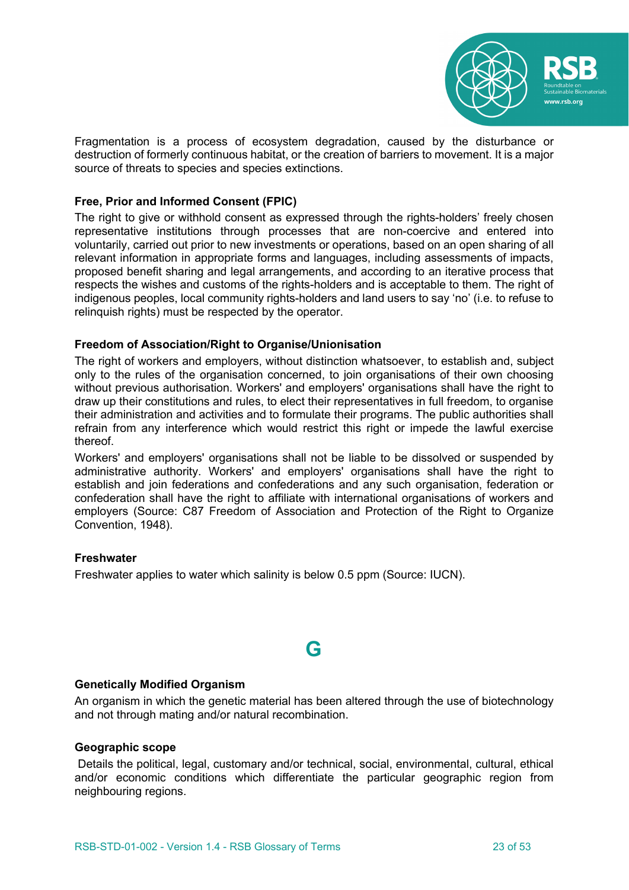Fragmentation is a process of ecosystem degradation, caused by the disturbance or destruction of formerly continuous habitat, or the creation of barriers to movement. It is a major source of threats to species and species extinctions.

### Free, Prior and Informed Consent (FPIC)

The right to give or withhold consent as expressed through the rights-holders' freely chosen representative institutions through processes that are non-coercive and entered into voluntarily, carried out prior to new investments or operations, based on an open sharing of all relevant information in appropriate forms and languages, including assessments of impacts, proposed benefit sharing and legal arrangements, and according to an iterative process that respects the wishes and customs of the rights-holders and is acceptable to them. The right of indigenous peoples, local community rights-holders and land users to say 'no' (i.e. to refuse to relinquish rights) must be respected by the operator.

### Freedom of Association/Right to Organise/Unionisation

The right of workers and employers, without distinction whatsoever, to establish and, subject only to the rules of the organisation concerned, to join organisations of their own choosing without previous authorisation. Workers' and employers' organisations shall have the right to draw up their constitutions and rules, to elect their representatives in full freedom, to organise their administration and activities and to formulate their programs. The public authorities shall refrain from any interference which would restrict this right or impede the lawful exercise thereof.

Workers' and employers' organisations shall not be liable to be dissolved or suspended by administrative authority. Workers' and employers' organisations shall have the right to establish and join federations and confederations and any such organisation, federation or confederation shall have the right to affiliate with international organisations of workers and employers (Source: C87 Freedom of Association and Protection of the Right to Organize Convention, 1948).

### Freshwater

Freshwater applies to water which salinity is below 0.5 ppm (Source: IUCN).

## G

### Genetically Modified Organism

An organism in which the genetic material has been altered through the use of biotechnology and not through mating and/or natural recombination.

### Geographic scope

Details the political, legal, customary and/or technical, social, environmental, cultural, ethical and/or economic conditions which differentiate the particular geographic region from neighbouring regions.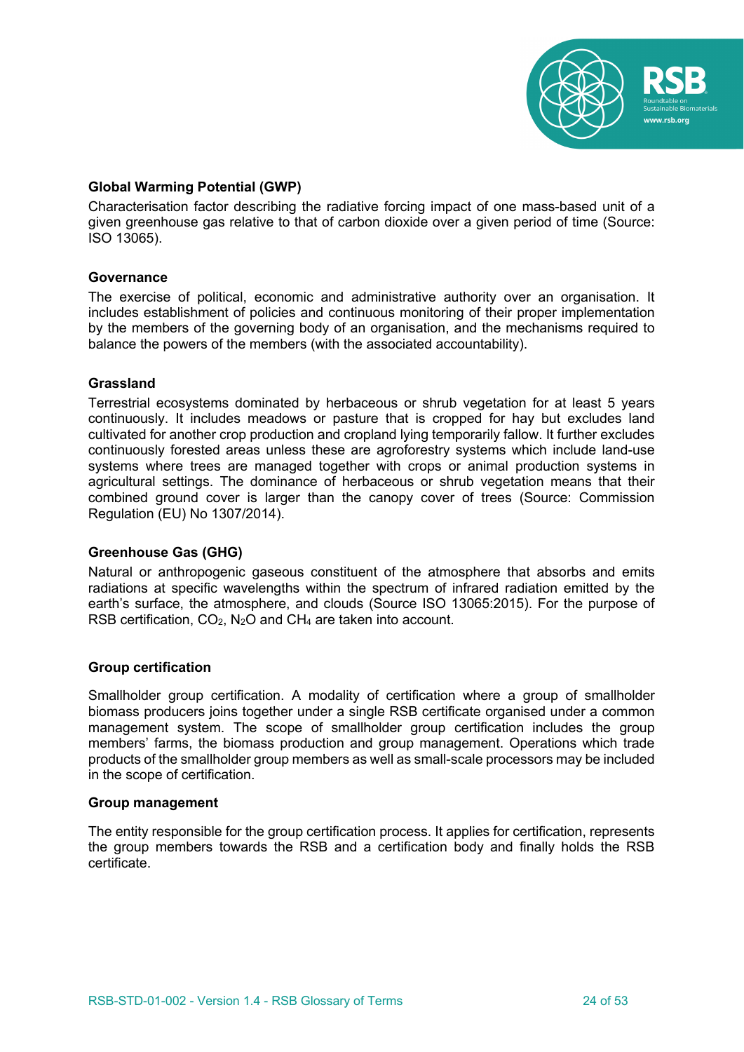**Global Warming Potential (GWP)**

Characterisation factor describing the radiative forcing impact of one mass-based unit of a given greenhouse gas relative to that of carbon dioxide over a given period of time (Source: ISO 13065).

**Governance**

The exercise of political, economic and administrative authority over an organisation. It includes establishment of policies and continuous monitoring of their proper implementation by the members of the governing body of an organisation, and the mechanisms required to balance the powers of the members (with the associated accountability).

**Grassland**

Terrestrial ecosystems dominated by herbaceous or shrub vegetation for at least 5 years continuously. It includes meadows or pasture that is cropped for hay but excludes land cultivated for another crop production and cropland lying temporarily fallow. It further excludes continuously forested areas unless these are agroforestry systems which include land-use systems where trees are managed together with crops or animal production systems in agricultural settings. The dominance of herbaceous or shrub vegetation means that their combined ground cover is larger than the canopy cover of trees (Source: Commission Regulation (EU) No 1307/2014).

**Greenhouse Gas (GHG)**

Natural or anthropogenic gaseous constituent of the atmosphere that absorbs and emits radiations at specific wavelengths within the spectrum of infrared radiation emitted by the earth's surface, the atmosphere, and clouds (Source ISO 13065:2015). For the purpose of RSB certification, $CO_2$, $N_2O$ and $CH_4$ are taken into account.

**Group certification**

Smallholder group certification. A modality of certification where a group of smallholder biomass producers joins together under a single RSB certificate organised under a common management system. The scope of smallholder group certification includes the group members' farms, the biomass production and group management. Operations which trade products of the smallholder group members as well as small-scale processors may be included in the scope of certification.

**Group management**

The entity responsible for the group certification process. It applies for certification, represents the group members towards the RSB and a certification body and finally holds the RSB certificate.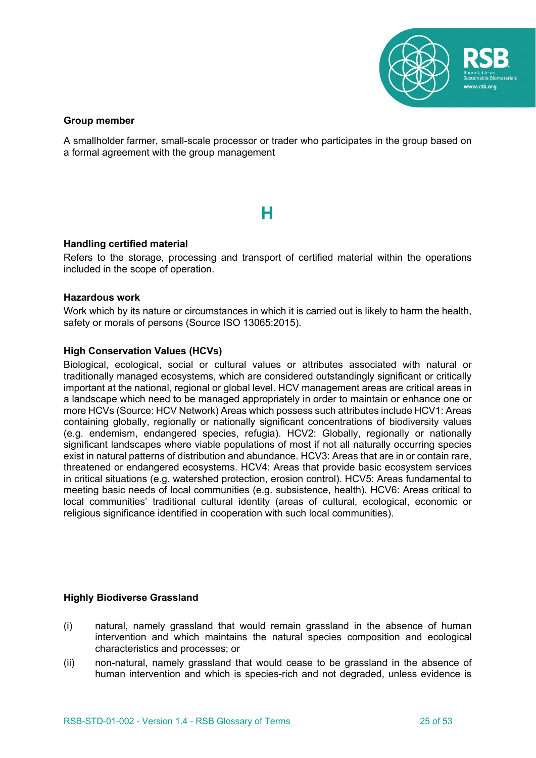**Group member**

A smallholder farmer, small-scale processor or trader who participates in the group based on a formal agreement with the group management

# H

**Handling certified material**

Refers to the storage, processing and transport of certified material within the operations included in the scope of operation.

**Hazardous work**

Work which by its nature or circumstances in which it is carried out is likely to harm the health, safety or morals of persons (Source ISO 13065:2015).

**High Conservation Values (HCVs)**

Biological, ecological, social or cultural values or attributes associated with natural or traditionally managed ecosystems, which are considered outstandingly significant or critically important at the national, regional or global level. HCV management areas are critical areas in a landscape which need to be managed appropriately in order to maintain or enhance one or more HCVs (Source: HCV Network) Areas which possess such attributes include HCV1: Areas containing globally, regionally or nationally significant concentrations of biodiversity values (e.g. endemism, endangered species, refugia). HCV2: Globally, regionally or nationally significant landscapes where viable populations of most if not all naturally occurring species exist in natural patterns of distribution and abundance. HCV3: Areas that are in or contain rare, threatened or endangered ecosystems. HCV4: Areas that provide basic ecosystem services in critical situations (e.g. watershed protection, erosion control). HCV5: Areas fundamental to meeting basic needs of local communities (e.g. subsistence, health). HCV6: Areas critical to local communities' traditional cultural identity (areas of cultural, ecological, economic or religious significance identified in cooperation with such local communities).

**Highly Biodiverse Grassland**

(i) natural, namely grassland that would remain grassland in the absence of human intervention and which maintains the natural species composition and ecological characteristics and processes; or

(ii) non-natural, namely grassland that would cease to be grassland in the absence of human intervention and which is species-rich and not degraded, unless evidence is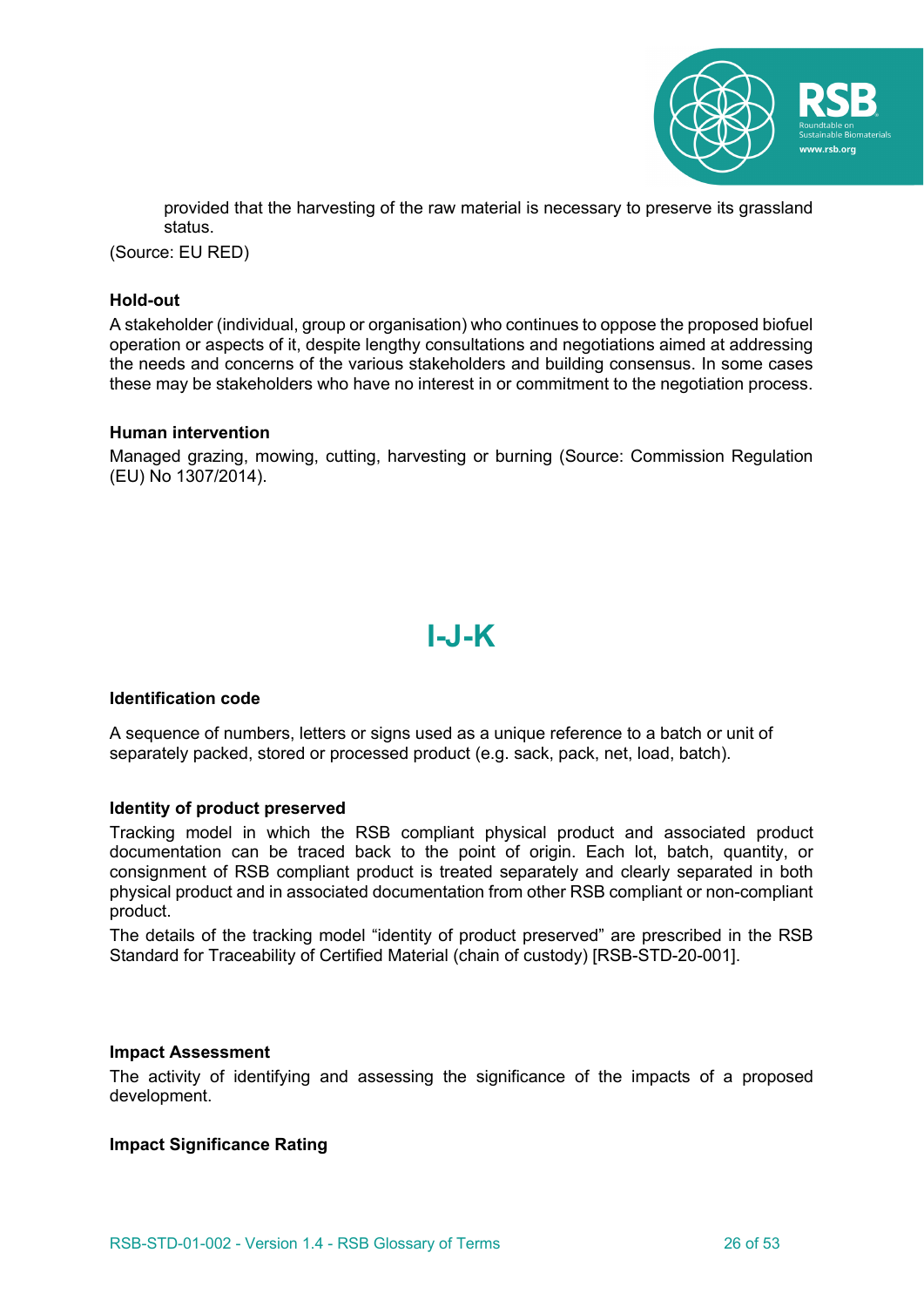provided that the harvesting of the raw material is necessary to preserve its grassland status.

(Source: EU RED)

**Hold-out**

A stakeholder (individual, group or organisation) who continues to oppose the proposed biofuel operation or aspects of it, despite lengthy consultations and negotiations aimed at addressing the needs and concerns of the various stakeholders and building consensus. In some cases these may be stakeholders who have no interest in or commitment to the negotiation process.

**Human intervention**

Managed grazing, mowing, cutting, harvesting or burning (Source: Commission Regulation (EU) No 1307/2014).

## I-J-K

**Identification code**

A sequence of numbers, letters or signs used as a unique reference to a batch or unit of separately packed, stored or processed product (e.g. sack, pack, net, load, batch).

**Identity of product preserved**

Tracking model in which the RSB compliant physical product and associated product documentation can be traced back to the point of origin. Each lot, batch, quantity, or consignment of RSB compliant product is treated separately and clearly separated in both physical product and in associated documentation from other RSB compliant or non-compliant product.

The details of the tracking model "identity of product preserved" are prescribed in the RSB Standard for Traceability of Certified Material (chain of custody) [RSB-STD-20-001].

**Impact Assessment**

The activity of identifying and assessing the significance of the impacts of a proposed development.

**Impact Significance Rating**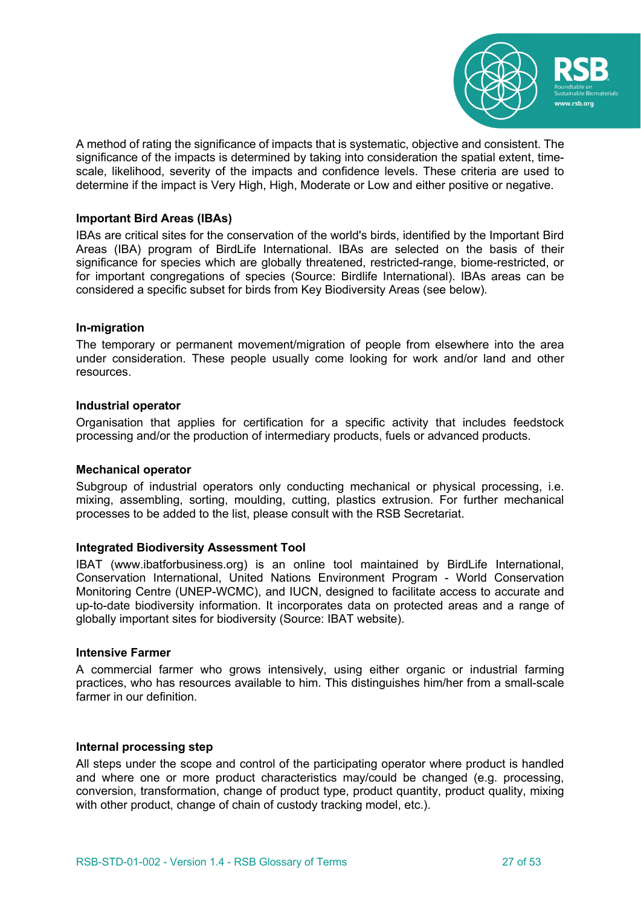A method of rating the significance of impacts that is systematic, objective and consistent. The significance of the impacts is determined by taking into consideration the spatial extent, time-scale, likelihood, severity of the impacts and confidence levels. These criteria are used to determine if the impact is Very High, High, Moderate or Low and either positive or negative.

**Important Bird Areas (IBAs)**

IBAs are critical sites for the conservation of the world's birds, identified by the Important Bird Areas (IBA) program of BirdLife International. IBAs are selected on the basis of their significance for species which are globally threatened, restricted-range, biome-restricted, or for important congregations of species (Source: Birdlife International). IBAs areas can be considered a specific subset for birds from Key Biodiversity Areas (see below).

**In-migration**

The temporary or permanent movement/migration of people from elsewhere into the area under consideration. These people usually come looking for work and/or land and other resources.

**Industrial operator**

Organisation that applies for certification for a specific activity that includes feedstock processing and/or the production of intermediary products, fuels or advanced products.

**Mechanical operator**

Subgroup of industrial operators only conducting mechanical or physical processing, i.e. mixing, assembling, sorting, moulding, cutting, plastics extrusion. For further mechanical processes to be added to the list, please consult with the RSB Secretariat.

**Integrated Biodiversity Assessment Tool**

IBAT (www.ibatforbusiness.org) is an online tool maintained by BirdLife International, Conservation International, United Nations Environment Program - World Conservation Monitoring Centre (UNEP-WCMC), and IUCN, designed to facilitate access to accurate and up-to-date biodiversity information. It incorporates data on protected areas and a range of globally important sites for biodiversity (Source: IBAT website).

**Intensive Farmer**

A commercial farmer who grows intensively, using either organic or industrial farming practices, who has resources available to him. This distinguishes him/her from a small-scale farmer in our definition.

**Internal processing step**

All steps under the scope and control of the participating operator where product is handled and where one or more product characteristics may/could be changed (e.g. processing, conversion, transformation, change of product type, product quantity, product quality, mixing with other product, change of chain of custody tracking model, etc.).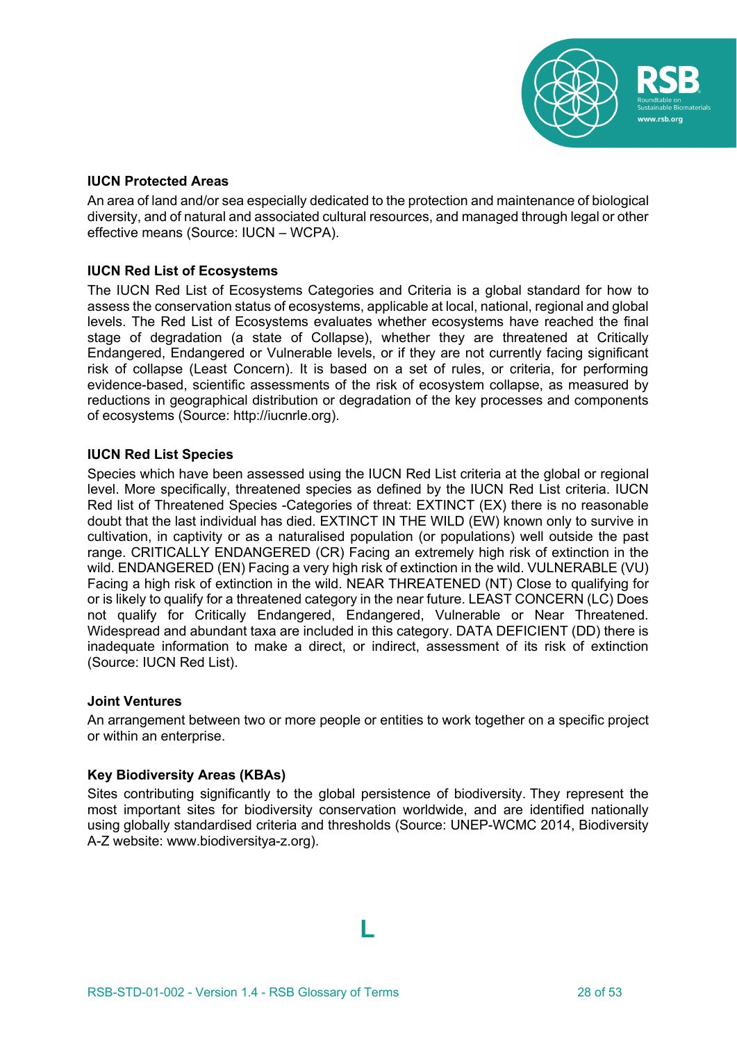**IUCN Protected Areas**

An area of land and/or sea especially dedicated to the protection and maintenance of biological diversity, and of natural and associated cultural resources, and managed through legal or other effective means (Source: IUCN – WCPA).

**IUCN Red List of Ecosystems**

The IUCN Red List of Ecosystems Categories and Criteria is a global standard for how to assess the conservation status of ecosystems, applicable at local, national, regional and global levels. The Red List of Ecosystems evaluates whether ecosystems have reached the final stage of degradation (a state of Collapse), whether they are threatened at Critically Endangered, Endangered or Vulnerable levels, or if they are not currently facing significant risk of collapse (Least Concern). It is based on a set of rules, or criteria, for performing evidence-based, scientific assessments of the risk of ecosystem collapse, as measured by reductions in geographical distribution or degradation of the key processes and components of ecosystems (Source: http://iucnrle.org).

**IUCN Red List Species**

Species which have been assessed using the IUCN Red List criteria at the global or regional level. More specifically, threatened species as defined by the IUCN Red List criteria. IUCN Red list of Threatened Species -Categories of threat: EXTINCT (EX) there is no reasonable doubt that the last individual has died. EXTINCT IN THE WILD (EW) known only to survive in cultivation, in captivity or as a naturalised population (or populations) well outside the past range. CRITICALLY ENDANGERED (CR) Facing an extremely high risk of extinction in the wild. ENDANGERED (EN) Facing a very high risk of extinction in the wild. VULNERABLE (VU) Facing a high risk of extinction in the wild. NEAR THREATENED (NT) Close to qualifying for or is likely to qualify for a threatened category in the near future. LEAST CONCERN (LC) Does not qualify for Critically Endangered, Endangered, Vulnerable or Near Threatened. Widespread and abundant taxa are included in this category. DATA DEFICIENT (DD) there is inadequate information to make a direct, or indirect, assessment of its risk of extinction (Source: IUCN Red List).

**Joint Ventures**

An arrangement between two or more people or entities to work together on a specific project or within an enterprise.

**Key Biodiversity Areas (KBAs)**

Sites contributing significantly to the global persistence of biodiversity. They represent the most important sites for biodiversity conservation worldwide, and are identified nationally using globally standardised criteria and thresholds (Source: UNEP-WCMC 2014, Biodiversity A-Z website: www.biodiversitya-z.org).

## L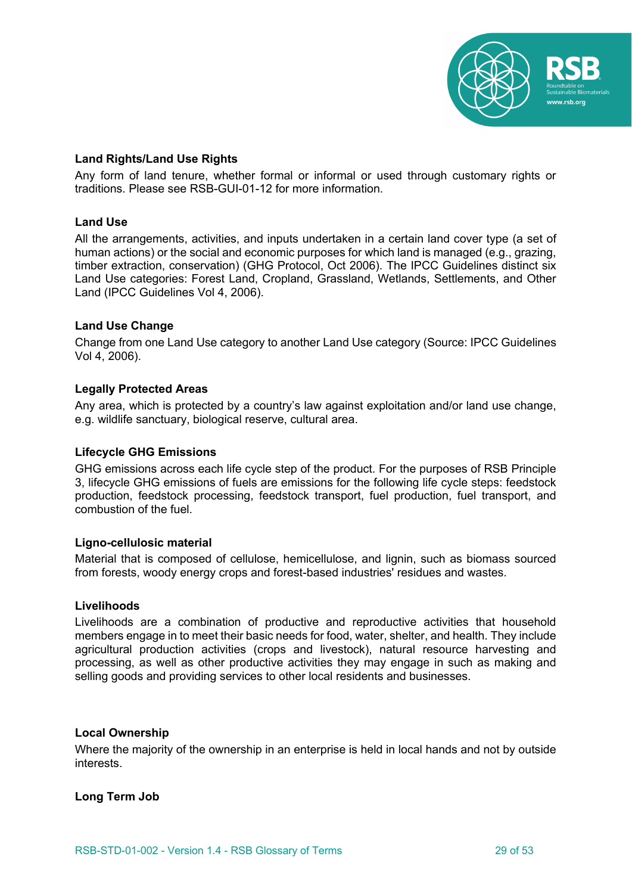**Land Rights/Land Use Rights**

Any form of land tenure, whether formal or informal or used through customary rights or traditions. Please see RSB-GUI-01-12 for more information.

**Land Use**

All the arrangements, activities, and inputs undertaken in a certain land cover type (a set of human actions) or the social and economic purposes for which land is managed (e.g., grazing, timber extraction, conservation) (GHG Protocol, Oct 2006). The IPCC Guidelines distinct six Land Use categories: Forest Land, Cropland, Grassland, Wetlands, Settlements, and Other Land (IPCC Guidelines Vol 4, 2006).

**Land Use Change**

Change from one Land Use category to another Land Use category (Source: IPCC Guidelines Vol 4, 2006).

**Legally Protected Areas**

Any area, which is protected by a country's law against exploitation and/or land use change, e.g. wildlife sanctuary, biological reserve, cultural area.

**Lifecycle GHG Emissions**

GHG emissions across each life cycle step of the product. For the purposes of RSB Principle 3, lifecycle GHG emissions of fuels are emissions for the following life cycle steps: feedstock production, feedstock processing, feedstock transport, fuel production, fuel transport, and combustion of the fuel.

**Ligno-cellulosic material**

Material that is composed of cellulose, hemicellulose, and lignin, such as biomass sourced from forests, woody energy crops and forest-based industries' residues and wastes.

**Livelihoods**

Livelihoods are a combination of productive and reproductive activities that household members engage in to meet their basic needs for food, water, shelter, and health. They include agricultural production activities (crops and livestock), natural resource harvesting and processing, as well as other productive activities they may engage in such as making and selling goods and providing services to other local residents and businesses.

**Local Ownership**

Where the majority of the ownership in an enterprise is held in local hands and not by outside interests.

**Long Term Job**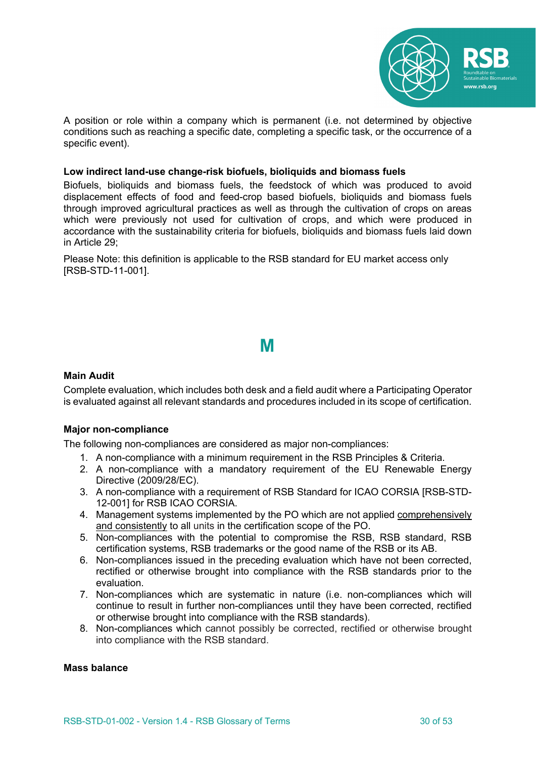A position or role within a company which is permanent (i.e. not determined by objective conditions such as reaching a specific date, completing a specific task, or the occurrence of a specific event).

**Low indirect land-use change-risk biofuels, bioliquids and biomass fuels**

Biofuels, bioliquids and biomass fuels, the feedstock of which was produced to avoid displacement effects of food and feed-crop based biofuels, bioliquids and biomass fuels through improved agricultural practices as well as through the cultivation of crops on areas which were previously not used for cultivation of crops, and which were produced in accordance with the sustainability criteria for biofuels, bioliquids and biomass fuels laid down in Article 29;

Please Note: this definition is applicable to the RSB standard for EU market access only [RSB-STD-11-001].

# M

**Main Audit**

Complete evaluation, which includes both desk and a field audit where a Participating Operator is evaluated against all relevant standards and procedures included in its scope of certification.

**Major non-compliance**

The following non-compliances are considered as major non-compliances:

1. A non-compliance with a minimum requirement in the RSB Principles & Criteria.
2. A non-compliance with a mandatory requirement of the EU Renewable Energy Directive (2009/28/EC).
3. A non-compliance with a requirement of RSB Standard for ICAO CORSIA [RSB-STD-12-001] for RSB ICAO CORSIA.
4. Management systems implemented by the PO which are not applied comprehensively and consistently to all units in the certification scope of the PO.
5. Non-compliances with the potential to compromise the RSB, RSB standard, RSB certification systems, RSB trademarks or the good name of the RSB or its AB.
6. Non-compliances issued in the preceding evaluation which have not been corrected, rectified or otherwise brought into compliance with the RSB standards prior to the evaluation.
7. Non-compliances which are systematic in nature (i.e. non-compliances which will continue to result in further non-compliances until they have been corrected, rectified or otherwise brought into compliance with the RSB standards).
8. Non-compliances which cannot possibly be corrected, rectified or otherwise brought into compliance with the RSB standard.

**Mass balance**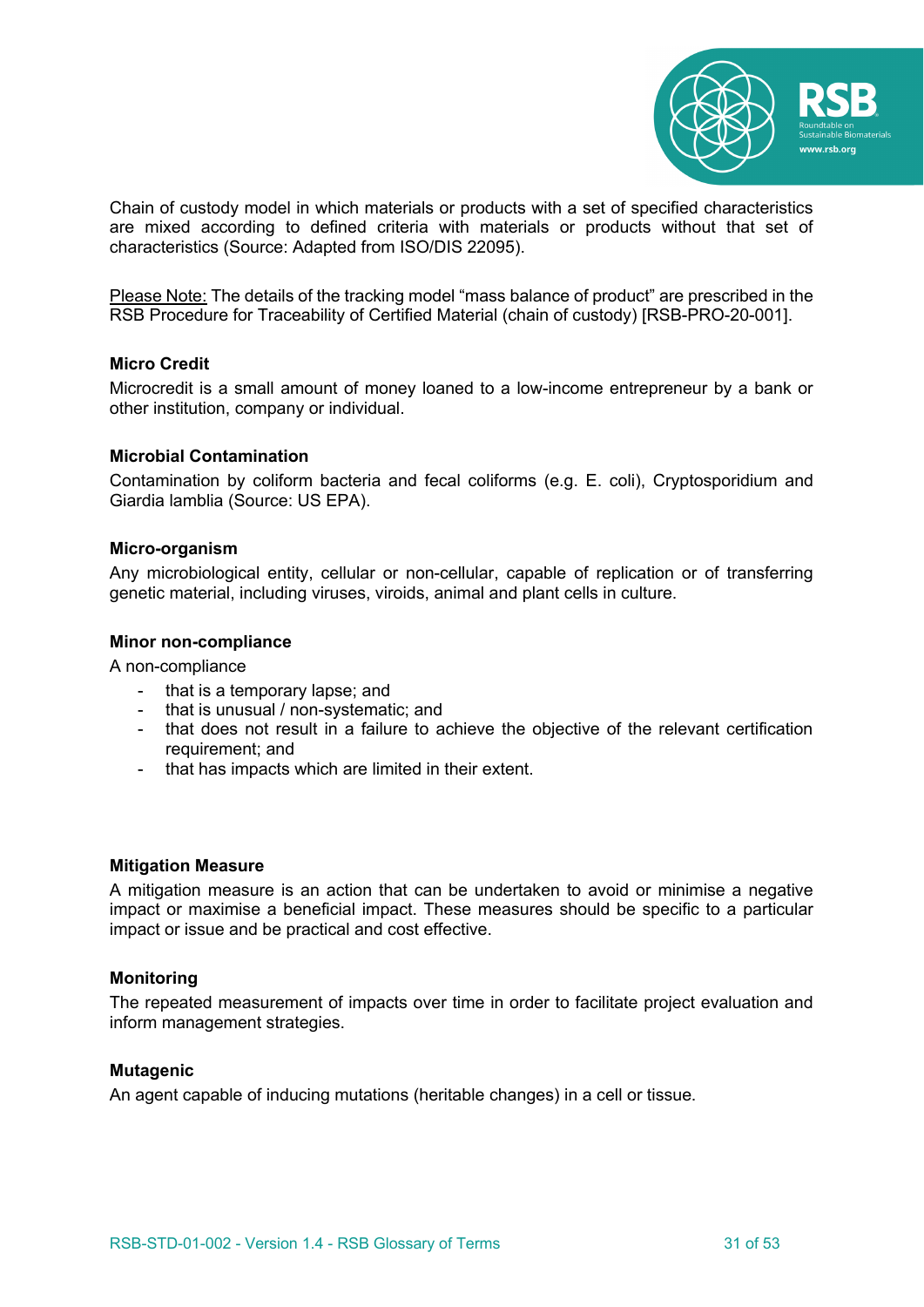Chain of custody model in which materials or products with a set of specified characteristics are mixed according to defined criteria with materials or products without that set of characteristics (Source: Adapted from ISO/DIS 22095).

Please Note: The details of the tracking model "mass balance of product" are prescribed in the RSB Procedure for Traceability of Certified Material (chain of custody) [RSB-PRO-20-001].

**Micro Credit**

Microcredit is a small amount of money loaned to a low-income entrepreneur by a bank or other institution, company or individual.

**Microbial Contamination**

Contamination by coliform bacteria and fecal coliforms (e.g. E. coli), Cryptosporidium and Giardia lamblia (Source: US EPA).

**Micro-organism**

Any microbiological entity, cellular or non-cellular, capable of replication or of transferring genetic material, including viruses, viroids, animal and plant cells in culture.

**Minor non-compliance**

A non-compliance

- that is a temporary lapse; and
- that is unusual / non-systematic; and
- that does not result in a failure to achieve the objective of the relevant certification requirement; and
- that has impacts which are limited in their extent.

**Mitigation Measure**

A mitigation measure is an action that can be undertaken to avoid or minimise a negative impact or maximise a beneficial impact. These measures should be specific to a particular impact or issue and be practical and cost effective.

**Monitoring**

The repeated measurement of impacts over time in order to facilitate project evaluation and inform management strategies.

**Mutagenic**

An agent capable of inducing mutations (heritable changes) in a cell or tissue.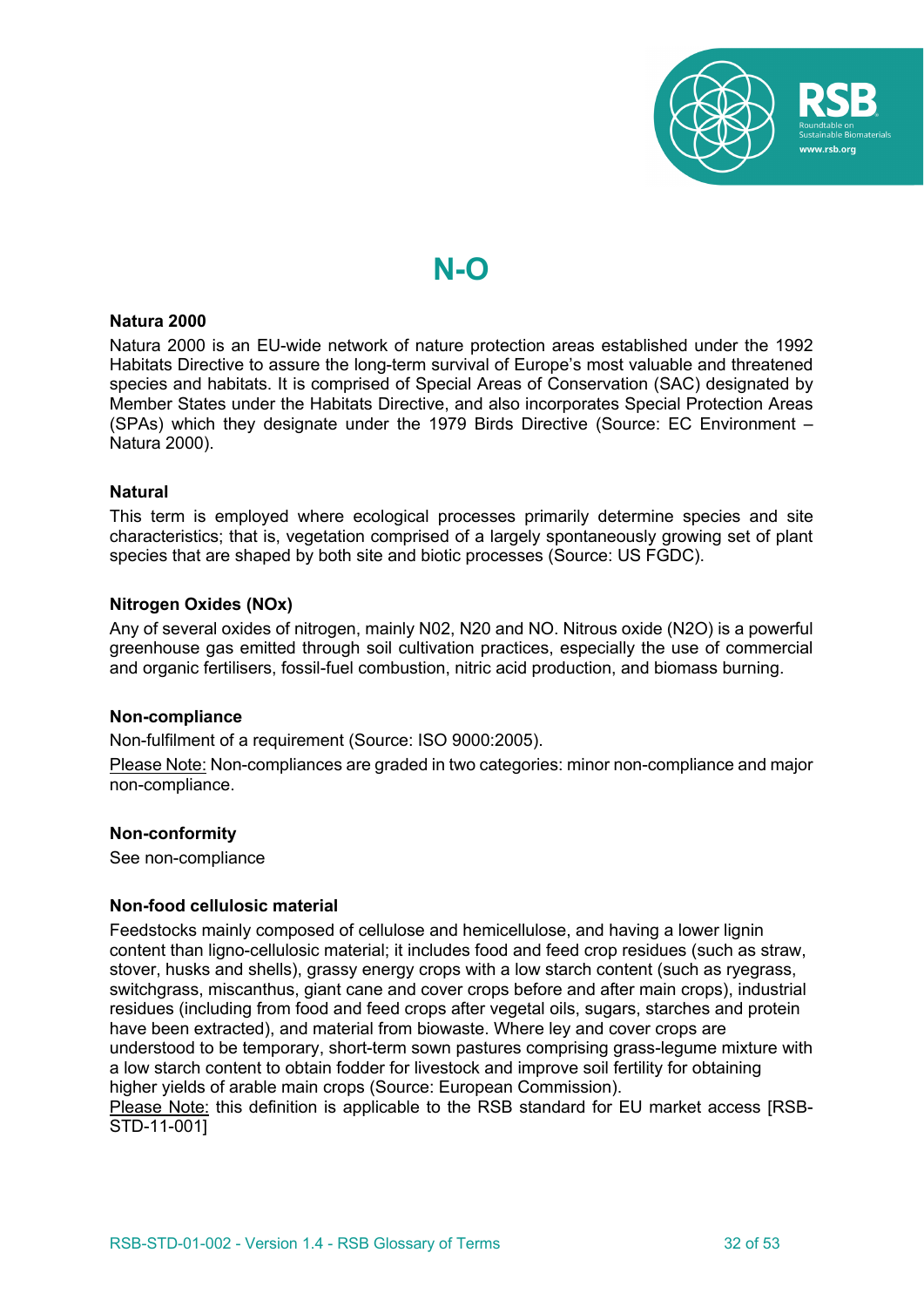# N-O

**Natura 2000**

Natura 2000 is an EU-wide network of nature protection areas established under the 1992 Habitats Directive to assure the long-term survival of Europe's most valuable and threatened species and habitats. It is comprised of Special Areas of Conservation (SAC) designated by Member States under the Habitats Directive, and also incorporates Special Protection Areas (SPAs) which they designate under the 1979 Birds Directive (Source: EC Environment – Natura 2000).

**Natural**

This term is employed where ecological processes primarily determine species and site characteristics; that is, vegetation comprised of a largely spontaneously growing set of plant species that are shaped by both site and biotic processes (Source: US FGDC).

**Nitrogen Oxides (NOx)**

Any of several oxides of nitrogen, mainly N02, N20 and NO. Nitrous oxide (N2O) is a powerful greenhouse gas emitted through soil cultivation practices, especially the use of commercial and organic fertilisers, fossil-fuel combustion, nitric acid production, and biomass burning.

**Non-compliance**

Non-fulfilment of a requirement (Source: ISO 9000:2005).

Please Note: Non-compliances are graded in two categories: minor non-compliance and major non-compliance.

**Non-conformity**

See non-compliance

**Non-food cellulosic material**

Feedstocks mainly composed of cellulose and hemicellulose, and having a lower lignin content than ligno-cellulosic material; it includes food and feed crop residues (such as straw, stover, husks and shells), grassy energy crops with a low starch content (such as ryegrass, switchgrass, miscanthus, giant cane and cover crops before and after main crops), industrial residues (including from food and feed crops after vegetal oils, sugars, starches and protein have been extracted), and material from biowaste. Where ley and cover crops are understood to be temporary, short-term sown pastures comprising grass-legume mixture with a low starch content to obtain fodder for livestock and improve soil fertility for obtaining higher yields of arable main crops (Source: European Commission).

Please Note: this definition is applicable to the RSB standard for EU market access [RSB-STD-11-001]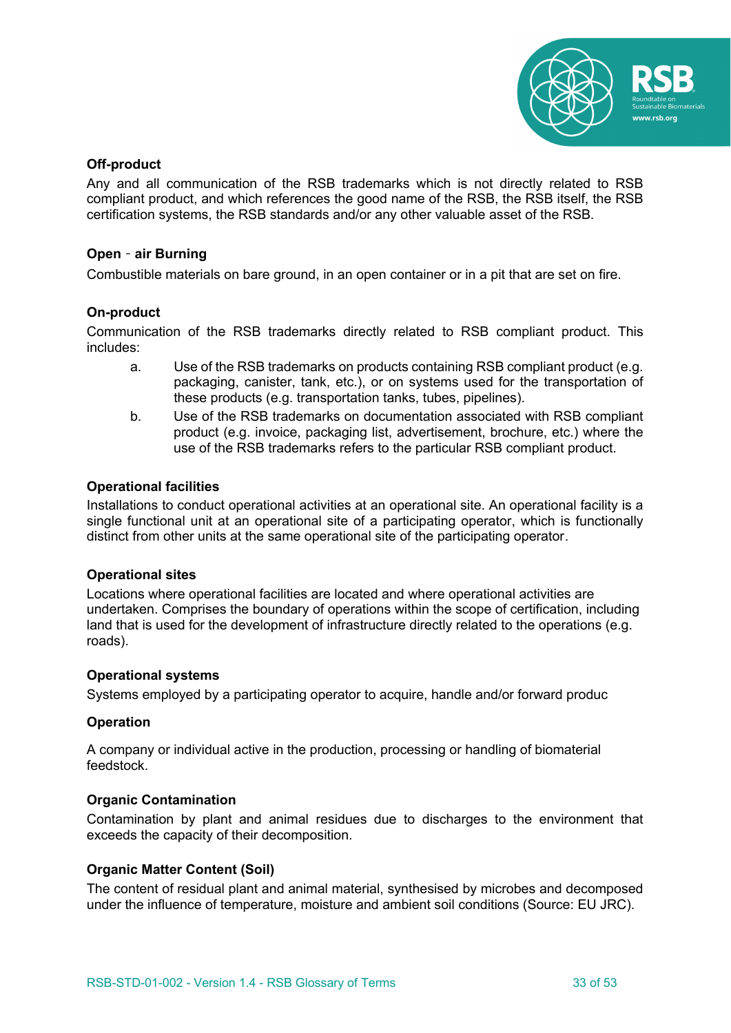**Off-product**

Any and all communication of the RSB trademarks which is not directly related to RSB compliant product, and which references the good name of the RSB, the RSB itself, the RSB certification systems, the RSB standards and/or any other valuable asset of the RSB.

**Open‐air Burning**

Combustible materials on bare ground, in an open container or in a pit that are set on fire.

**On-product**

Communication of the RSB trademarks directly related to RSB compliant product. This includes:

a. Use of the RSB trademarks on products containing RSB compliant product (e.g. packaging, canister, tank, etc.), or on systems used for the transportation of these products (e.g. transportation tanks, tubes, pipelines).

b. Use of the RSB trademarks on documentation associated with RSB compliant product (e.g. invoice, packaging list, advertisement, brochure, etc.) where the use of the RSB trademarks refers to the particular RSB compliant product.

**Operational facilities**

Installations to conduct operational activities at an operational site. An operational facility is a single functional unit at an operational site of a participating operator, which is functionally distinct from other units at the same operational site of the participating operator.

**Operational sites**

Locations where operational facilities are located and where operational activities are undertaken. Comprises the boundary of operations within the scope of certification, including land that is used for the development of infrastructure directly related to the operations (e.g. roads).

**Operational systems**

Systems employed by a participating operator to acquire, handle and/or forward produc

**Operation**

A company or individual active in the production, processing or handling of biomaterial feedstock.

**Organic Contamination**

Contamination by plant and animal residues due to discharges to the environment that exceeds the capacity of their decomposition.

**Organic Matter Content (Soil)**

The content of residual plant and animal material, synthesised by microbes and decomposed under the influence of temperature, moisture and ambient soil conditions (Source: EU JRC).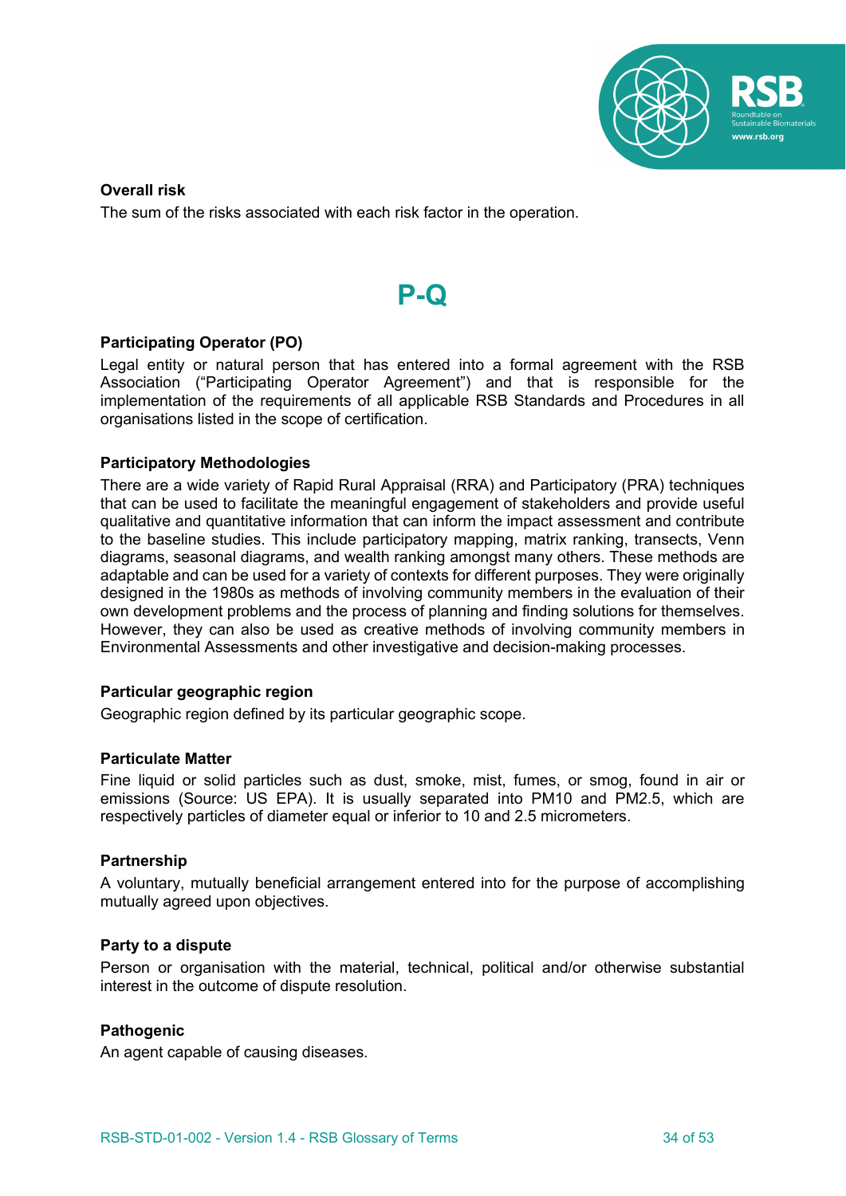**Overall risk**

The sum of the risks associated with each risk factor in the operation.

## P-Q

**Participating Operator (PO)**

Legal entity or natural person that has entered into a formal agreement with the RSB Association ("Participating Operator Agreement") and that is responsible for the implementation of the requirements of all applicable RSB Standards and Procedures in all organisations listed in the scope of certification.

**Participatory Methodologies**

There are a wide variety of Rapid Rural Appraisal (RRA) and Participatory (PRA) techniques that can be used to facilitate the meaningful engagement of stakeholders and provide useful qualitative and quantitative information that can inform the impact assessment and contribute to the baseline studies. This include participatory mapping, matrix ranking, transects, Venn diagrams, seasonal diagrams, and wealth ranking amongst many others. These methods are adaptable and can be used for a variety of contexts for different purposes. They were originally designed in the 1980s as methods of involving community members in the evaluation of their own development problems and the process of planning and finding solutions for themselves. However, they can also be used as creative methods of involving community members in Environmental Assessments and other investigative and decision-making processes.

**Particular geographic region**

Geographic region defined by its particular geographic scope.

**Particulate Matter**

Fine liquid or solid particles such as dust, smoke, mist, fumes, or smog, found in air or emissions (Source: US EPA). It is usually separated into PM10 and PM2.5, which are respectively particles of diameter equal or inferior to 10 and 2.5 micrometers.

**Partnership**

A voluntary, mutually beneficial arrangement entered into for the purpose of accomplishing mutually agreed upon objectives.

**Party to a dispute**

Person or organisation with the material, technical, political and/or otherwise substantial interest in the outcome of dispute resolution.

**Pathogenic**

An agent capable of causing diseases.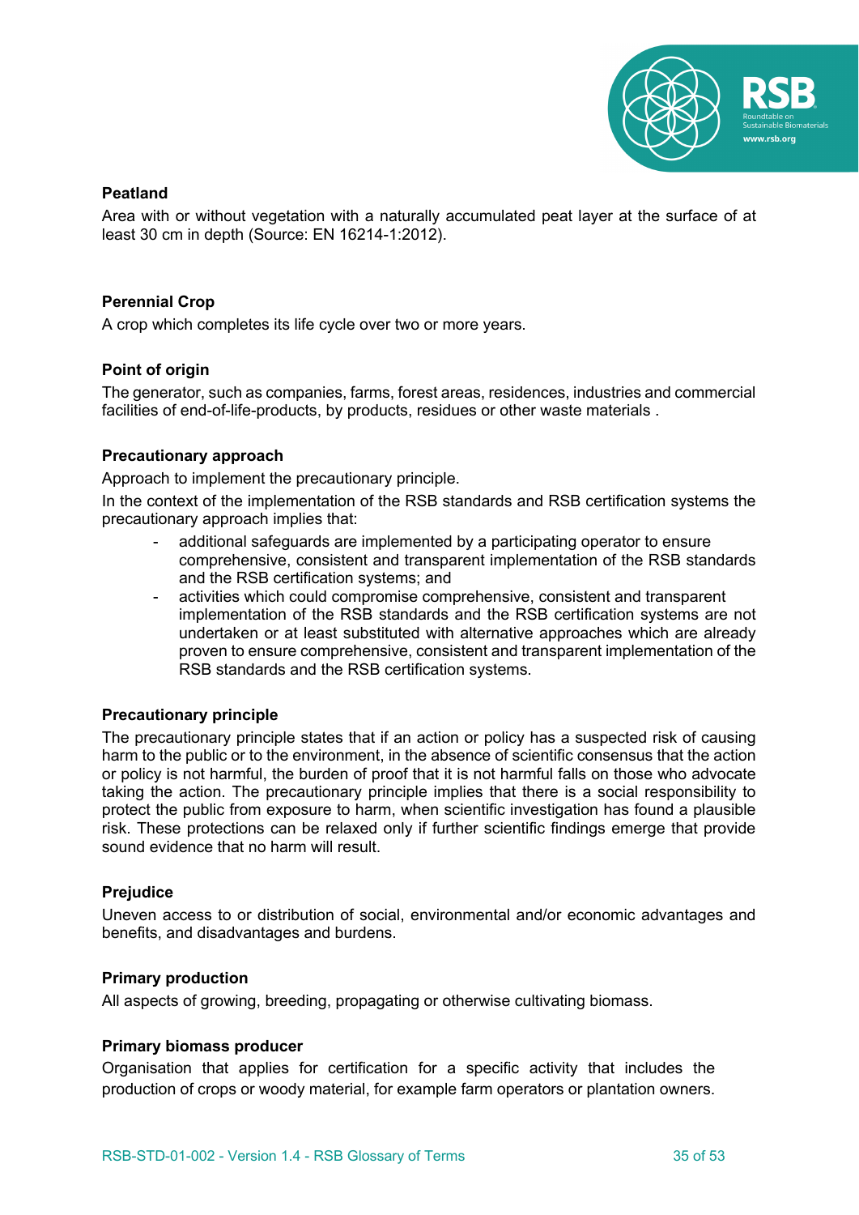**Peatland**

Area with or without vegetation with a naturally accumulated peat layer at the surface of at least 30 cm in depth (Source: EN 16214-1:2012).

**Perennial Crop**

A crop which completes its life cycle over two or more years.

**Point of origin**

The generator, such as companies, farms, forest areas, residences, industries and commercial facilities of end-of-life-products, by products, residues or other waste materials .

**Precautionary approach**

Approach to implement the precautionary principle.

In the context of the implementation of the RSB standards and RSB certification systems the precautionary approach implies that:

- additional safeguards are implemented by a participating operator to ensure comprehensive, consistent and transparent implementation of the RSB standards and the RSB certification systems; and
- activities which could compromise comprehensive, consistent and transparent implementation of the RSB standards and the RSB certification systems are not undertaken or at least substituted with alternative approaches which are already proven to ensure comprehensive, consistent and transparent implementation of the RSB standards and the RSB certification systems.

**Precautionary principle**

The precautionary principle states that if an action or policy has a suspected risk of causing harm to the public or to the environment, in the absence of scientific consensus that the action or policy is not harmful, the burden of proof that it is not harmful falls on those who advocate taking the action. The precautionary principle implies that there is a social responsibility to protect the public from exposure to harm, when scientific investigation has found a plausible risk. These protections can be relaxed only if further scientific findings emerge that provide sound evidence that no harm will result.

**Prejudice**

Uneven access to or distribution of social, environmental and/or economic advantages and benefits, and disadvantages and burdens.

**Primary production**

All aspects of growing, breeding, propagating or otherwise cultivating biomass.

**Primary biomass producer**

Organisation that applies for certification for a specific activity that includes the production of crops or woody material, for example farm operators or plantation owners.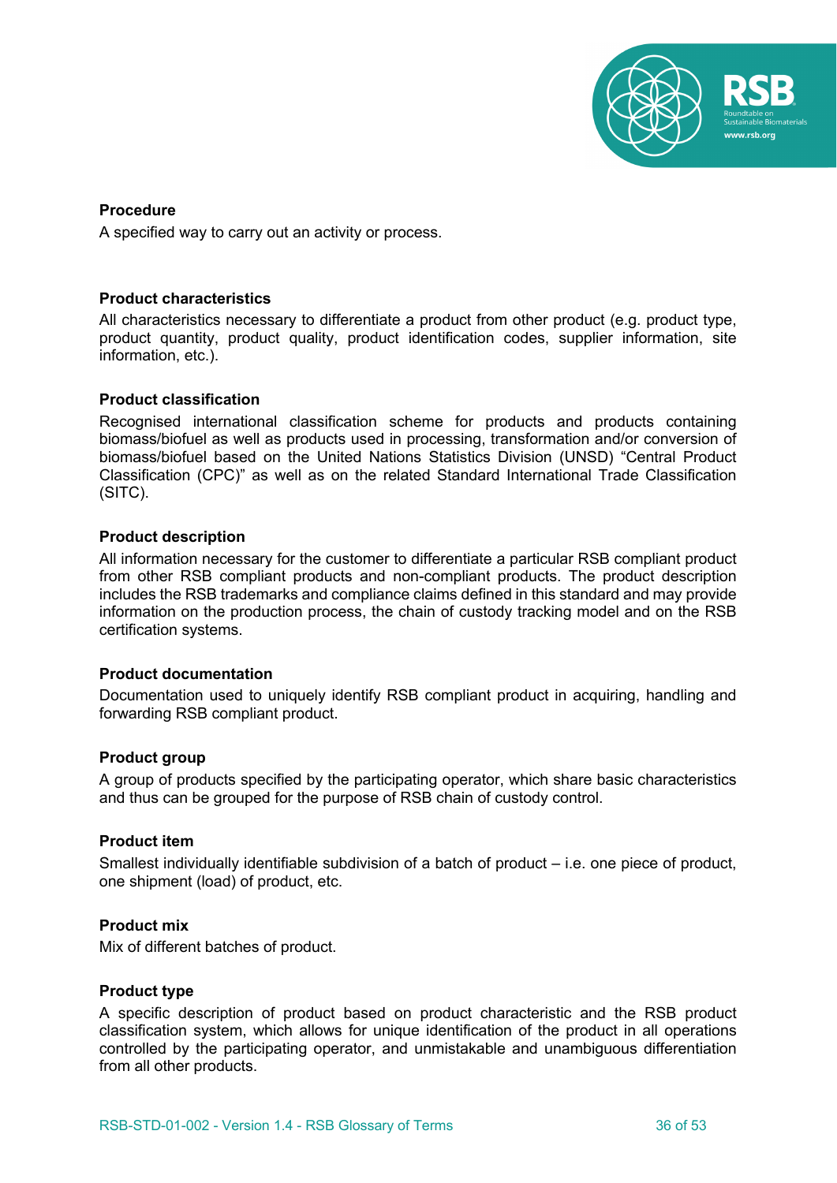**Procedure**

A specified way to carry out an activity or process.

**Product characteristics**

All characteristics necessary to differentiate a product from other product (e.g. product type, product quantity, product quality, product identification codes, supplier information, site information, etc.).

**Product classification**

Recognised international classification scheme for products and products containing biomass/biofuel as well as products used in processing, transformation and/or conversion of biomass/biofuel based on the United Nations Statistics Division (UNSD) "Central Product Classification (CPC)" as well as on the related Standard International Trade Classification (SITC).

**Product description**

All information necessary for the customer to differentiate a particular RSB compliant product from other RSB compliant products and non-compliant products. The product description includes the RSB trademarks and compliance claims defined in this standard and may provide information on the production process, the chain of custody tracking model and on the RSB certification systems.

**Product documentation**

Documentation used to uniquely identify RSB compliant product in acquiring, handling and forwarding RSB compliant product.

**Product group**

A group of products specified by the participating operator, which share basic characteristics and thus can be grouped for the purpose of RSB chain of custody control.

**Product item**

Smallest individually identifiable subdivision of a batch of product – i.e. one piece of product, one shipment (load) of product, etc.

**Product mix**

Mix of different batches of product.

**Product type**

A specific description of product based on product characteristic and the RSB product classification system, which allows for unique identification of the product in all operations controlled by the participating operator, and unmistakable and unambiguous differentiation from all other products.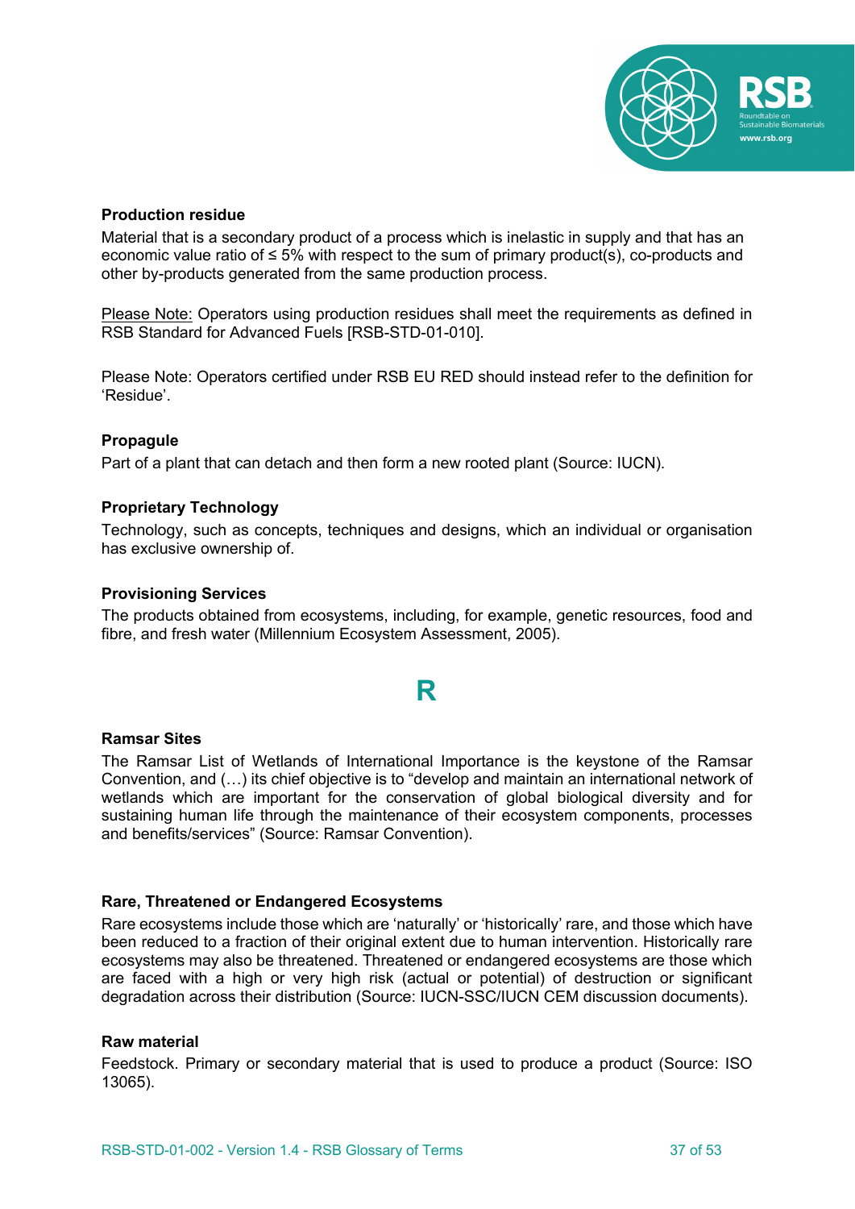**Production residue**

Material that is a secondary product of a process which is inelastic in supply and that has an economic value ratio of ≤ 5% with respect to the sum of primary product(s), co-products and other by-products generated from the same production process.

Please Note: Operators using production residues shall meet the requirements as defined in RSB Standard for Advanced Fuels [RSB-STD-01-010].

Please Note: Operators certified under RSB EU RED should instead refer to the definition for 'Residue'.

**Propagule**

Part of a plant that can detach and then form a new rooted plant (Source: IUCN).

**Proprietary Technology**

Technology, such as concepts, techniques and designs, which an individual or organisation has exclusive ownership of.

**Provisioning Services**

The products obtained from ecosystems, including, for example, genetic resources, food and fibre, and fresh water (Millennium Ecosystem Assessment, 2005).

## R

**Ramsar Sites**

The Ramsar List of Wetlands of International Importance is the keystone of the Ramsar Convention, and (…) its chief objective is to "develop and maintain an international network of wetlands which are important for the conservation of global biological diversity and for sustaining human life through the maintenance of their ecosystem components, processes and benefits/services" (Source: Ramsar Convention).

**Rare, Threatened or Endangered Ecosystems**

Rare ecosystems include those which are 'naturally' or 'historically' rare, and those which have been reduced to a fraction of their original extent due to human intervention. Historically rare ecosystems may also be threatened. Threatened or endangered ecosystems are those which are faced with a high or very high risk (actual or potential) of destruction or significant degradation across their distribution (Source: IUCN-SSC/IUCN CEM discussion documents).

**Raw material**

Feedstock. Primary or secondary material that is used to produce a product (Source: ISO 13065).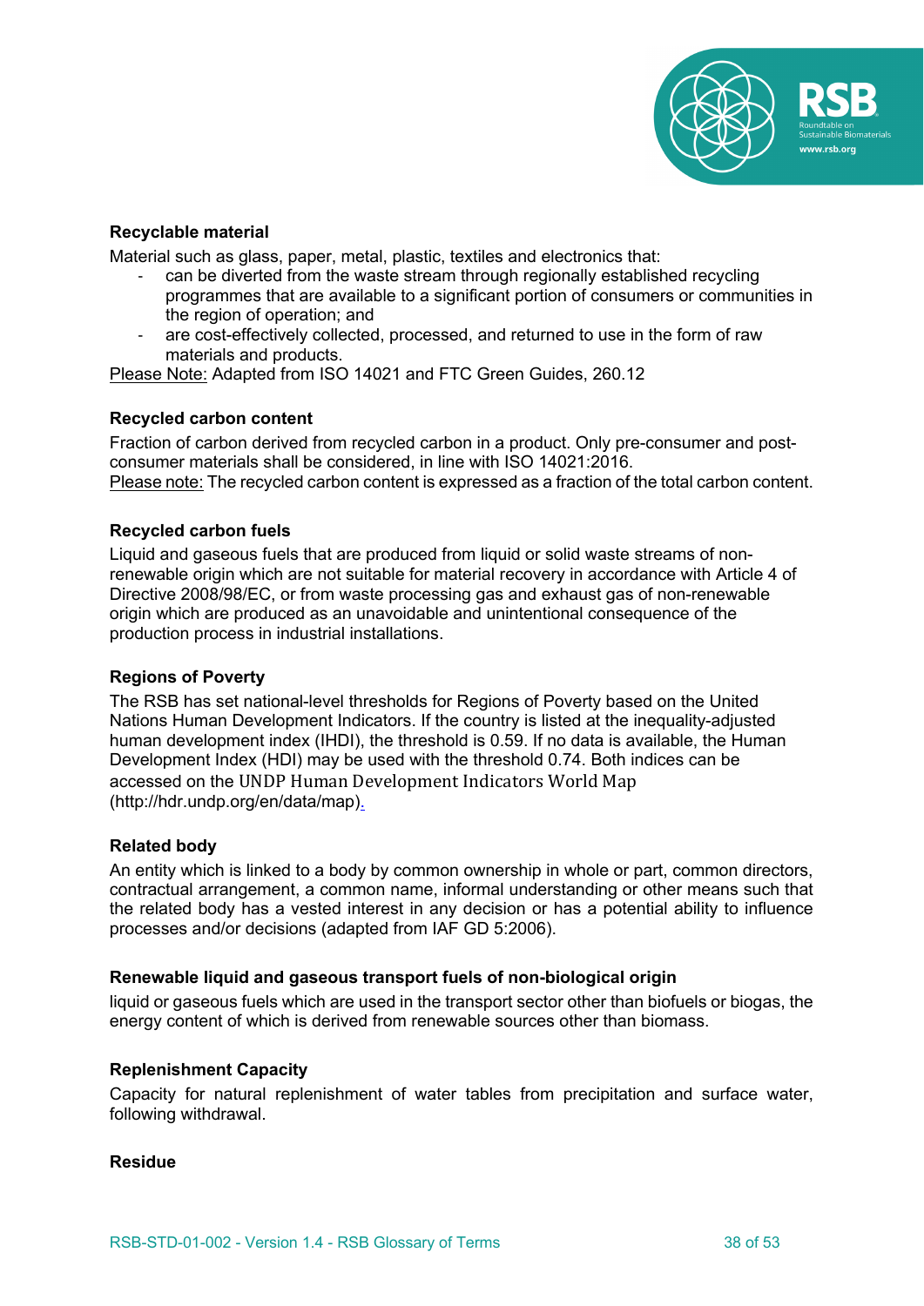**Recyclable material**

Material such as glass, paper, metal, plastic, textiles and electronics that:

- can be diverted from the waste stream through regionally established recycling programmes that are available to a significant portion of consumers or communities in the region of operation; and
- are cost-effectively collected, processed, and returned to use in the form of raw materials and products.

Please Note: Adapted from ISO 14021 and FTC Green Guides, 260.12

**Recycled carbon content**

Fraction of carbon derived from recycled carbon in a product. Only pre-consumer and post-consumer materials shall be considered, in line with ISO 14021:2016.
Please note: The recycled carbon content is expressed as a fraction of the total carbon content.

**Recycled carbon fuels**

Liquid and gaseous fuels that are produced from liquid or solid waste streams of non-renewable origin which are not suitable for material recovery in accordance with Article 4 of Directive 2008/98/EC, or from waste processing gas and exhaust gas of non-renewable origin which are produced as an unavoidable and unintentional consequence of the production process in industrial installations.

**Regions of Poverty**

The RSB has set national-level thresholds for Regions of Poverty based on the United Nations Human Development Indicators. If the country is listed at the inequality-adjusted human development index (IHDI), the threshold is 0.59. If no data is available, the Human Development Index (HDI) may be used with the threshold 0.74. Both indices can be accessed on the UNDP Human Development Indicators World Map (http://hdr.undp.org/en/data/map).

**Related body**

An entity which is linked to a body by common ownership in whole or part, common directors, contractual arrangement, a common name, informal understanding or other means such that the related body has a vested interest in any decision or has a potential ability to influence processes and/or decisions (adapted from IAF GD 5:2006).

**Renewable liquid and gaseous transport fuels of non-biological origin**

liquid or gaseous fuels which are used in the transport sector other than biofuels or biogas, the energy content of which is derived from renewable sources other than biomass.

**Replenishment Capacity**

Capacity for natural replenishment of water tables from precipitation and surface water, following withdrawal.

**Residue**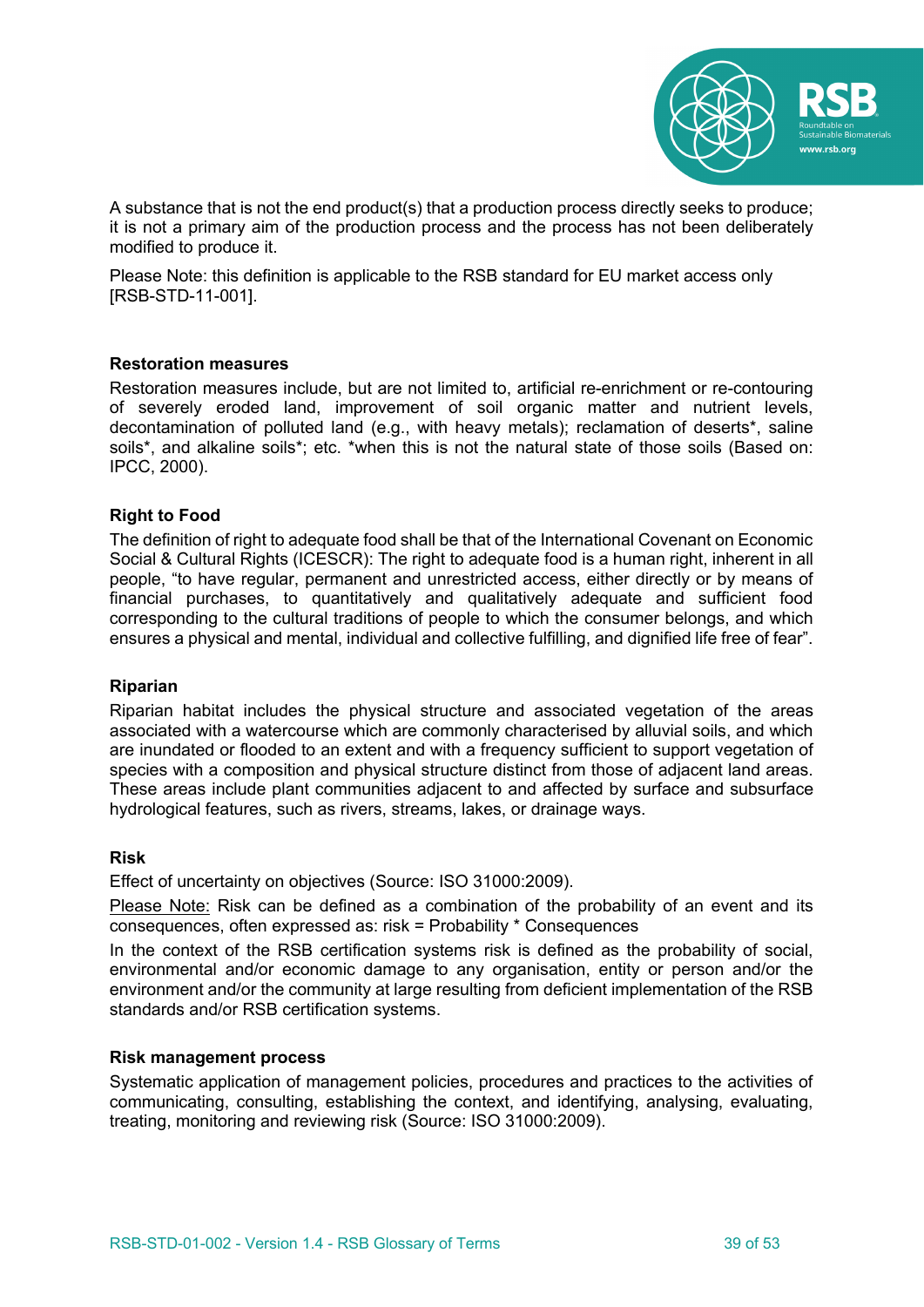A substance that is not the end product(s) that a production process directly seeks to produce; it is not a primary aim of the production process and the process has not been deliberately modified to produce it.

Please Note: this definition is applicable to the RSB standard for EU market access only [RSB-STD-11-001].

**Restoration measures**

Restoration measures include, but are not limited to, artificial re-enrichment or re-contouring of severely eroded land, improvement of soil organic matter and nutrient levels, decontamination of polluted land (e.g., with heavy metals); reclamation of deserts*, saline soils*, and alkaline soils*; etc. *when this is not the natural state of those soils (Based on: IPCC, 2000).

**Right to Food**

The definition of right to adequate food shall be that of the International Covenant on Economic Social & Cultural Rights (ICESCR): The right to adequate food is a human right, inherent in all people, "to have regular, permanent and unrestricted access, either directly or by means of financial purchases, to quantitatively and qualitatively adequate and sufficient food corresponding to the cultural traditions of people to which the consumer belongs, and which ensures a physical and mental, individual and collective fulfilling, and dignified life free of fear".

**Riparian**

Riparian habitat includes the physical structure and associated vegetation of the areas associated with a watercourse which are commonly characterised by alluvial soils, and which are inundated or flooded to an extent and with a frequency sufficient to support vegetation of species with a composition and physical structure distinct from those of adjacent land areas. These areas include plant communities adjacent to and affected by surface and subsurface hydrological features, such as rivers, streams, lakes, or drainage ways.

**Risk**

Effect of uncertainty on objectives (Source: ISO 31000:2009).

Please Note: Risk can be defined as a combination of the probability of an event and its consequences, often expressed as: risk = Probability * Consequences

In the context of the RSB certification systems risk is defined as the probability of social, environmental and/or economic damage to any organisation, entity or person and/or the environment and/or the community at large resulting from deficient implementation of the RSB standards and/or RSB certification systems.

**Risk management process**

Systematic application of management policies, procedures and practices to the activities of communicating, consulting, establishing the context, and identifying, analysing, evaluating, treating, monitoring and reviewing risk (Source: ISO 31000:2009).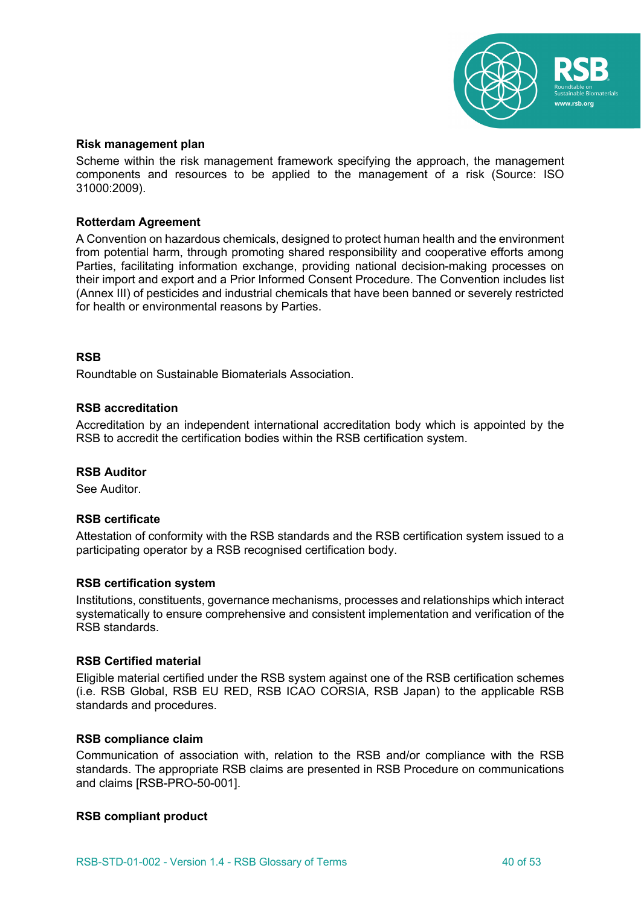**Risk management plan**

Scheme within the risk management framework specifying the approach, the management components and resources to be applied to the management of a risk (Source: ISO 31000:2009).

**Rotterdam Agreement**

A Convention on hazardous chemicals, designed to protect human health and the environment from potential harm, through promoting shared responsibility and cooperative efforts among Parties, facilitating information exchange, providing national decision-making processes on their import and export and a Prior Informed Consent Procedure. The Convention includes list (Annex III) of pesticides and industrial chemicals that have been banned or severely restricted for health or environmental reasons by Parties.

**RSB**

Roundtable on Sustainable Biomaterials Association.

**RSB accreditation**

Accreditation by an independent international accreditation body which is appointed by the RSB to accredit the certification bodies within the RSB certification system.

**RSB Auditor**

See Auditor.

**RSB certificate**

Attestation of conformity with the RSB standards and the RSB certification system issued to a participating operator by a RSB recognised certification body.

**RSB certification system**

Institutions, constituents, governance mechanisms, processes and relationships which interact systematically to ensure comprehensive and consistent implementation and verification of the RSB standards.

**RSB Certified material**

Eligible material certified under the RSB system against one of the RSB certification schemes (i.e. RSB Global, RSB EU RED, RSB ICAO CORSIA, RSB Japan) to the applicable RSB standards and procedures.

**RSB compliance claim**

Communication of association with, relation to the RSB and/or compliance with the RSB standards. The appropriate RSB claims are presented in RSB Procedure on communications and claims [RSB-PRO-50-001].

**RSB compliant product**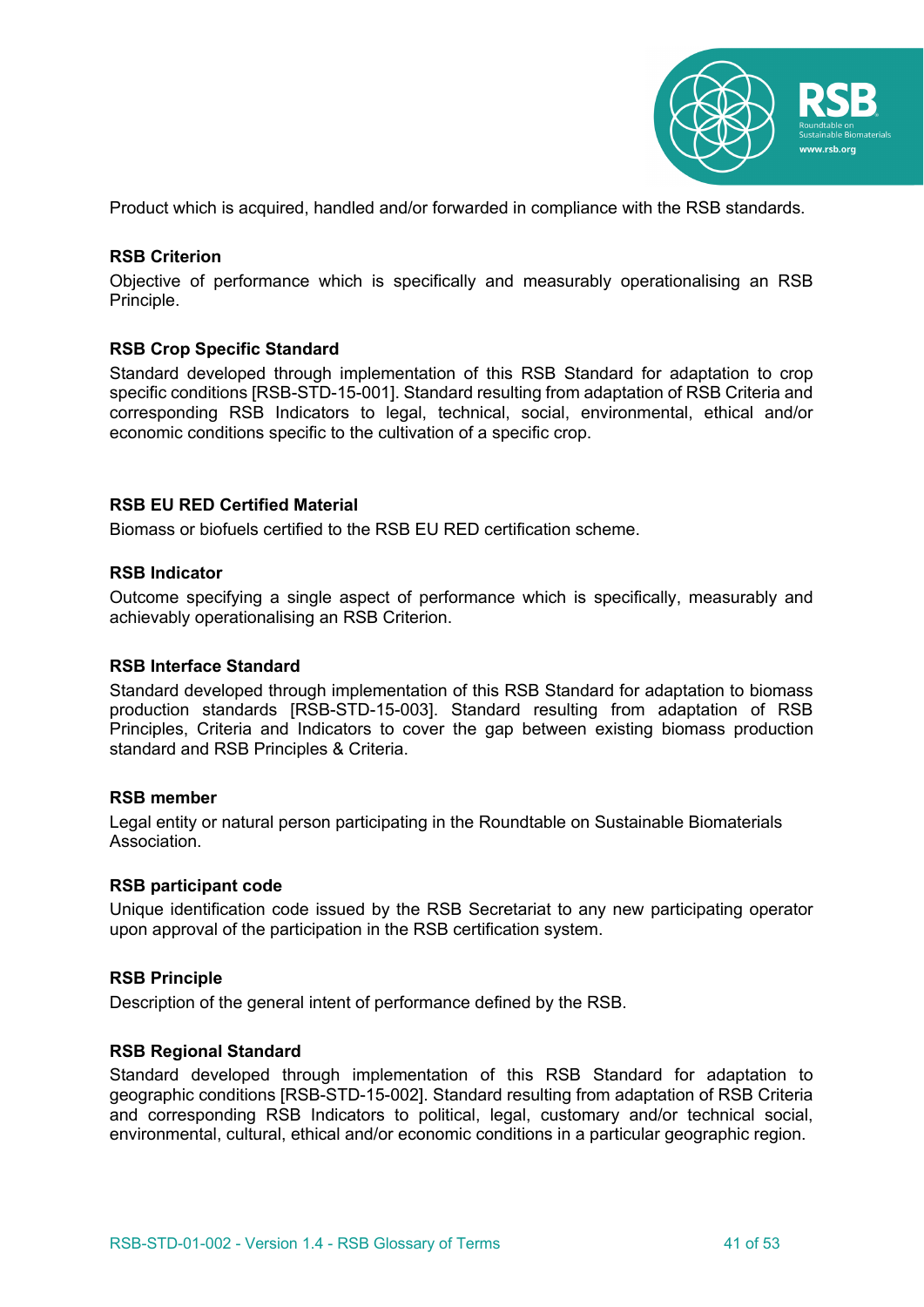Product which is acquired, handled and/or forwarded in compliance with the RSB standards.

**RSB Criterion**

Objective of performance which is specifically and measurably operationalising an RSB Principle.

**RSB Crop Specific Standard**

Standard developed through implementation of this RSB Standard for adaptation to crop specific conditions [RSB-STD-15-001]. Standard resulting from adaptation of RSB Criteria and corresponding RSB Indicators to legal, technical, social, environmental, ethical and/or economic conditions specific to the cultivation of a specific crop.

**RSB EU RED Certified Material**

Biomass or biofuels certified to the RSB EU RED certification scheme.

**RSB Indicator**

Outcome specifying a single aspect of performance which is specifically, measurably and achievably operationalising an RSB Criterion.

**RSB Interface Standard**

Standard developed through implementation of this RSB Standard for adaptation to biomass production standards [RSB-STD-15-003]. Standard resulting from adaptation of RSB Principles, Criteria and Indicators to cover the gap between existing biomass production standard and RSB Principles & Criteria.

**RSB member**

Legal entity or natural person participating in the Roundtable on Sustainable Biomaterials Association.

**RSB participant code**

Unique identification code issued by the RSB Secretariat to any new participating operator upon approval of the participation in the RSB certification system.

**RSB Principle**

Description of the general intent of performance defined by the RSB.

**RSB Regional Standard**

Standard developed through implementation of this RSB Standard for adaptation to geographic conditions [RSB-STD-15-002]. Standard resulting from adaptation of RSB Criteria and corresponding RSB Indicators to political, legal, customary and/or technical social, environmental, cultural, ethical and/or economic conditions in a particular geographic region.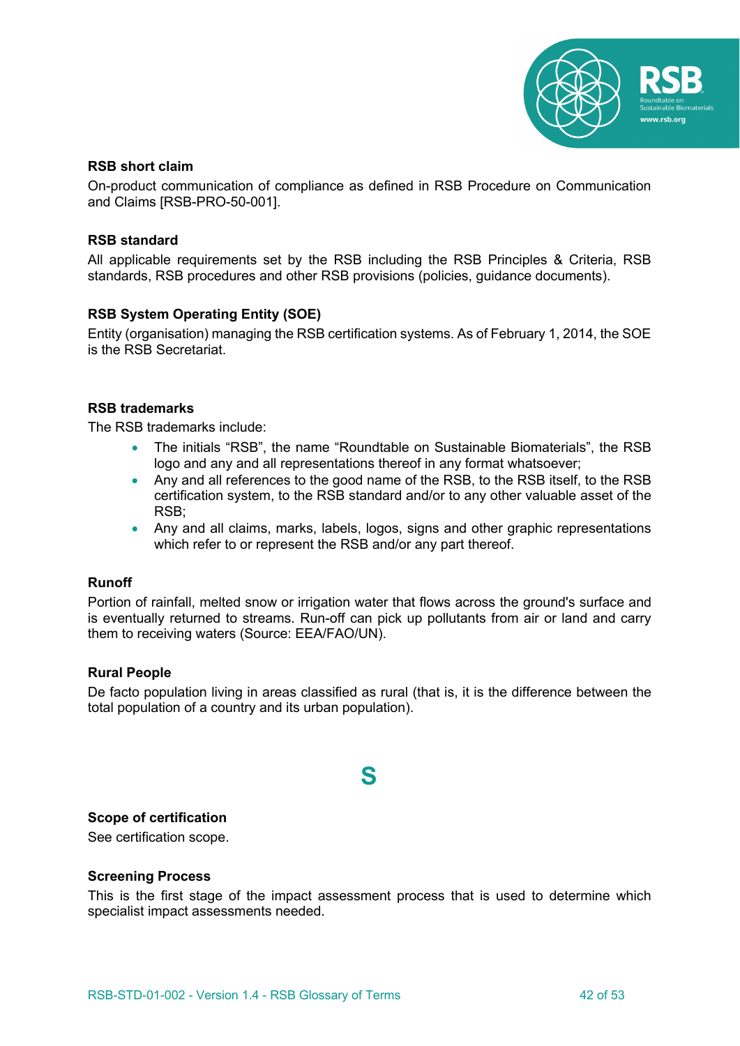**RSB short claim**

On-product communication of compliance as defined in RSB Procedure on Communication and Claims [RSB-PRO-50-001].

**RSB standard**

All applicable requirements set by the RSB including the RSB Principles & Criteria, RSB standards, RSB procedures and other RSB provisions (policies, guidance documents).

**RSB System Operating Entity (SOE)**

Entity (organisation) managing the RSB certification systems. As of February 1, 2014, the SOE is the RSB Secretariat.

**RSB trademarks**

The RSB trademarks include:

- The initials "RSB", the name "Roundtable on Sustainable Biomaterials", the RSB logo and any and all representations thereof in any format whatsoever;
- Any and all references to the good name of the RSB, to the RSB itself, to the RSB certification system, to the RSB standard and/or to any other valuable asset of the RSB;
- Any and all claims, marks, labels, logos, signs and other graphic representations which refer to or represent the RSB and/or any part thereof.

**Runoff**

Portion of rainfall, melted snow or irrigation water that flows across the ground's surface and is eventually returned to streams. Run-off can pick up pollutants from air or land and carry them to receiving waters (Source: EEA/FAO/UN).

**Rural People**

De facto population living in areas classified as rural (that is, it is the difference between the total population of a country and its urban population).

## S

**Scope of certification**

See certification scope.

**Screening Process**

This is the first stage of the impact assessment process that is used to determine which specialist impact assessments needed.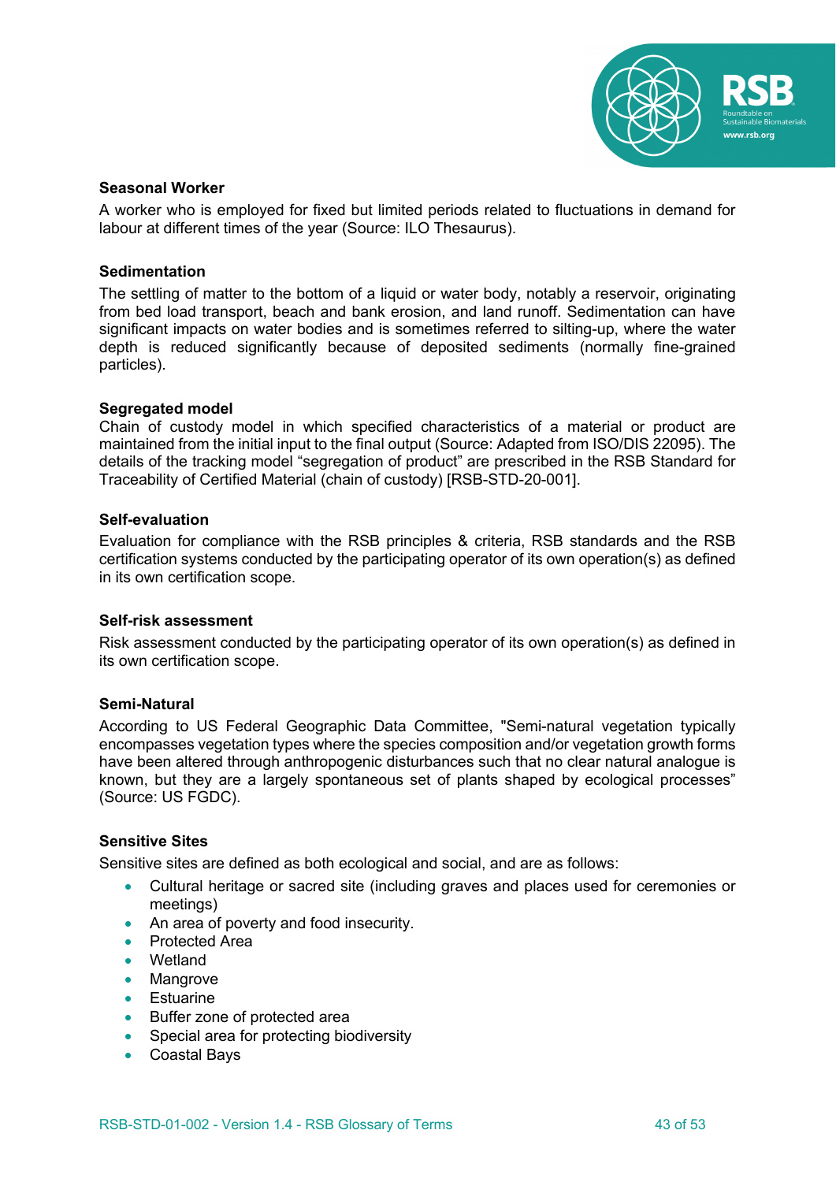**Seasonal Worker**

A worker who is employed for fixed but limited periods related to fluctuations in demand for labour at different times of the year (Source: ILO Thesaurus).

**Sedimentation**

The settling of matter to the bottom of a liquid or water body, notably a reservoir, originating from bed load transport, beach and bank erosion, and land runoff. Sedimentation can have significant impacts on water bodies and is sometimes referred to silting-up, where the water depth is reduced significantly because of deposited sediments (normally fine-grained particles).

**Segregated model**

Chain of custody model in which specified characteristics of a material or product are maintained from the initial input to the final output (Source: Adapted from ISO/DIS 22095). The details of the tracking model "segregation of product" are prescribed in the RSB Standard for Traceability of Certified Material (chain of custody) [RSB-STD-20-001].

**Self-evaluation**

Evaluation for compliance with the RSB principles & criteria, RSB standards and the RSB certification systems conducted by the participating operator of its own operation(s) as defined in its own certification scope.

**Self-risk assessment**

Risk assessment conducted by the participating operator of its own operation(s) as defined in its own certification scope.

**Semi-Natural**

According to US Federal Geographic Data Committee, "Semi-natural vegetation typically encompasses vegetation types where the species composition and/or vegetation growth forms have been altered through anthropogenic disturbances such that no clear natural analogue is known, but they are a largely spontaneous set of plants shaped by ecological processes" (Source: US FGDC).

**Sensitive Sites**

Sensitive sites are defined as both ecological and social, and are as follows:

- Cultural heritage or sacred site (including graves and places used for ceremonies or meetings)
- An area of poverty and food insecurity.
- Protected Area
- Wetland
- Mangrove
- Estuarine
- Buffer zone of protected area
- Special area for protecting biodiversity
- Coastal Bays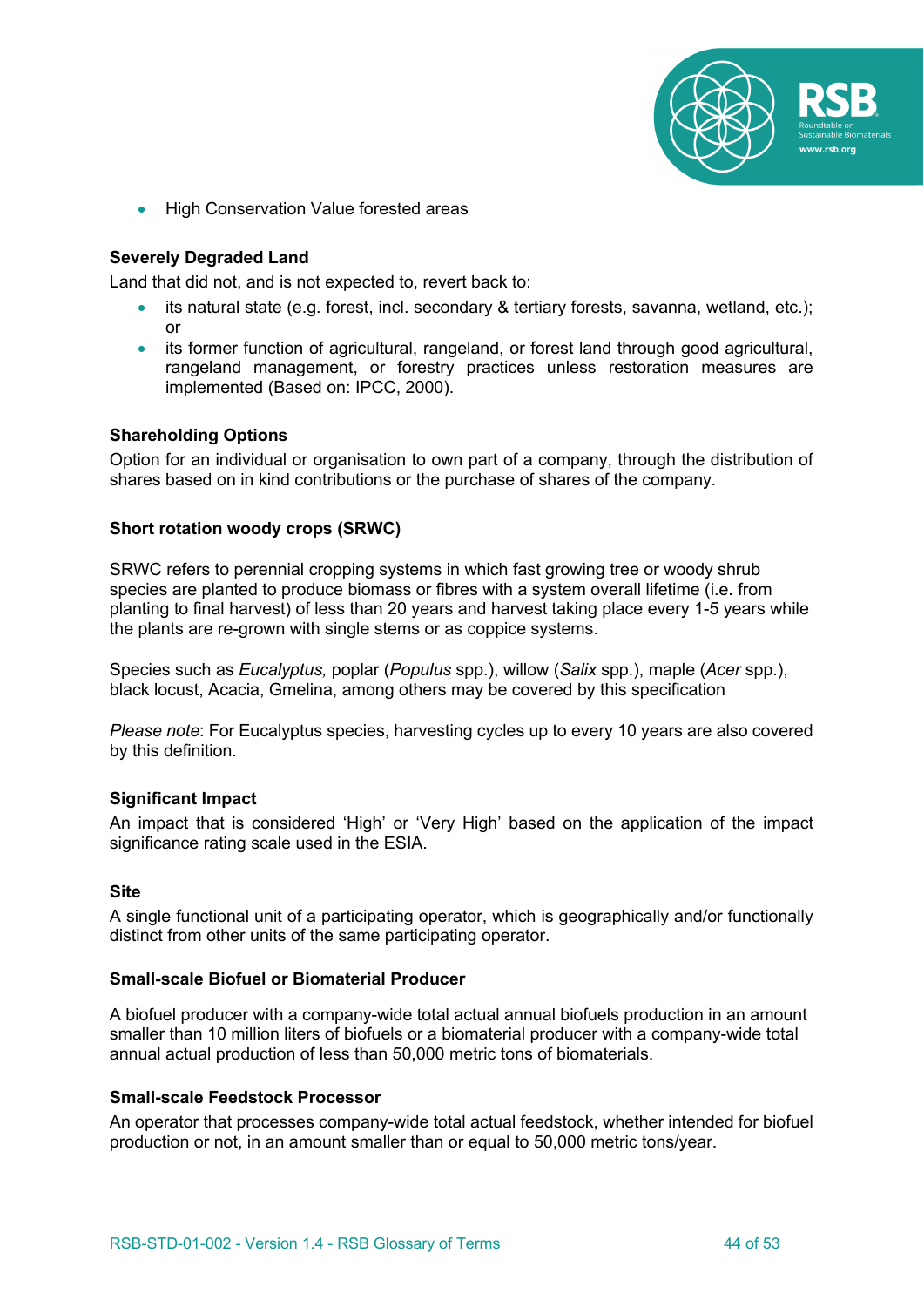- High Conservation Value forested areas

**Severely Degraded Land**

Land that did not, and is not expected to, revert back to:

- its natural state (e.g. forest, incl. secondary & tertiary forests, savanna, wetland, etc.); or
- its former function of agricultural, rangeland, or forest land through good agricultural, rangeland management, or forestry practices unless restoration measures are implemented (Based on: IPCC, 2000).

**Shareholding Options**

Option for an individual or organisation to own part of a company, through the distribution of shares based on in kind contributions or the purchase of shares of the company.

**Short rotation woody crops (SRWC)**

SRWC refers to perennial cropping systems in which fast growing tree or woody shrub species are planted to produce biomass or fibres with a system overall lifetime (i.e. from planting to final harvest) of less than 20 years and harvest taking place every 1-5 years while the plants are re-grown with single stems or as coppice systems.

Species such as *Eucalyptus,* poplar (*Populus* spp.), willow (*Salix* spp.), maple (*Acer* spp.), black locust, Acacia, Gmelina, among others may be covered by this specification

*Please note*: For Eucalyptus species, harvesting cycles up to every 10 years are also covered by this definition.

**Significant Impact**

An impact that is considered 'High' or 'Very High' based on the application of the impact significance rating scale used in the ESIA.

**Site**

A single functional unit of a participating operator, which is geographically and/or functionally distinct from other units of the same participating operator.

**Small-scale Biofuel or Biomaterial Producer**

A biofuel producer with a company-wide total actual annual biofuels production in an amount smaller than 10 million liters of biofuels or a biomaterial producer with a company-wide total annual actual production of less than 50,000 metric tons of biomaterials.

**Small-scale Feedstock Processor**

An operator that processes company-wide total actual feedstock, whether intended for biofuel production or not, in an amount smaller than or equal to 50,000 metric tons/year.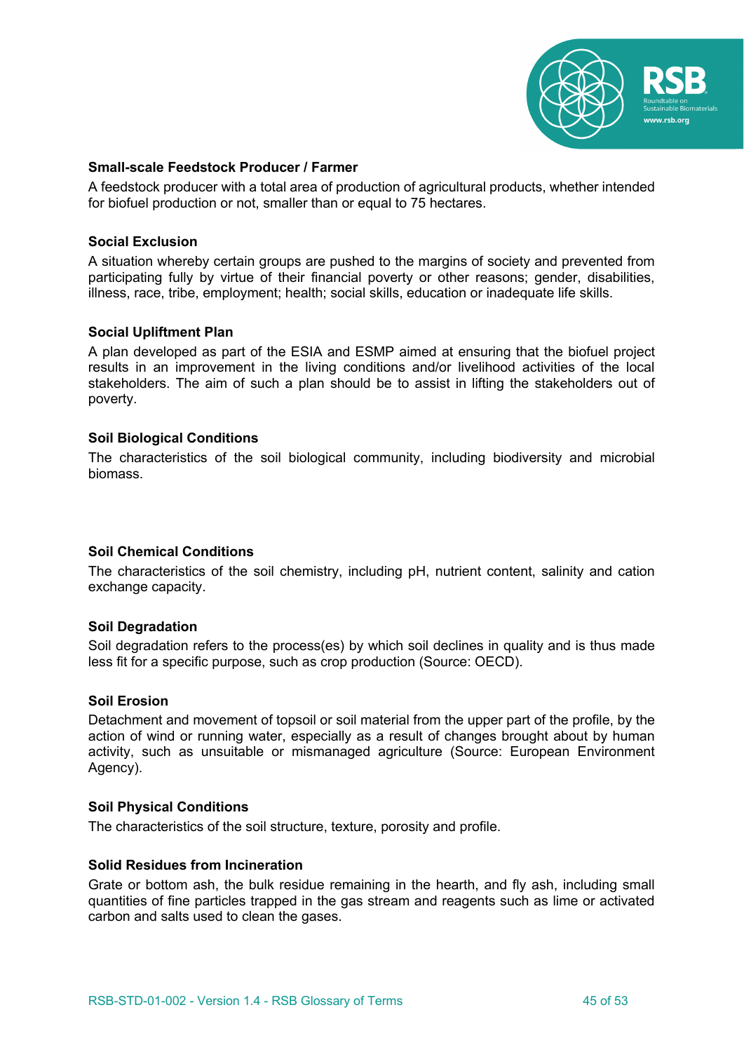**Small-scale Feedstock Producer / Farmer**

A feedstock producer with a total area of production of agricultural products, whether intended for biofuel production or not, smaller than or equal to 75 hectares.

**Social Exclusion**

A situation whereby certain groups are pushed to the margins of society and prevented from participating fully by virtue of their financial poverty or other reasons; gender, disabilities, illness, race, tribe, employment; health; social skills, education or inadequate life skills.

**Social Upliftment Plan**

A plan developed as part of the ESIA and ESMP aimed at ensuring that the biofuel project results in an improvement in the living conditions and/or livelihood activities of the local stakeholders. The aim of such a plan should be to assist in lifting the stakeholders out of poverty.

**Soil Biological Conditions**

The characteristics of the soil biological community, including biodiversity and microbial biomass.

**Soil Chemical Conditions**

The characteristics of the soil chemistry, including pH, nutrient content, salinity and cation exchange capacity.

**Soil Degradation**

Soil degradation refers to the process(es) by which soil declines in quality and is thus made less fit for a specific purpose, such as crop production (Source: OECD).

**Soil Erosion**

Detachment and movement of topsoil or soil material from the upper part of the profile, by the action of wind or running water, especially as a result of changes brought about by human activity, such as unsuitable or mismanaged agriculture (Source: European Environment Agency).

**Soil Physical Conditions**

The characteristics of the soil structure, texture, porosity and profile.

**Solid Residues from Incineration**

Grate or bottom ash, the bulk residue remaining in the hearth, and fly ash, including small quantities of fine particles trapped in the gas stream and reagents such as lime or activated carbon and salts used to clean the gases.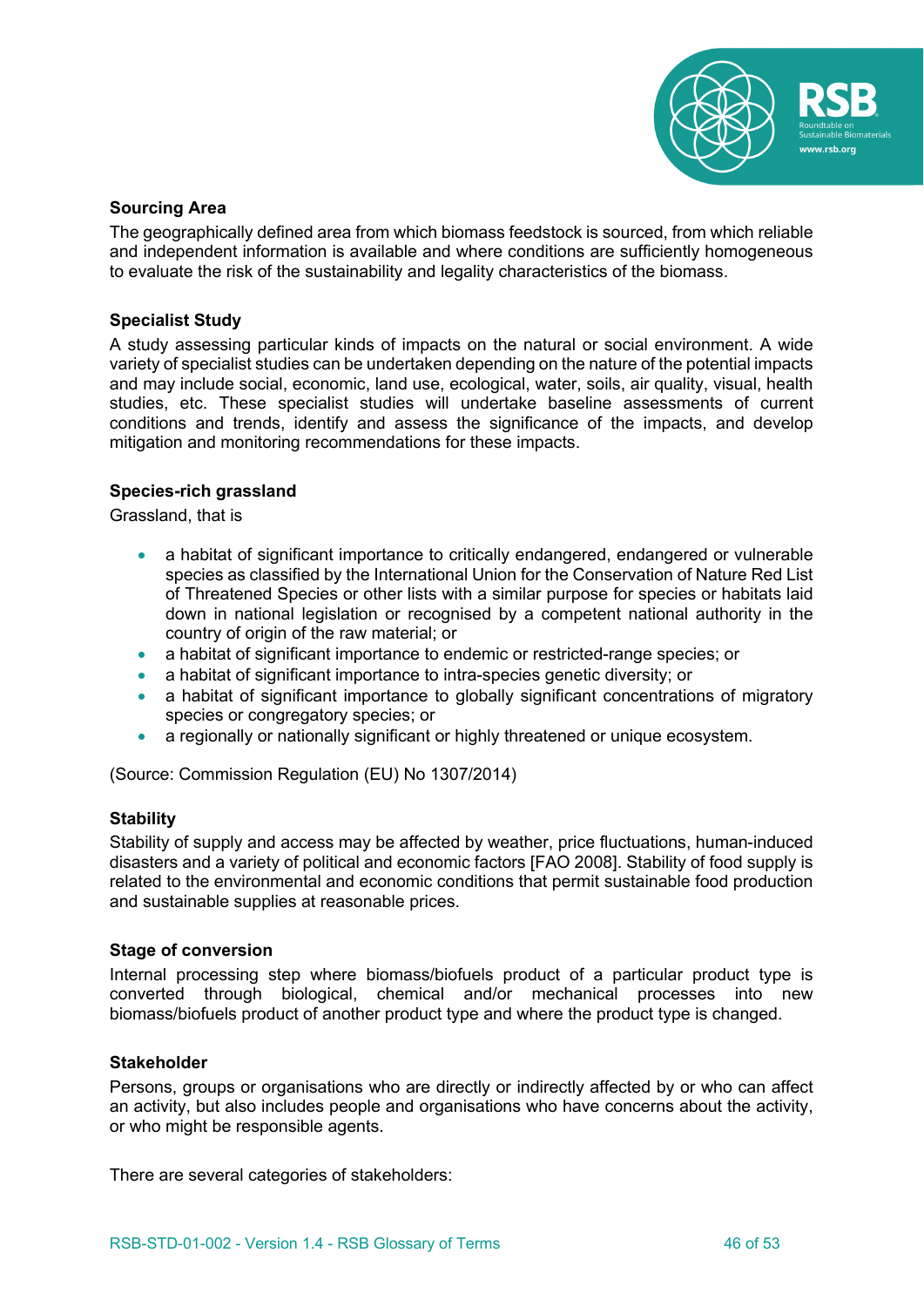**Sourcing Area**

The geographically defined area from which biomass feedstock is sourced, from which reliable and independent information is available and where conditions are sufficiently homogeneous to evaluate the risk of the sustainability and legality characteristics of the biomass.

**Specialist Study**

A study assessing particular kinds of impacts on the natural or social environment. A wide variety of specialist studies can be undertaken depending on the nature of the potential impacts and may include social, economic, land use, ecological, water, soils, air quality, visual, health studies, etc. These specialist studies will undertake baseline assessments of current conditions and trends, identify and assess the significance of the impacts, and develop mitigation and monitoring recommendations for these impacts.

**Species-rich grassland**

Grassland, that is

- a habitat of significant importance to critically endangered, endangered or vulnerable species as classified by the International Union for the Conservation of Nature Red List of Threatened Species or other lists with a similar purpose for species or habitats laid down in national legislation or recognised by a competent national authority in the country of origin of the raw material; or
- a habitat of significant importance to endemic or restricted-range species; or
- a habitat of significant importance to intra-species genetic diversity; or
- a habitat of significant importance to globally significant concentrations of migratory species or congregatory species; or
- a regionally or nationally significant or highly threatened or unique ecosystem.

(Source: Commission Regulation (EU) No 1307/2014)

**Stability**

Stability of supply and access may be affected by weather, price fluctuations, human-induced disasters and a variety of political and economic factors [FAO 2008]. Stability of food supply is related to the environmental and economic conditions that permit sustainable food production and sustainable supplies at reasonable prices.

**Stage of conversion**

Internal processing step where biomass/biofuels product of a particular product type is converted through biological, chemical and/or mechanical processes into new biomass/biofuels product of another product type and where the product type is changed.

**Stakeholder**

Persons, groups or organisations who are directly or indirectly affected by or who can affect an activity, but also includes people and organisations who have concerns about the activity, or who might be responsible agents.

There are several categories of stakeholders: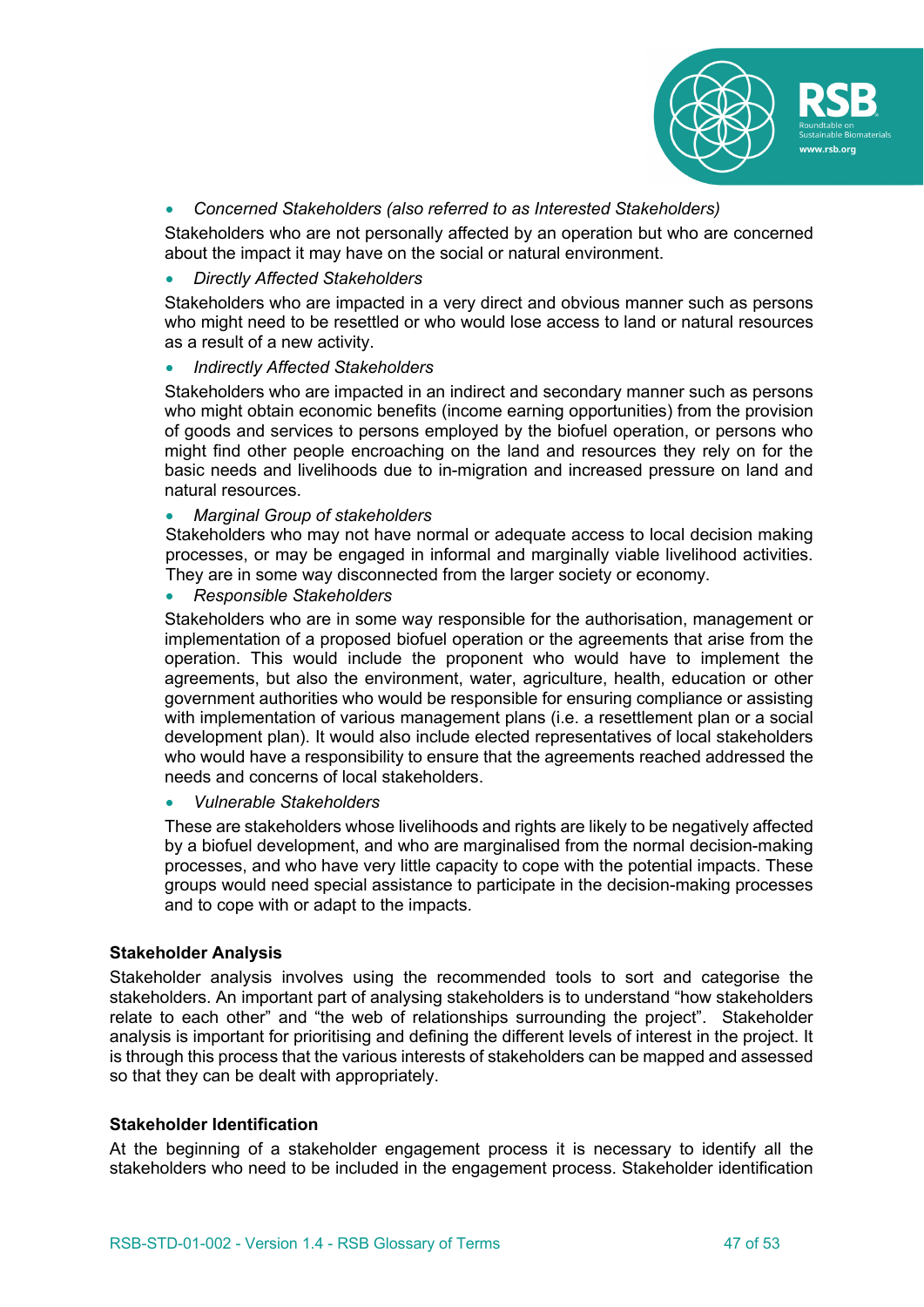- *Concerned Stakeholders (also referred to as Interested Stakeholders)*

  Stakeholders who are not personally affected by an operation but who are concerned about the impact it may have on the social or natural environment.

- *Directly Affected Stakeholders*

  Stakeholders who are impacted in a very direct and obvious manner such as persons who might need to be resettled or who would lose access to land or natural resources as a result of a new activity.

- *Indirectly Affected Stakeholders*

  Stakeholders who are impacted in an indirect and secondary manner such as persons who might obtain economic benefits (income earning opportunities) from the provision of goods and services to persons employed by the biofuel operation, or persons who might find other people encroaching on the land and resources they rely on for the basic needs and livelihoods due to in-migration and increased pressure on land and natural resources.

- *Marginal Group of stakeholders*

  Stakeholders who may not have normal or adequate access to local decision making processes, or may be engaged in informal and marginally viable livelihood activities. They are in some way disconnected from the larger society or economy.

- *Responsible Stakeholders*

  Stakeholders who are in some way responsible for the authorisation, management or implementation of a proposed biofuel operation or the agreements that arise from the operation. This would include the proponent who would have to implement the agreements, but also the environment, water, agriculture, health, education or other government authorities who would be responsible for ensuring compliance or assisting with implementation of various management plans (i.e. a resettlement plan or a social development plan). It would also include elected representatives of local stakeholders who would have a responsibility to ensure that the agreements reached addressed the needs and concerns of local stakeholders.

- *Vulnerable Stakeholders*

  These are stakeholders whose livelihoods and rights are likely to be negatively affected by a biofuel development, and who are marginalised from the normal decision-making processes, and who have very little capacity to cope with the potential impacts. These groups would need special assistance to participate in the decision-making processes and to cope with or adapt to the impacts.

**Stakeholder Analysis**

Stakeholder analysis involves using the recommended tools to sort and categorise the stakeholders. An important part of analysing stakeholders is to understand "how stakeholders relate to each other" and "the web of relationships surrounding the project". Stakeholder analysis is important for prioritising and defining the different levels of interest in the project. It is through this process that the various interests of stakeholders can be mapped and assessed so that they can be dealt with appropriately.

**Stakeholder Identification**

At the beginning of a stakeholder engagement process it is necessary to identify all the stakeholders who need to be included in the engagement process. Stakeholder identification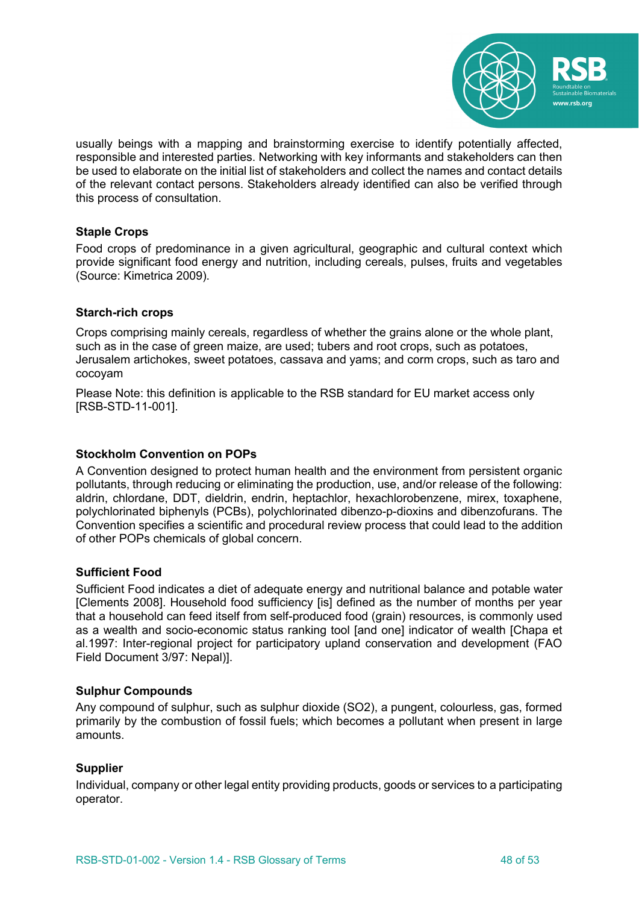usually beings with a mapping and brainstorming exercise to identify potentially affected, responsible and interested parties. Networking with key informants and stakeholders can then be used to elaborate on the initial list of stakeholders and collect the names and contact details of the relevant contact persons. Stakeholders already identified can also be verified through this process of consultation.

**Staple Crops**

Food crops of predominance in a given agricultural, geographic and cultural context which provide significant food energy and nutrition, including cereals, pulses, fruits and vegetables (Source: Kimetrica 2009).

**Starch-rich crops**

Crops comprising mainly cereals, regardless of whether the grains alone or the whole plant, such as in the case of green maize, are used; tubers and root crops, such as potatoes, Jerusalem artichokes, sweet potatoes, cassava and yams; and corm crops, such as taro and cocoyam

Please Note: this definition is applicable to the RSB standard for EU market access only [RSB-STD-11-001].

**Stockholm Convention on POPs**

A Convention designed to protect human health and the environment from persistent organic pollutants, through reducing or eliminating the production, use, and/or release of the following: aldrin, chlordane, DDT, dieldrin, endrin, heptachlor, hexachlorobenzene, mirex, toxaphene, polychlorinated biphenyls (PCBs), polychlorinated dibenzo-p-dioxins and dibenzofurans. The Convention specifies a scientific and procedural review process that could lead to the addition of other POPs chemicals of global concern.

**Sufficient Food**

Sufficient Food indicates a diet of adequate energy and nutritional balance and potable water [Clements 2008]. Household food sufficiency [is] defined as the number of months per year that a household can feed itself from self-produced food (grain) resources, is commonly used as a wealth and socio-economic status ranking tool [and one] indicator of wealth [Chapa et al.1997: Inter-regional project for participatory upland conservation and development (FAO Field Document 3/97: Nepal)].

**Sulphur Compounds**

Any compound of sulphur, such as sulphur dioxide ($SO_2$), a pungent, colourless, gas, formed primarily by the combustion of fossil fuels; which becomes a pollutant when present in large amounts.

**Supplier**

Individual, company or other legal entity providing products, goods or services to a participating operator.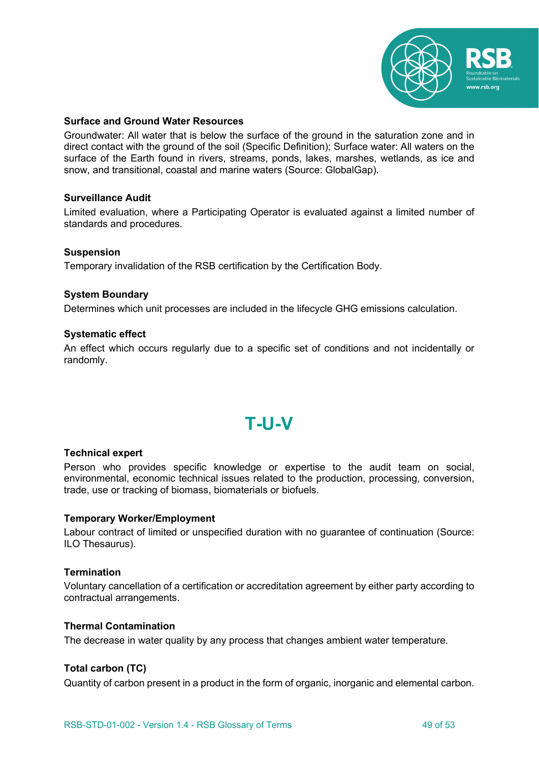**Surface and Ground Water Resources**

Groundwater: All water that is below the surface of the ground in the saturation zone and in direct contact with the ground of the soil (Specific Definition); Surface water: All waters on the surface of the Earth found in rivers, streams, ponds, lakes, marshes, wetlands, as ice and snow, and transitional, coastal and marine waters (Source: GlobalGap).

**Surveillance Audit**

Limited evaluation, where a Participating Operator is evaluated against a limited number of standards and procedures.

**Suspension**

Temporary invalidation of the RSB certification by the Certification Body.

**System Boundary**

Determines which unit processes are included in the lifecycle GHG emissions calculation.

**Systematic effect**

An effect which occurs regularly due to a specific set of conditions and not incidentally or randomly.

## T-U-V

**Technical expert**

Person who provides specific knowledge or expertise to the audit team on social, environmental, economic technical issues related to the production, processing, conversion, trade, use or tracking of biomass, biomaterials or biofuels.

**Temporary Worker/Employment**

Labour contract of limited or unspecified duration with no guarantee of continuation (Source: ILO Thesaurus).

**Termination**

Voluntary cancellation of a certification or accreditation agreement by either party according to contractual arrangements.

**Thermal Contamination**

The decrease in water quality by any process that changes ambient water temperature.

**Total carbon (TC)**

Quantity of carbon present in a product in the form of organic, inorganic and elemental carbon.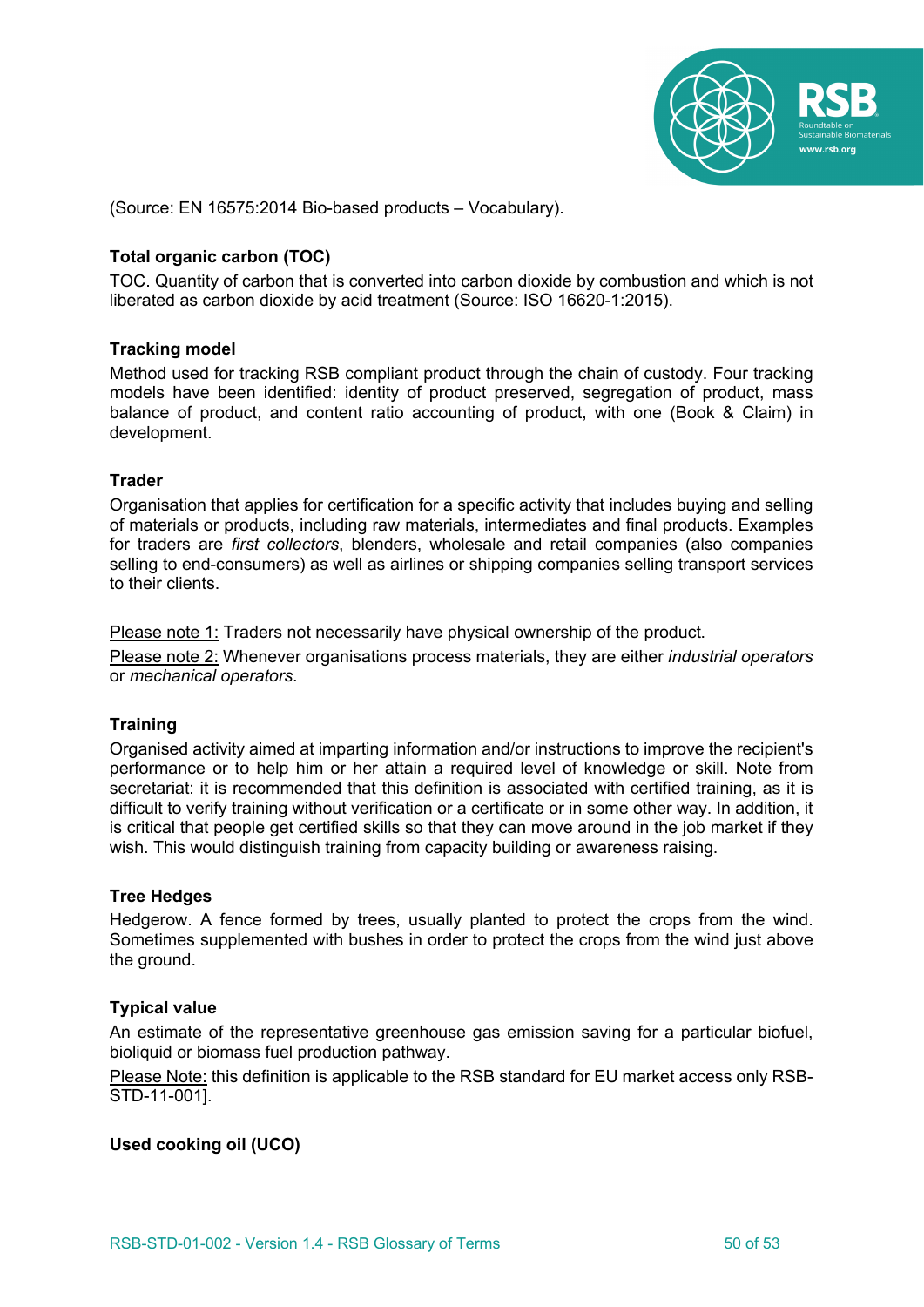(Source: EN 16575:2014 Bio-based products – Vocabulary).

**Total organic carbon (TOC)**

TOC. Quantity of carbon that is converted into carbon dioxide by combustion and which is not liberated as carbon dioxide by acid treatment (Source: ISO 16620-1:2015).

**Tracking model**

Method used for tracking RSB compliant product through the chain of custody. Four tracking models have been identified: identity of product preserved, segregation of product, mass balance of product, and content ratio accounting of product, with one (Book & Claim) in development.

**Trader**

Organisation that applies for certification for a specific activity that includes buying and selling of materials or products, including raw materials, intermediates and final products. Examples for traders are *first collectors*, blenders, wholesale and retail companies (also companies selling to end-consumers) as well as airlines or shipping companies selling transport services to their clients.

Please note 1: Traders not necessarily have physical ownership of the product.

Please note 2: Whenever organisations process materials, they are either *industrial operators* or *mechanical operators*.

**Training**

Organised activity aimed at imparting information and/or instructions to improve the recipient's performance or to help him or her attain a required level of knowledge or skill. Note from secretariat: it is recommended that this definition is associated with certified training, as it is difficult to verify training without verification or a certificate or in some other way. In addition, it is critical that people get certified skills so that they can move around in the job market if they wish. This would distinguish training from capacity building or awareness raising.

**Tree Hedges**

Hedgerow. A fence formed by trees, usually planted to protect the crops from the wind. Sometimes supplemented with bushes in order to protect the crops from the wind just above the ground.

**Typical value**

An estimate of the representative greenhouse gas emission saving for a particular biofuel, bioliquid or biomass fuel production pathway.

Please Note: this definition is applicable to the RSB standard for EU market access only RSB-STD-11-001].

**Used cooking oil (UCO)**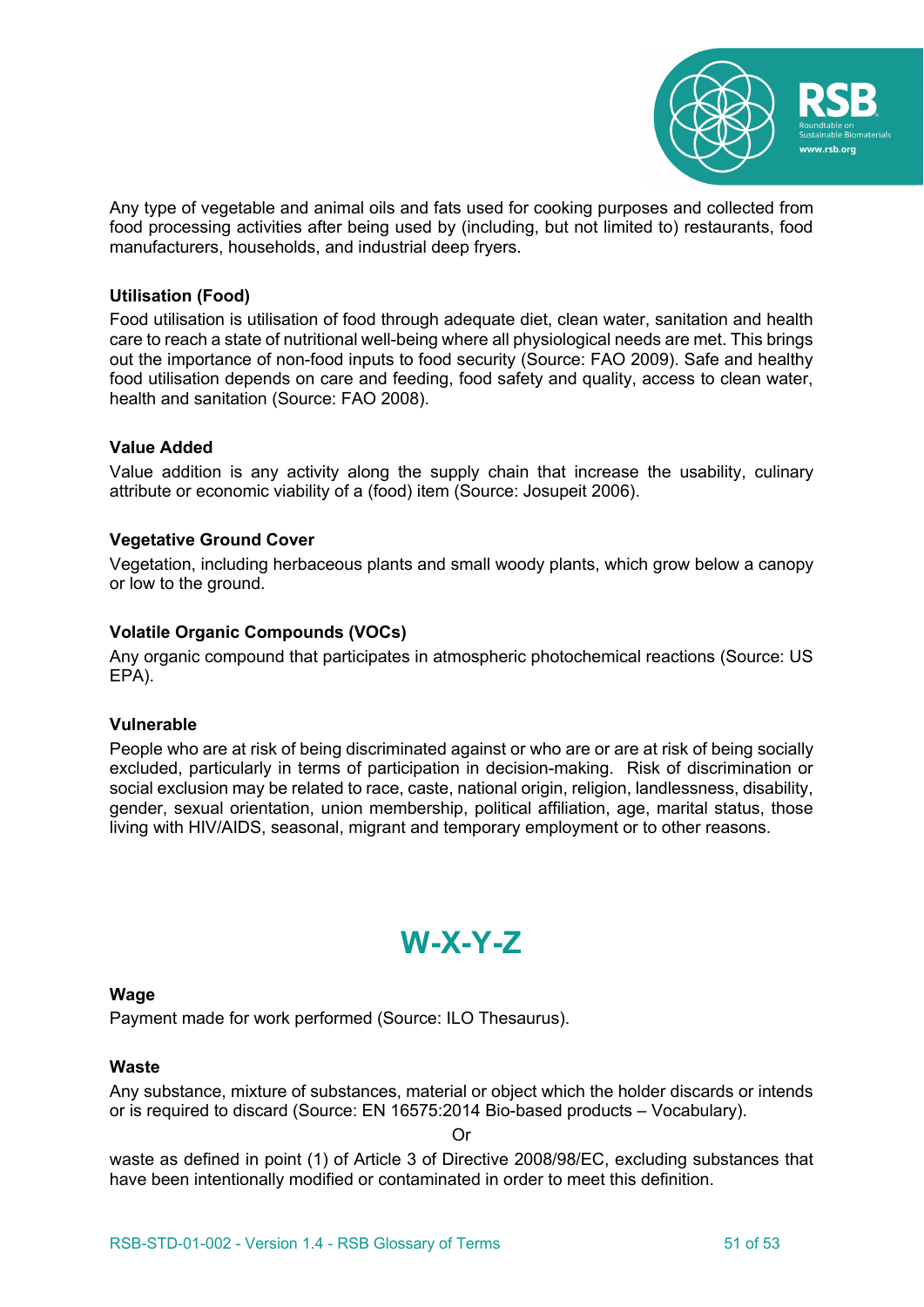Any type of vegetable and animal oils and fats used for cooking purposes and collected from food processing activities after being used by (including, but not limited to) restaurants, food manufacturers, households, and industrial deep fryers.

**Utilisation (Food)**

Food utilisation is utilisation of food through adequate diet, clean water, sanitation and health care to reach a state of nutritional well-being where all physiological needs are met. This brings out the importance of non-food inputs to food security (Source: FAO 2009). Safe and healthy food utilisation depends on care and feeding, food safety and quality, access to clean water, health and sanitation (Source: FAO 2008).

**Value Added**

Value addition is any activity along the supply chain that increase the usability, culinary attribute or economic viability of a (food) item (Source: Josupeit 2006).

**Vegetative Ground Cover**

Vegetation, including herbaceous plants and small woody plants, which grow below a canopy or low to the ground.

**Volatile Organic Compounds (VOCs)**

Any organic compound that participates in atmospheric photochemical reactions (Source: US EPA).

**Vulnerable**

People who are at risk of being discriminated against or who are or are at risk of being socially excluded, particularly in terms of participation in decision-making. Risk of discrimination or social exclusion may be related to race, caste, national origin, religion, landlessness, disability, gender, sexual orientation, union membership, political affiliation, age, marital status, those living with HIV/AIDS, seasonal, migrant and temporary employment or to other reasons.

## W-X-Y-Z

**Wage**

Payment made for work performed (Source: ILO Thesaurus).

**Waste**

Any substance, mixture of substances, material or object which the holder discards or intends or is required to discard (Source: EN 16575:2014 Bio-based products – Vocabulary).

Or

waste as defined in point (1) of Article 3 of Directive 2008/98/EC, excluding substances that have been intentionally modified or contaminated in order to meet this definition.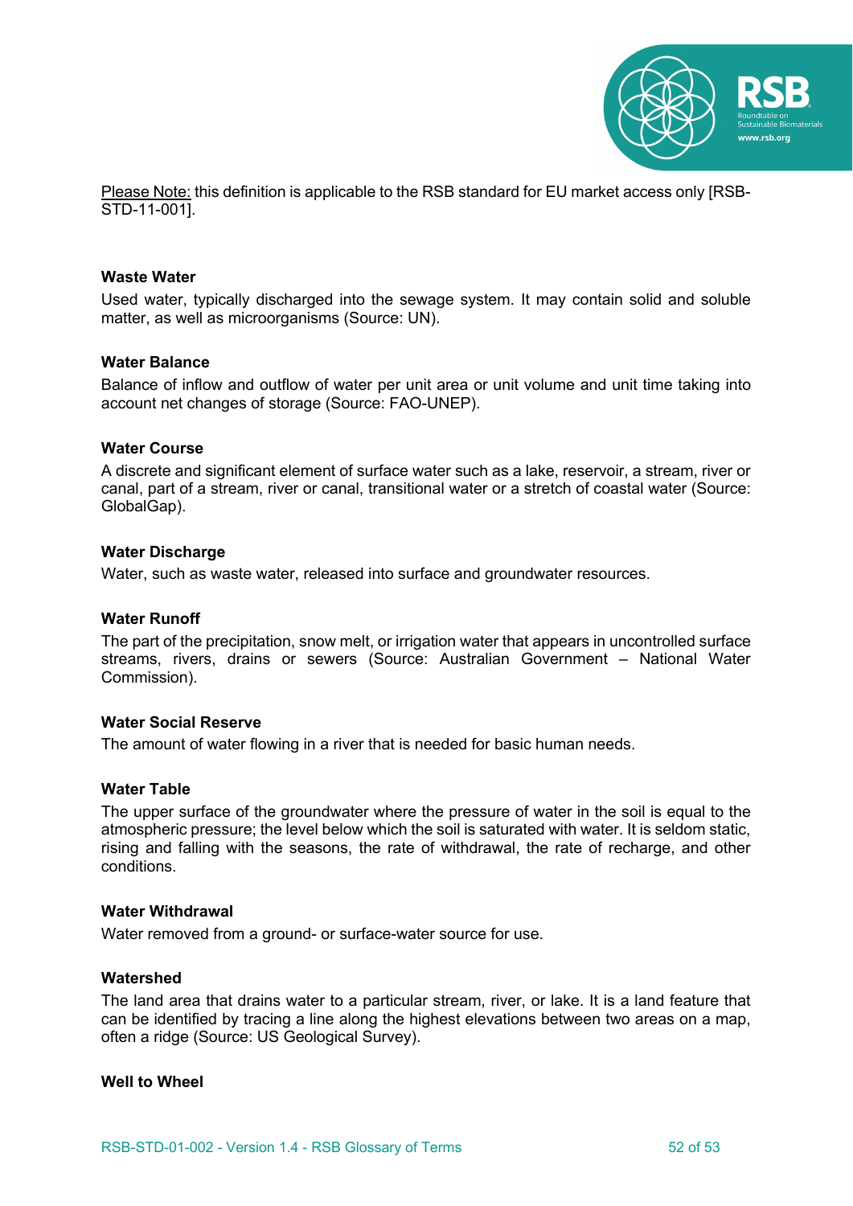<u>Please Note:</u> this definition is applicable to the RSB standard for EU market access only [RSB-STD-11-001].

**Waste Water**

Used water, typically discharged into the sewage system. It may contain solid and soluble matter, as well as microorganisms (Source: UN).

**Water Balance**

Balance of inflow and outflow of water per unit area or unit volume and unit time taking into account net changes of storage (Source: FAO-UNEP).

**Water Course**

A discrete and significant element of surface water such as a lake, reservoir, a stream, river or canal, part of a stream, river or canal, transitional water or a stretch of coastal water (Source: GlobalGap).

**Water Discharge**

Water, such as waste water, released into surface and groundwater resources.

**Water Runoff**

The part of the precipitation, snow melt, or irrigation water that appears in uncontrolled surface streams, rivers, drains or sewers (Source: Australian Government – National Water Commission).

**Water Social Reserve**

The amount of water flowing in a river that is needed for basic human needs.

**Water Table**

The upper surface of the groundwater where the pressure of water in the soil is equal to the atmospheric pressure; the level below which the soil is saturated with water. It is seldom static, rising and falling with the seasons, the rate of withdrawal, the rate of recharge, and other conditions.

**Water Withdrawal**

Water removed from a ground- or surface-water source for use.

**Watershed**

The land area that drains water to a particular stream, river, or lake. It is a land feature that can be identified by tracing a line along the highest elevations between two areas on a map, often a ridge (Source: US Geological Survey).

**Well to Wheel**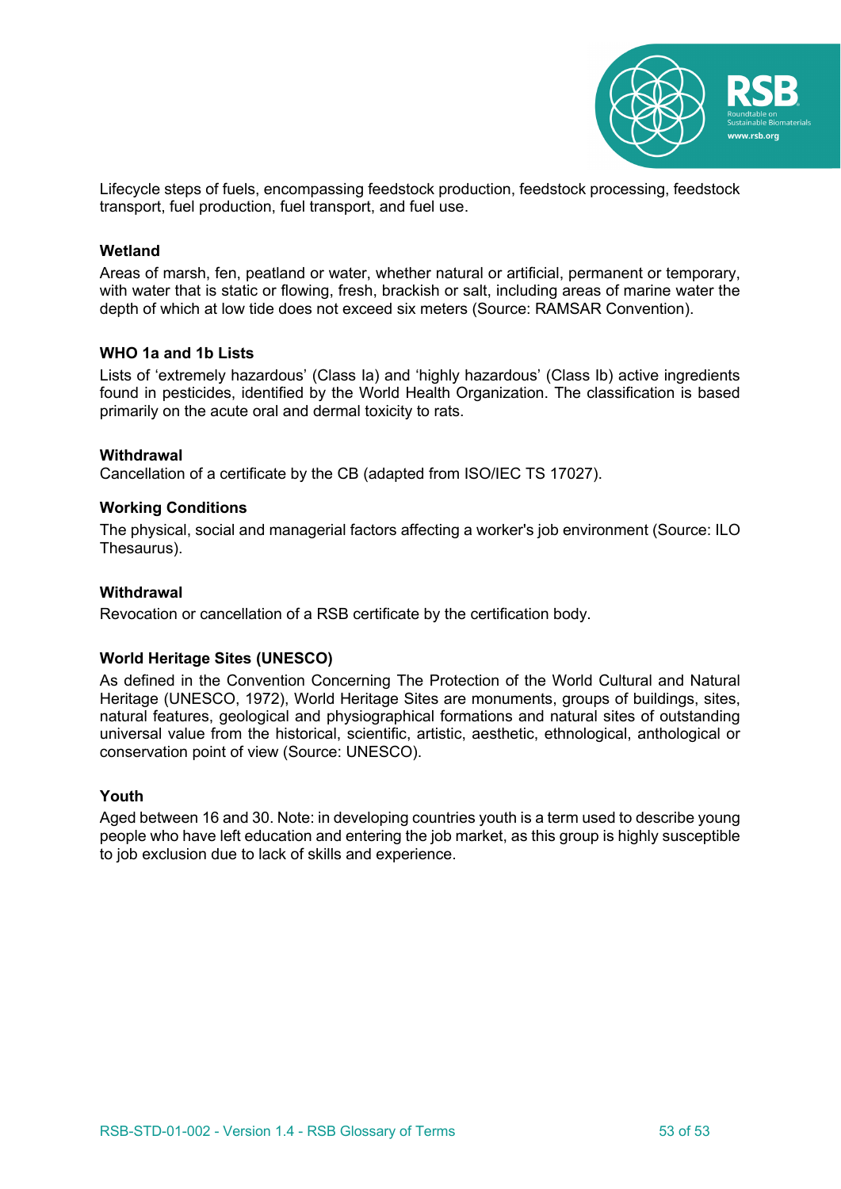Lifecycle steps of fuels, encompassing feedstock production, feedstock processing, feedstock transport, fuel production, fuel transport, and fuel use.

**Wetland**

Areas of marsh, fen, peatland or water, whether natural or artificial, permanent or temporary, with water that is static or flowing, fresh, brackish or salt, including areas of marine water the depth of which at low tide does not exceed six meters (Source: RAMSAR Convention).

**WHO 1a and 1b Lists**

Lists of ‘extremely hazardous’ (Class Ia) and ‘highly hazardous’ (Class Ib) active ingredients found in pesticides, identified by the World Health Organization. The classification is based primarily on the acute oral and dermal toxicity to rats.

**Withdrawal**

Cancellation of a certificate by the CB (adapted from ISO/IEC TS 17027).

**Working Conditions**

The physical, social and managerial factors affecting a worker's job environment (Source: ILO Thesaurus).

**Withdrawal**

Revocation or cancellation of a RSB certificate by the certification body.

**World Heritage Sites (UNESCO)**

As defined in the Convention Concerning The Protection of the World Cultural and Natural Heritage (UNESCO, 1972), World Heritage Sites are monuments, groups of buildings, sites, natural features, geological and physiographical formations and natural sites of outstanding universal value from the historical, scientific, artistic, aesthetic, ethnological, anthological or conservation point of view (Source: UNESCO).

**Youth**

Aged between 16 and 30. Note: in developing countries youth is a term used to describe young people who have left education and entering the job market, as this group is highly susceptible to job exclusion due to lack of skills and experience.